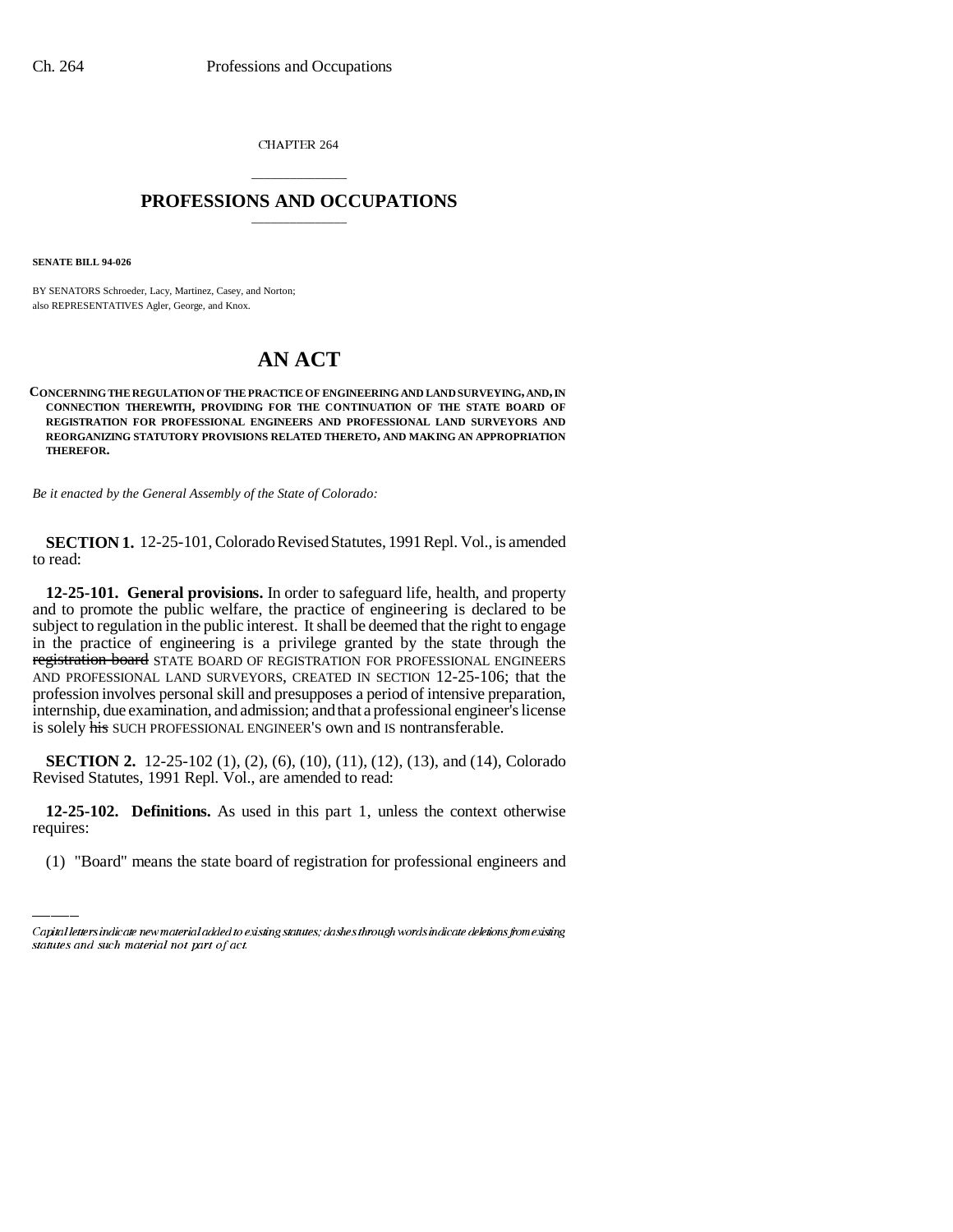CHAPTER 264

## PROFESSIONS AND OCCUPATIONS

**SENATE BILL 94-026**

BY SENATORS Schroeder, Lacy, Martinez, Casey, and Norton;
also REPRESENTATIVES Agler, George, and Knox.

# AN ACT

**CONCERNING THE REGULATION OF THE PRACTICE OF ENGINEERING AND LAND SURVEYING, AND, IN CONNECTION THEREWITH, PROVIDING FOR THE CONTINUATION OF THE STATE BOARD OF REGISTRATION FOR PROFESSIONAL ENGINEERS AND PROFESSIONAL LAND SURVEYORS AND REORGANIZING STATUTORY PROVISIONS RELATED THERETO, AND MAKING AN APPROPRIATION THEREFOR.**

*Be it enacted by the General Assembly of the State of Colorado:*

**SECTION 1.** 12-25-101, Colorado Revised Statutes, 1991 Repl. Vol., is amended to read:

**12-25-101. General provisions.** In order to safeguard life, health, and property and to promote the public welfare, the practice of engineering is declared to be subject to regulation in the public interest. It shall be deemed that the right to engage in the practice of engineering is a privilege granted by the state through the ~~registration board~~ STATE BOARD OF REGISTRATION FOR PROFESSIONAL ENGINEERS AND PROFESSIONAL LAND SURVEYORS, CREATED IN SECTION 12-25-106; that the profession involves personal skill and presupposes a period of intensive preparation, internship, due examination, and admission; and that a professional engineer's license is solely ~~his~~ SUCH PROFESSIONAL ENGINEER'S own and IS nontransferable.

**SECTION 2.** 12-25-102 (1), (2), (6), (10), (11), (12), (13), and (14), Colorado Revised Statutes, 1991 Repl. Vol., are amended to read:

**12-25-102. Definitions.** As used in this part 1, unless the context otherwise requires:

(1) "Board" means the state board of registration for professional engineers and

Capital letters indicate new material added to existing statutes; dashes through words indicate deletions from existing statutes and such material not part of act.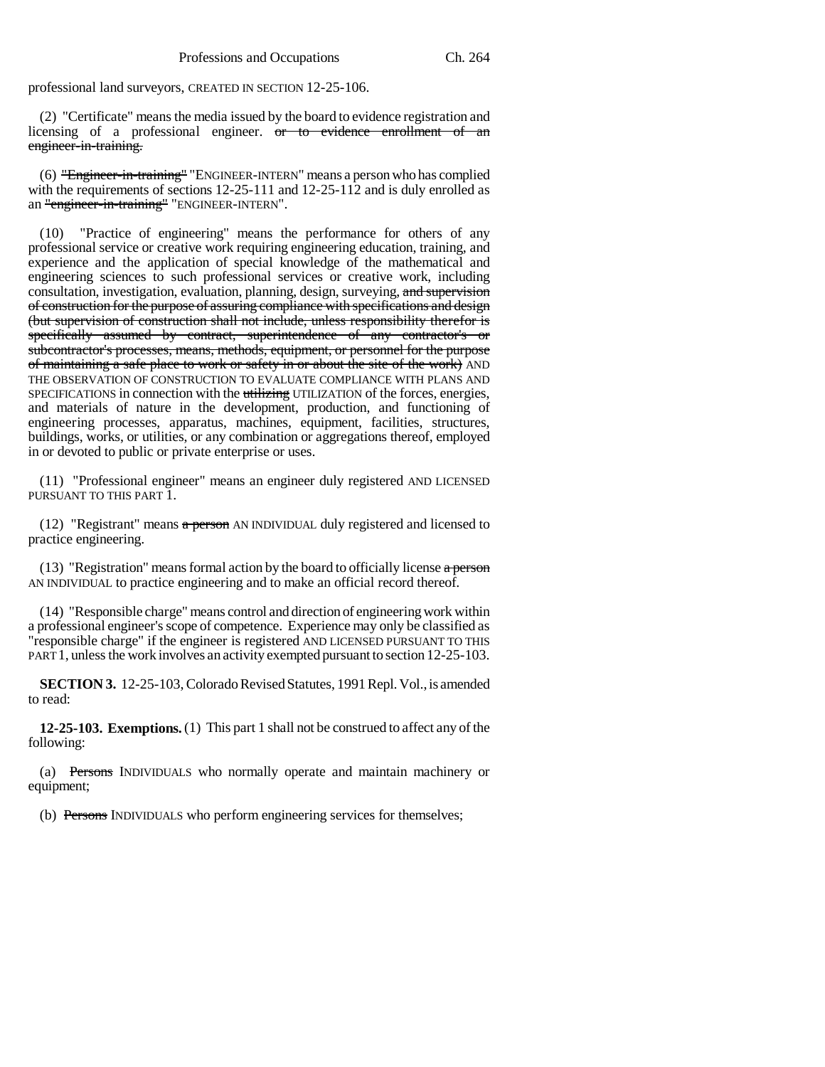professional land surveyors, CREATED IN SECTION 12-25-106.

(2) "Certificate" means the media issued by the board to evidence registration and licensing of a professional engineer. ~~or to evidence enrollment of an engineer-in-training.~~

(6) ~~"Engineer-in-training"~~ "ENGINEER-INTERN" means a person who has complied with the requirements of sections 12-25-111 and 12-25-112 and is duly enrolled as an ~~"engineer-in-training"~~ "ENGINEER-INTERN".

(10) "Practice of engineering" means the performance for others of any professional service or creative work requiring engineering education, training, and experience and the application of special knowledge of the mathematical and engineering sciences to such professional services or creative work, including consultation, investigation, evaluation, planning, design, surveying, ~~and supervision of construction for the purpose of assuring compliance with specifications and design (but supervision of construction shall not include, unless responsibility therefor is specifically assumed by contract, superintendence of any contractor's or subcontractor's processes, means, methods, equipment, or personnel for the purpose of maintaining a safe place to work or safety in or about the site of the work)~~ AND THE OBSERVATION OF CONSTRUCTION TO EVALUATE COMPLIANCE WITH PLANS AND SPECIFICATIONS in connection with the ~~utilizing~~ UTILIZATION of the forces, energies, and materials of nature in the development, production, and functioning of engineering processes, apparatus, machines, equipment, facilities, structures, buildings, works, or utilities, or any combination or aggregations thereof, employed in or devoted to public or private enterprise or uses.

(11) "Professional engineer" means an engineer duly registered AND LICENSED PURSUANT TO THIS PART 1.

(12) "Registrant" means ~~a person~~ AN INDIVIDUAL duly registered and licensed to practice engineering.

(13) "Registration" means formal action by the board to officially license ~~a person~~ AN INDIVIDUAL to practice engineering and to make an official record thereof.

(14) "Responsible charge" means control and direction of engineering work within a professional engineer's scope of competence. Experience may only be classified as "responsible charge" if the engineer is registered AND LICENSED PURSUANT TO THIS PART 1, unless the work involves an activity exempted pursuant to section 12-25-103.

**SECTION 3.** 12-25-103, Colorado Revised Statutes, 1991 Repl. Vol., is amended to read:

**12-25-103. Exemptions.** (1) This part 1 shall not be construed to affect any of the following:

(a) ~~Persons~~ INDIVIDUALS who normally operate and maintain machinery or equipment;

(b) ~~Persons~~ INDIVIDUALS who perform engineering services for themselves;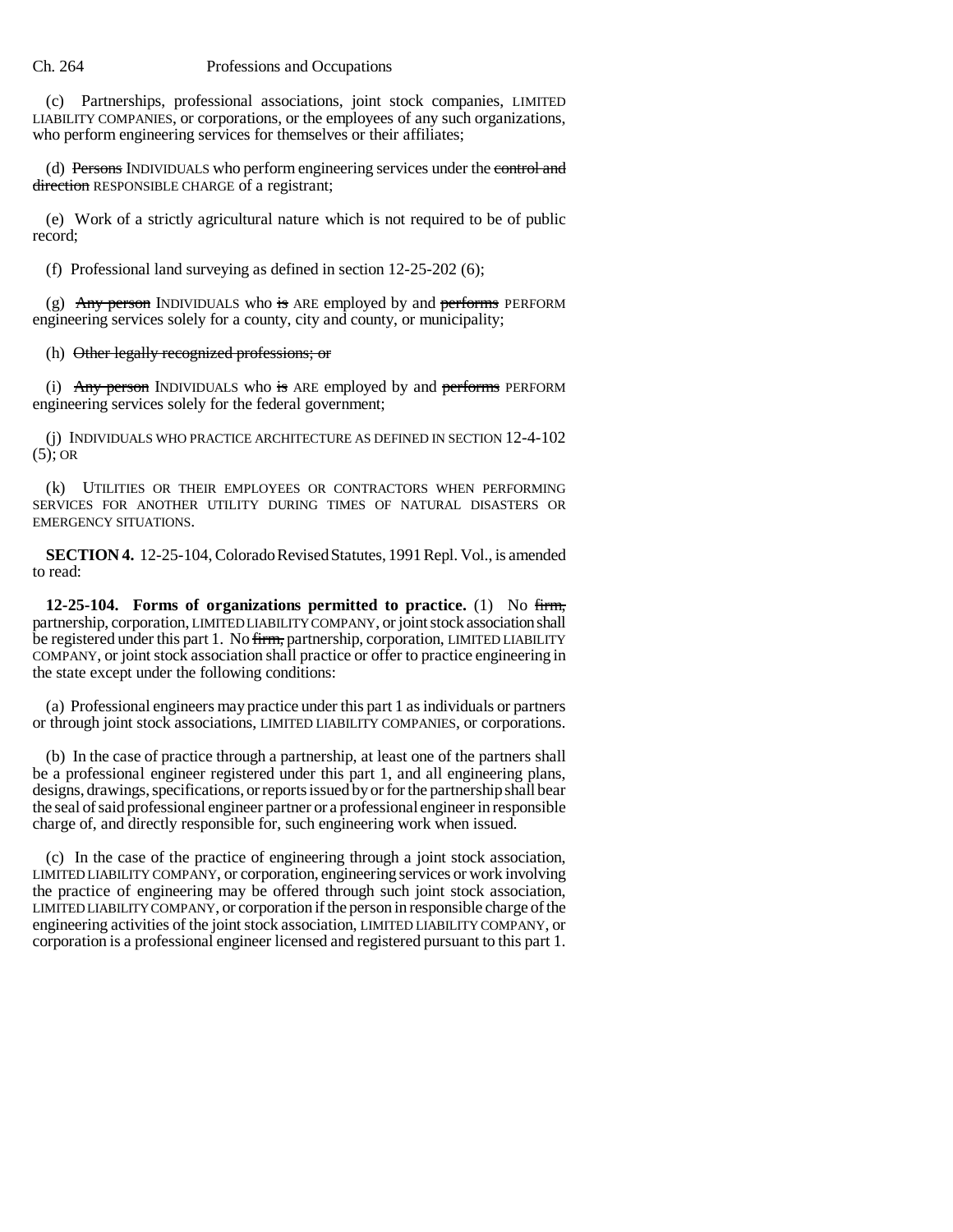(c) Partnerships, professional associations, joint stock companies, LIMITED LIABILITY COMPANIES, or corporations, or the employees of any such organizations, who perform engineering services for themselves or their affiliates;

(d) ~~Persons~~ INDIVIDUALS who perform engineering services under the ~~control and direction~~ RESPONSIBLE CHARGE of a registrant;

(e) Work of a strictly agricultural nature which is not required to be of public record;

(f) Professional land surveying as defined in section 12-25-202 (6);

(g) ~~Any person~~ INDIVIDUALS who ~~is~~ ARE employed by and ~~performs~~ PERFORM engineering services solely for a county, city and county, or municipality;

(h) ~~Other legally recognized professions; or~~

(i) ~~Any person~~ INDIVIDUALS who ~~is~~ ARE employed by and ~~performs~~ PERFORM engineering services solely for the federal government;

(j) INDIVIDUALS WHO PRACTICE ARCHITECTURE AS DEFINED IN SECTION 12-4-102 (5); OR

(k) UTILITIES OR THEIR EMPLOYEES OR CONTRACTORS WHEN PERFORMING SERVICES FOR ANOTHER UTILITY DURING TIMES OF NATURAL DISASTERS OR EMERGENCY SITUATIONS.

**SECTION 4.** 12-25-104, Colorado Revised Statutes, 1991 Repl. Vol., is amended to read:

**12-25-104. Forms of organizations permitted to practice.** (1) No ~~firm,~~ partnership, corporation, LIMITED LIABILITY COMPANY, or joint stock association shall be registered under this part 1. No ~~firm,~~ partnership, corporation, LIMITED LIABILITY COMPANY, or joint stock association shall practice or offer to practice engineering in the state except under the following conditions:

(a) Professional engineers may practice under this part 1 as individuals or partners or through joint stock associations, LIMITED LIABILITY COMPANIES, or corporations.

(b) In the case of practice through a partnership, at least one of the partners shall be a professional engineer registered under this part 1, and all engineering plans, designs, drawings, specifications, or reports issued by or for the partnership shall bear the seal of said professional engineer partner or a professional engineer in responsible charge of, and directly responsible for, such engineering work when issued.

(c) In the case of the practice of engineering through a joint stock association, LIMITED LIABILITY COMPANY, or corporation, engineering services or work involving the practice of engineering may be offered through such joint stock association, LIMITED LIABILITY COMPANY, or corporation if the person in responsible charge of the engineering activities of the joint stock association, LIMITED LIABILITY COMPANY, or corporation is a professional engineer licensed and registered pursuant to this part 1.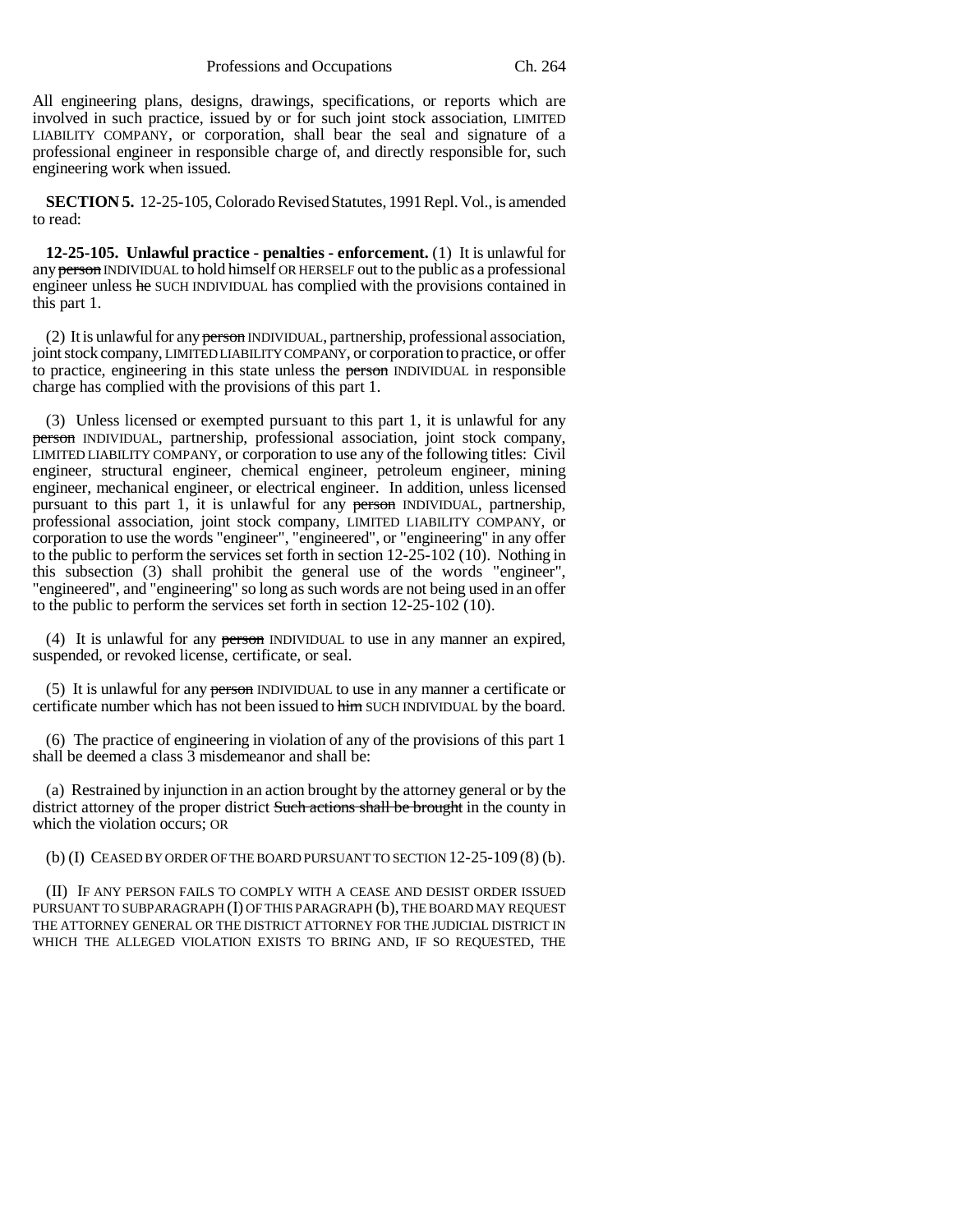All engineering plans, designs, drawings, specifications, or reports which are involved in such practice, issued by or for such joint stock association, LIMITED LIABILITY COMPANY, or corporation, shall bear the seal and signature of a professional engineer in responsible charge of, and directly responsible for, such engineering work when issued.

**SECTION 5.** 12-25-105, Colorado Revised Statutes, 1991 Repl. Vol., is amended to read:

**12-25-105. Unlawful practice - penalties - enforcement.** (1) It is unlawful for any ~~person~~ INDIVIDUAL to hold himself OR HERSELF out to the public as a professional engineer unless ~~he~~ SUCH INDIVIDUAL has complied with the provisions contained in this part 1.

(2) It is unlawful for any ~~person~~ INDIVIDUAL, partnership, professional association, joint stock company, LIMITED LIABILITY COMPANY, or corporation to practice, or offer to practice, engineering in this state unless the ~~person~~ INDIVIDUAL in responsible charge has complied with the provisions of this part 1.

(3) Unless licensed or exempted pursuant to this part 1, it is unlawful for any ~~person~~ INDIVIDUAL, partnership, professional association, joint stock company, LIMITED LIABILITY COMPANY, or corporation to use any of the following titles: Civil engineer, structural engineer, chemical engineer, petroleum engineer, mining engineer, mechanical engineer, or electrical engineer. In addition, unless licensed pursuant to this part 1, it is unlawful for any ~~person~~ INDIVIDUAL, partnership, professional association, joint stock company, LIMITED LIABILITY COMPANY, or corporation to the public to use the words "engineer", "engineered", or "engineering" in any offer to the public to perform the services set forth in section 12-25-102 (10). Nothing in this subsection (3) shall prohibit the general use of the words "engineer", "engineered", and "engineering" so long as such words are not being used in an offer to the public to perform the services set forth in section 12-25-102 (10).

(4) It is unlawful for any ~~person~~ INDIVIDUAL to use in any manner an expired, suspended, or revoked license, certificate, or seal.

(5) It is unlawful for any ~~person~~ INDIVIDUAL to use in any manner a certificate or certificate number which has not been issued to ~~him~~ SUCH INDIVIDUAL by the board.

(6) The practice of engineering in violation of any of the provisions of this part 1 shall be deemed a class 3 misdemeanor and shall be:

(a) Restrained by injunction in an action brought by the attorney general or by the district attorney of the proper district ~~Such actions shall be brought~~ in the county in which the violation occurs; OR

(b) (I) CEASED BY ORDER OF THE BOARD PURSUANT TO SECTION 12-25-109 (8) (b).

(II) IF ANY PERSON FAILS TO COMPLY WITH A CEASE AND DESIST ORDER ISSUED PURSUANT TO SUBPARAGRAPH (I) OF THIS PARAGRAPH (b), THE BOARD MAY REQUEST THE ATTORNEY GENERAL OR THE DISTRICT ATTORNEY FOR THE JUDICIAL DISTRICT IN WHICH THE ALLEGED VIOLATION EXISTS TO BRING AND, IF SO REQUESTED, THE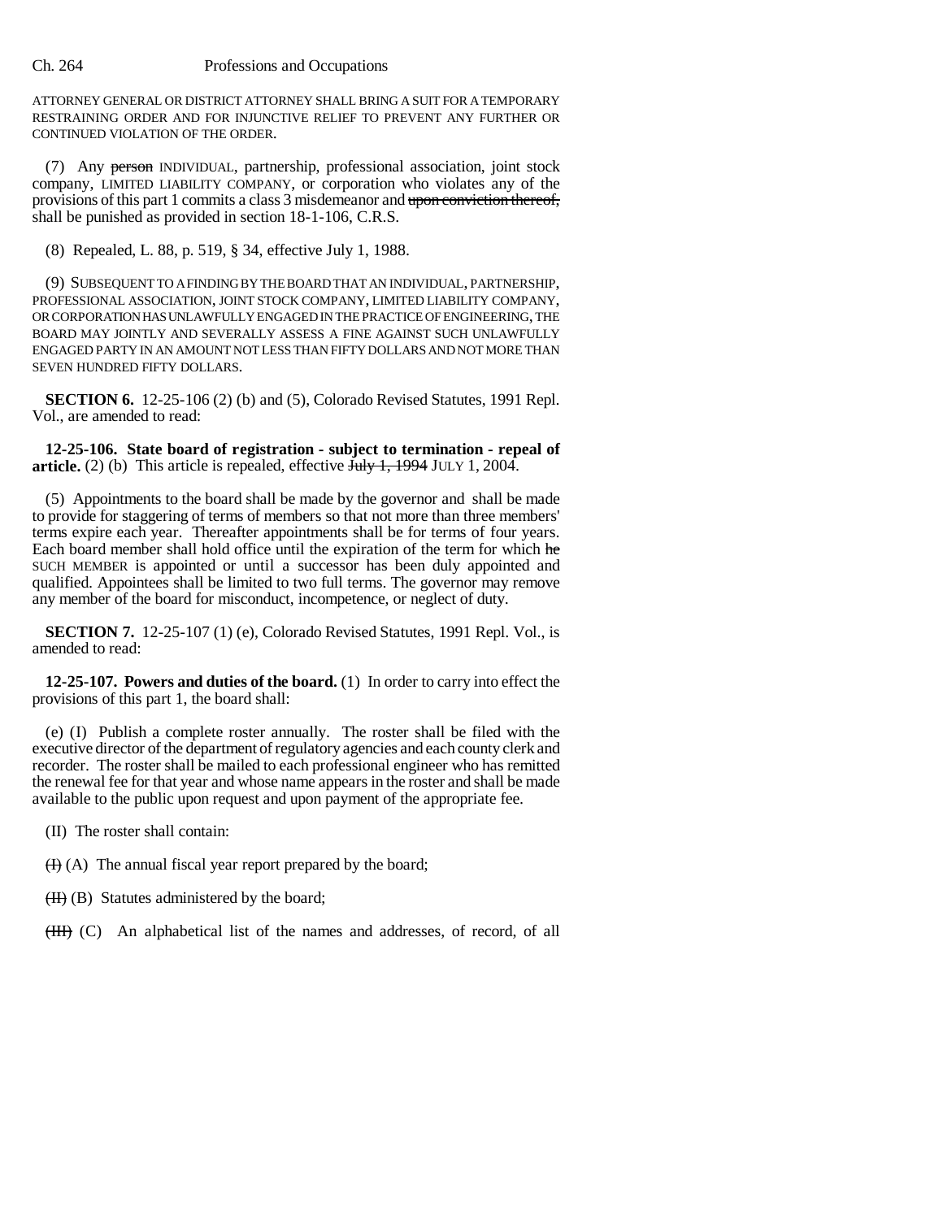ATTORNEY GENERAL OR DISTRICT ATTORNEY SHALL BRING A SUIT FOR A TEMPORARY RESTRAINING ORDER AND FOR INJUNCTIVE RELIEF TO PREVENT ANY FURTHER OR CONTINUED VIOLATION OF THE ORDER.

(7) Any ~~person~~ INDIVIDUAL, partnership, professional association, joint stock company, LIMITED LIABILITY COMPANY, or corporation who violates any of the provisions of this part 1 commits a class 3 misdemeanor and ~~upon conviction thereof,~~ shall be punished as provided in section 18-1-106, C.R.S.

(8) Repealed, L. 88, p. 519, § 34, effective July 1, 1988.

(9) SUBSEQUENT TO A FINDING BY THE BOARD THAT AN INDIVIDUAL, PARTNERSHIP, PROFESSIONAL ASSOCIATION, JOINT STOCK COMPANY, LIMITED LIABILITY COMPANY, OR CORPORATION HAS UNLAWFULLY ENGAGED IN THE PRACTICE OF ENGINEERING, THE BOARD MAY JOINTLY AND SEVERALLY ASSESS A FINE AGAINST SUCH UNLAWFULLY ENGAGED PARTY IN AN AMOUNT NOT LESS THAN FIFTY DOLLARS AND NOT MORE THAN SEVEN HUNDRED FIFTY DOLLARS.

**SECTION 6.** 12-25-106 (2) (b) and (5), Colorado Revised Statutes, 1991 Repl. Vol., are amended to read:

**12-25-106. State board of registration - subject to termination - repeal of article.** (2) (b) This article is repealed, effective ~~July 1, 1994~~ JULY 1, 2004.

(5) Appointments to the board shall be made by the governor and shall be made to provide for staggering of terms of members so that not more than three members' terms expire each year. Thereafter appointments shall be for terms of four years. Each board member shall hold office until the expiration of the term for which ~~he~~ SUCH MEMBER is appointed or until a successor has been duly appointed and qualified. Appointees shall be limited to two full terms. The governor may remove any member of the board for misconduct, incompetence, or neglect of duty.

**SECTION 7.** 12-25-107 (1) (e), Colorado Revised Statutes, 1991 Repl. Vol., is amended to read:

**12-25-107. Powers and duties of the board.** (1) In order to carry into effect the provisions of this part 1, the board shall:

(e) (I) Publish a complete roster annually. The roster shall be filed with the executive director of the department of regulatory agencies and each county clerk and recorder. The roster shall be mailed to each professional engineer who has remitted the renewal fee for that year and whose name appears in the roster and shall be made available to the public upon request and upon payment of the appropriate fee.

(II) The roster shall contain:

~~(I)~~ (A) The annual fiscal year report prepared by the board;

~~(II)~~ (B) Statutes administered by the board;

~~(III)~~ (C) An alphabetical list of the names and addresses, of record, of all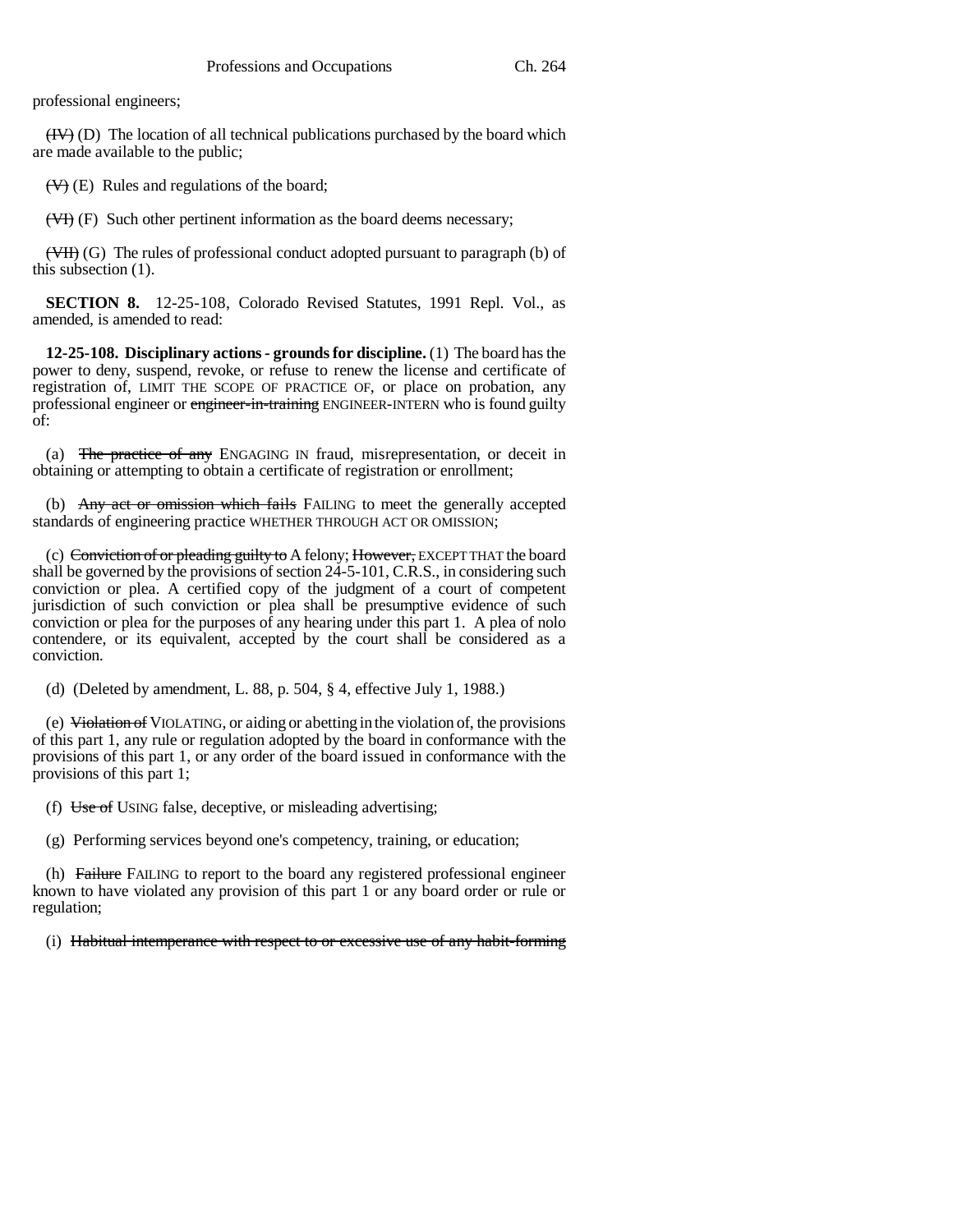professional engineers;

~~(IV)~~ (D) The location of all technical publications purchased by the board which are made available to the public;

~~(V)~~ (E) Rules and regulations of the board;

~~(VI)~~ (F) Such other pertinent information as the board deems necessary;

~~(VII)~~ (G) The rules of professional conduct adopted pursuant to paragraph (b) of this subsection (1).

**SECTION 8.** 12-25-108, Colorado Revised Statutes, 1991 Repl. Vol., as amended, is amended to read:

**12-25-108. Disciplinary actions - grounds for discipline.** (1) The board has the power to deny, suspend, revoke, or refuse to renew the license and certificate of registration of, LIMIT THE SCOPE OF PRACTICE OF, or place on probation, any professional engineer or ~~engineer-in-training~~ ENGINEER-INTERN who is found guilty of:

(a) ~~The practice of any~~ ENGAGING IN fraud, misrepresentation, or deceit in obtaining or attempting to obtain a certificate of registration or enrollment;

(b) ~~Any act or omission which fails~~ FAILING to meet the generally accepted standards of engineering practice WHETHER THROUGH ACT OR OMISSION;

(c) ~~Conviction of or pleading guilty to~~ A felony; ~~However,~~ EXCEPT THAT the board shall be governed by the provisions of section 24-5-101, C.R.S., in considering such conviction or plea. A certified copy of the judgment of a court of competent jurisdiction of such conviction or plea shall be presumptive evidence of such conviction or plea for the purposes of any hearing under this part 1. A plea of nolo contendere, or its equivalent, accepted by the court shall be considered as a conviction.

(d) (Deleted by amendment, L. 88, p. 504, § 4, effective July 1, 1988.)

(e) ~~Violation of~~ VIOLATING, or aiding or abetting in the violation of, the provisions of this part 1, any rule or regulation adopted by the board in conformance with the provisions of this part 1, or any order of the board issued in conformance with the provisions of this part 1;

(f) ~~Use of~~ USING false, deceptive, or misleading advertising;

(g) Performing services beyond one's competency, training, or education;

(h) ~~Failure~~ FAILING to report to the board any registered professional engineer known to have violated any provision of this part 1 or any board order or rule or regulation;

(i) ~~Habitual intemperance with respect to or excessive use of any habit-forming~~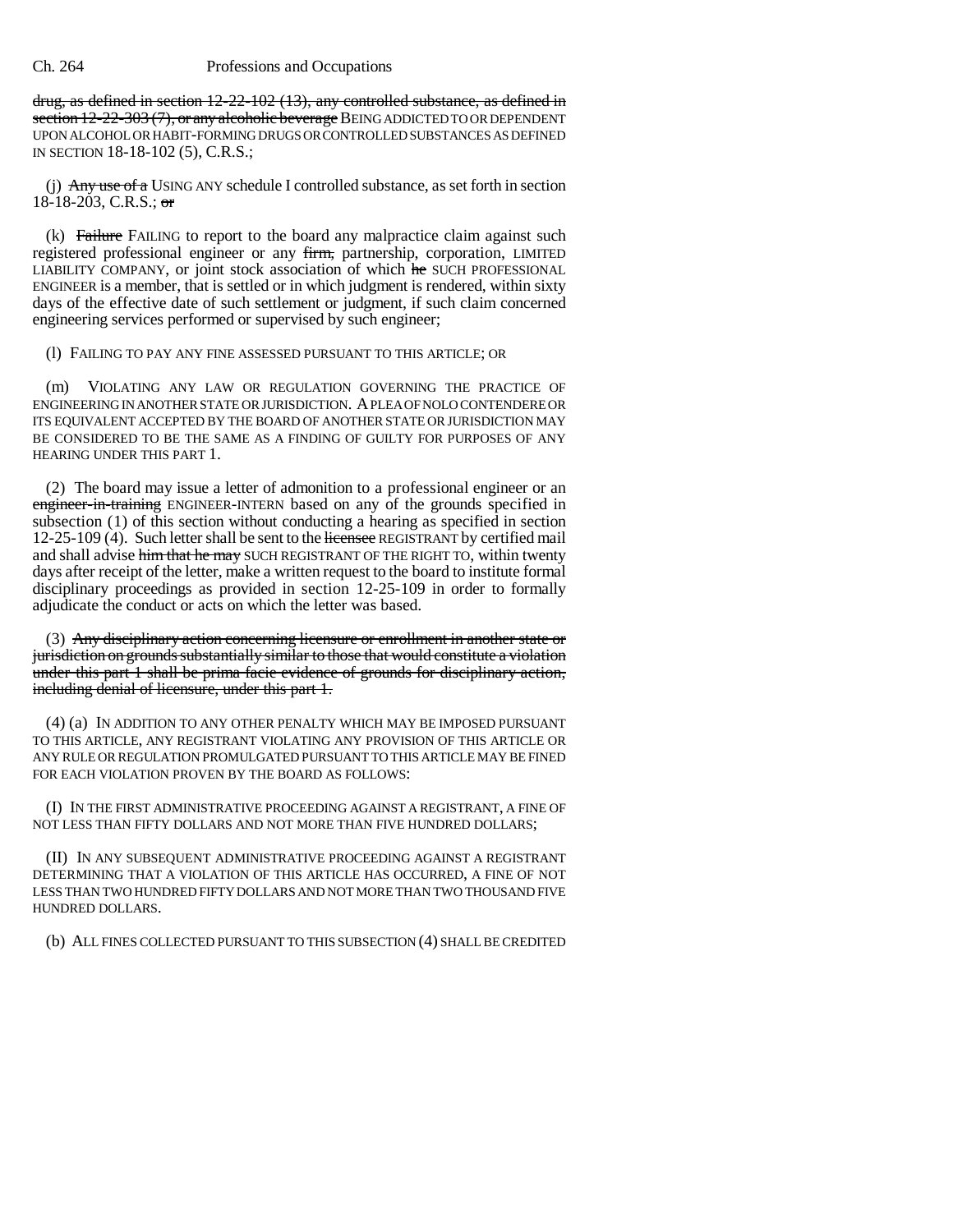drug, as defined in section 12-22-102 (13), any controlled substance, as defined in section 12-22-303 (7), or any alcoholic beverage BEING ADDICTED TO OR DEPENDENT UPON ALCOHOL OR HABIT-FORMING DRUGS OR CONTROLLED SUBSTANCES AS DEFINED IN SECTION 18-18-102 (5), C.R.S.;

(j) Any use of a USING ANY schedule I controlled substance, as set forth in section 18-18-203, C.R.S.; or

(k) Failure FAILING to report to the board any malpractice claim against such registered professional engineer or any firm, partnership, corporation, LIMITED LIABILITY COMPANY, or joint stock association of which he SUCH PROFESSIONAL ENGINEER is a member, that is settled or in which judgment is rendered, within sixty days of the effective date of such settlement or judgment, if such claim concerned engineering services performed or supervised by such engineer;

(l) FAILING TO PAY ANY FINE ASSESSED PURSUANT TO THIS ARTICLE; OR

(m) VIOLATING ANY LAW OR REGULATION GOVERNING THE PRACTICE OF ENGINEERING IN ANOTHER STATE OR JURISDICTION. A PLEA OF NOLO CONTENDERE OR ITS EQUIVALENT ACCEPTED BY THE BOARD OF ANOTHER STATE OR JURISDICTION MAY BE CONSIDERED TO BE THE SAME AS A FINDING OF GUILTY FOR PURPOSES OF ANY HEARING UNDER THIS PART 1.

(2) The board may issue a letter of admonition to a professional engineer or an engineer-in-training ENGINEER-INTERN based on any of the grounds specified in subsection (1) of this section without conducting a hearing as specified in section 12-25-109 (4). Such letter shall be sent to the licensee REGISTRANT by certified mail and shall advise him that he may SUCH REGISTRANT OF THE RIGHT TO, within twenty days after receipt of the letter, make a written request to the board to institute formal disciplinary proceedings as provided in section 12-25-109 in order to formally adjudicate the conduct or acts on which the letter was based.

(3) Any disciplinary action concerning licensure or enrollment in another state or jurisdiction on grounds substantially similar to those that would constitute a violation under this part 1 shall be prima facie evidence of grounds for disciplinary action, including denial of licensure, under this part 1.

(4) (a) IN ADDITION TO ANY OTHER PENALTY WHICH MAY BE IMPOSED PURSUANT TO THIS ARTICLE, ANY REGISTRANT VIOLATING ANY PROVISION OF THIS ARTICLE OR ANY RULE OR REGULATION PROMULGATED PURSUANT TO THIS ARTICLE MAY BE FINED FOR EACH VIOLATION PROVEN BY THE BOARD AS FOLLOWS:

(I) IN THE FIRST ADMINISTRATIVE PROCEEDING AGAINST A REGISTRANT, A FINE OF NOT LESS THAN FIFTY DOLLARS AND NOT MORE THAN FIVE HUNDRED DOLLARS;

(II) IN ANY SUBSEQUENT ADMINISTRATIVE PROCEEDING AGAINST A REGISTRANT DETERMINING THAT A VIOLATION OF THIS ARTICLE HAS OCCURRED, A FINE OF NOT LESS THAN TWO HUNDRED FIFTY DOLLARS AND NOT MORE THAN TWO THOUSAND FIVE HUNDRED DOLLARS.

(b) ALL FINES COLLECTED PURSUANT TO THIS SUBSECTION (4) SHALL BE CREDITED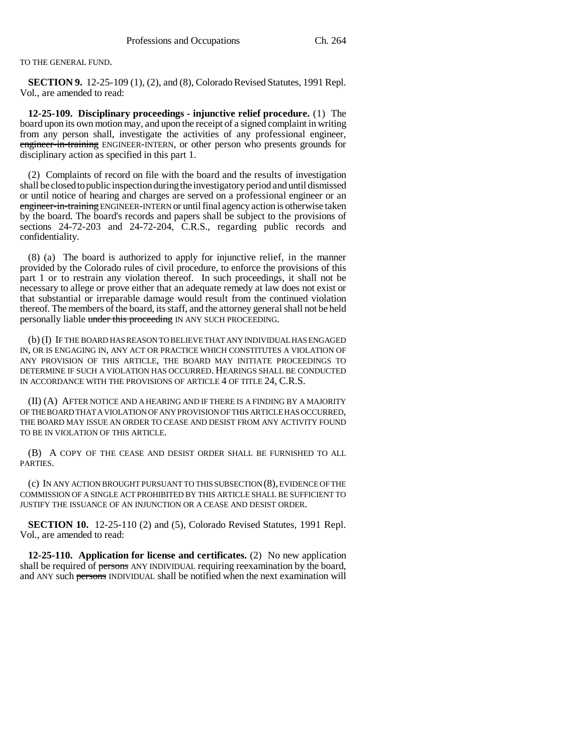TO THE GENERAL FUND.

**SECTION 9.** 12-25-109 (1), (2), and (8), Colorado Revised Statutes, 1991 Repl. Vol., are amended to read:

**12-25-109. Disciplinary proceedings - injunctive relief procedure.** (1) The board upon its own motion may, and upon the receipt of a signed complaint in writing from any person shall, investigate the activities of any professional engineer, ~~engineer-in-training~~ ENGINEER-INTERN, or other person who presents grounds for disciplinary action as specified in this part 1.

(2) Complaints of record on file with the board and the results of investigation shall be closed to public inspection during the investigatory period and until dismissed or until notice of hearing and charges are served on a professional engineer or an ~~engineer-in-training~~ ENGINEER-INTERN or until final agency action is otherwise taken by the board. The board's records and papers shall be subject to the provisions of sections 24-72-203 and 24-72-204, C.R.S., regarding public records and confidentiality.

(8) (a) The board is authorized to apply for injunctive relief, in the manner provided by the Colorado rules of civil procedure, to enforce the provisions of this part 1 or to restrain any violation thereof. In such proceedings, it shall not be necessary to allege or prove either that an adequate remedy at law does not exist or that substantial or irreparable damage would result from the continued violation thereof. The members of the board, its staff, and the attorney general shall not be held personally liable ~~under this proceeding~~ IN ANY SUCH PROCEEDING.

(b) (I) IF THE BOARD HAS REASON TO BELIEVE THAT ANY INDIVIDUAL HAS ENGAGED IN, OR IS ENGAGING IN, ANY ACT OR PRACTICE WHICH CONSTITUTES A VIOLATION OF ANY PROVISION OF THIS ARTICLE, THE BOARD MAY INITIATE PROCEEDINGS TO DETERMINE IF SUCH A VIOLATION HAS OCCURRED. HEARINGS SHALL BE CONDUCTED IN ACCORDANCE WITH THE PROVISIONS OF ARTICLE 4 OF TITLE 24, C.R.S.

(II) (A) AFTER NOTICE AND A HEARING AND IF THERE IS A FINDING BY A MAJORITY OF THE BOARD THAT A VIOLATION OF ANY PROVISION OF THIS ARTICLE HAS OCCURRED, THE BOARD MAY ISSUE AN ORDER TO CEASE AND DESIST FROM ANY ACTIVITY FOUND TO BE IN VIOLATION OF THIS ARTICLE.

(B) A COPY OF THE CEASE AND DESIST ORDER SHALL BE FURNISHED TO ALL PARTIES.

(c) IN ANY ACTION BROUGHT PURSUANT TO THIS SUBSECTION (8), EVIDENCE OF THE COMMISSION OF A SINGLE ACT PROHIBITED BY THIS ARTICLE SHALL BE SUFFICIENT TO JUSTIFY THE ISSUANCE OF AN INJUNCTION OR A CEASE AND DESIST ORDER.

**SECTION 10.** 12-25-110 (2) and (5), Colorado Revised Statutes, 1991 Repl. Vol., are amended to read:

**12-25-110. Application for license and certificates.** (2) No new application shall be required of ~~persons~~ ANY INDIVIDUAL requiring reexamination by the board, and ANY such ~~persons~~ INDIVIDUAL shall be notified when the next examination will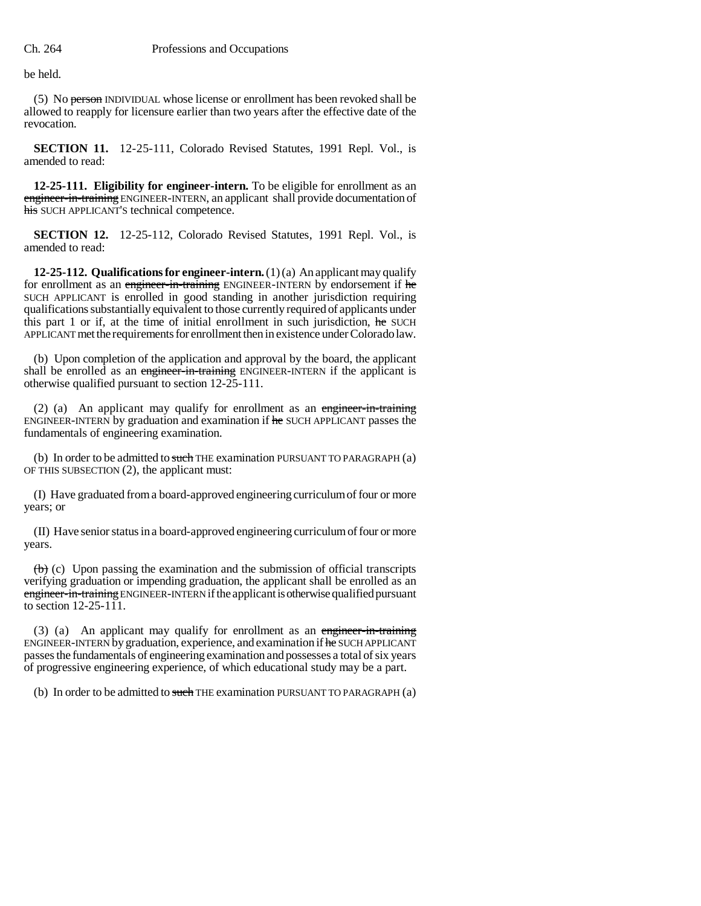be held.

(5) No ~~person~~ INDIVIDUAL whose license or enrollment has been revoked shall be allowed to reapply for licensure earlier than two years after the effective date of the revocation.

**SECTION 11.** 12-25-111, Colorado Revised Statutes, 1991 Repl. Vol., is amended to read:

**12-25-111. Eligibility for engineer-intern.** To be eligible for enrollment as an ~~engineer-in-training~~ ENGINEER-INTERN, an applicant shall provide documentation of ~~his~~ SUCH APPLICANT'S technical competence.

**SECTION 12.** 12-25-112, Colorado Revised Statutes, 1991 Repl. Vol., is amended to read:

**12-25-112. Qualifications for engineer-intern.** (1) (a) An applicant may qualify for enrollment as an ~~engineer-in-training~~ ENGINEER-INTERN by endorsement if ~~he~~ SUCH APPLICANT is enrolled in good standing in another jurisdiction requiring qualifications substantially equivalent to those currently required of applicants under this part 1 or if, at the time of initial enrollment in such jurisdiction, ~~he~~ SUCH APPLICANT met the requirements for enrollment then in existence under Colorado law.

(b) Upon completion of the application and approval by the board, the applicant shall be enrolled as an ~~engineer-in-training~~ ENGINEER-INTERN if the applicant is otherwise qualified pursuant to section 12-25-111.

(2) (a) An applicant may qualify for enrollment as an ~~engineer-in-training~~ ENGINEER-INTERN by graduation and examination if ~~he~~ SUCH APPLICANT passes the fundamentals of engineering examination.

(b) In order to be admitted to ~~such~~ THE examination PURSUANT TO PARAGRAPH (a) OF THIS SUBSECTION (2), the applicant must:

(I) Have graduated from a board-approved engineering curriculum of four or more years; or

(II) Have senior status in a board-approved engineering curriculum of four or more years.

~~(b)~~ (c) Upon passing the examination and the submission of official transcripts verifying graduation or impending graduation, the applicant shall be enrolled as an ~~engineer-in-training~~ ENGINEER-INTERN if the applicant is otherwise qualified pursuant to section 12-25-111.

(3) (a) An applicant may qualify for enrollment as an ~~engineer-in-training~~ ENGINEER-INTERN by graduation, experience, and examination if ~~he~~ SUCH APPLICANT passes the fundamentals of engineering examination and possesses a total of six years of progressive engineering experience, of which educational study may be a part.

(b) In order to be admitted to ~~such~~ THE examination PURSUANT TO PARAGRAPH (a)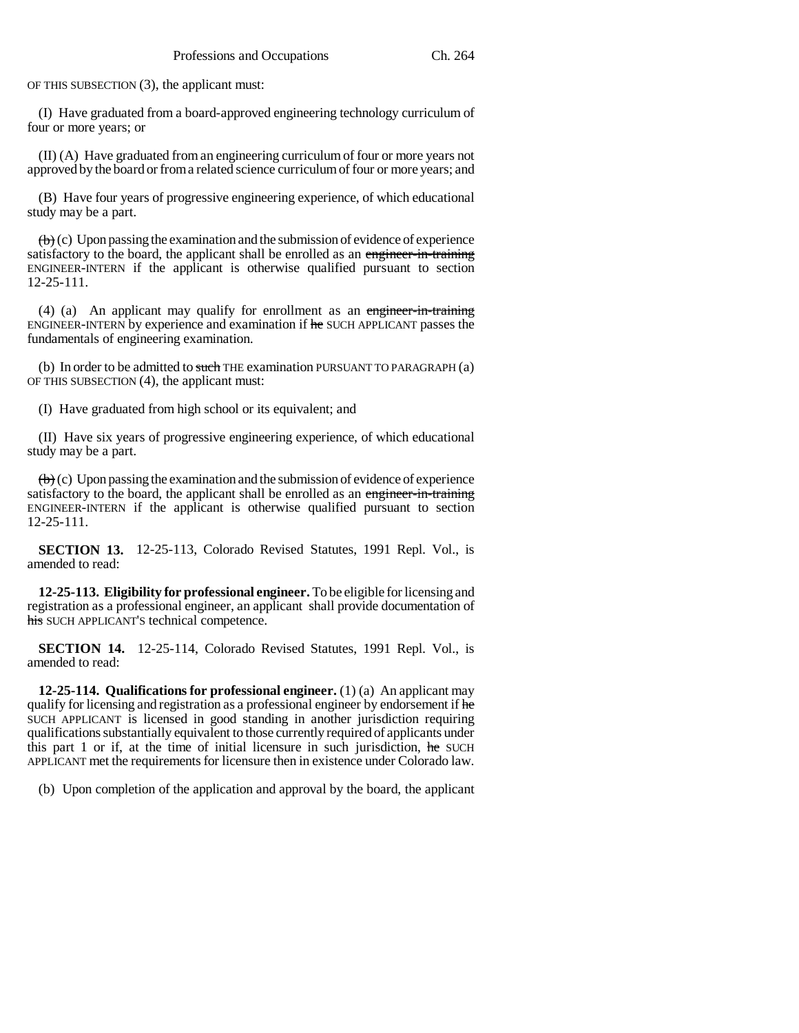OF THIS SUBSECTION (3), the applicant must:

(I) Have graduated from a board-approved engineering technology curriculum of four or more years; or

(II) (A) Have graduated from an engineering curriculum of four or more years not approved by the board or from a related science curriculum of four or more years; and

(B) Have four years of progressive engineering experience, of which educational study may be a part.

~~(b)~~ (c) Upon passing the examination and the submission of evidence of experience satisfactory to the board, the applicant shall be enrolled as an ~~engineer-in-training~~ ENGINEER-INTERN if the applicant is otherwise qualified pursuant to section 12-25-111.

(4) (a) An applicant may qualify for enrollment as an ~~engineer-in-training~~ ENGINEER-INTERN by experience and examination if ~~he~~ SUCH APPLICANT passes the fundamentals of engineering examination.

(b) In order to be admitted to ~~such~~ THE examination PURSUANT TO PARAGRAPH (a) OF THIS SUBSECTION (4), the applicant must:

(I) Have graduated from high school or its equivalent; and

(II) Have six years of progressive engineering experience, of which educational study may be a part.

~~(b)~~ (c) Upon passing the examination and the submission of evidence of experience satisfactory to the board, the applicant shall be enrolled as an ~~engineer-in-training~~ ENGINEER-INTERN if the applicant is otherwise qualified pursuant to section 12-25-111.

**SECTION 13.** 12-25-113, Colorado Revised Statutes, 1991 Repl. Vol., is amended to read:

**12-25-113. Eligibility for professional engineer.** To be eligible for licensing and registration as a professional engineer, an applicant shall provide documentation of ~~his~~ SUCH APPLICANT'S technical competence.

**SECTION 14.** 12-25-114, Colorado Revised Statutes, 1991 Repl. Vol., is amended to read:

**12-25-114. Qualifications for professional engineer.** (1) (a) An applicant may qualify for licensing and registration as a professional engineer by endorsement if ~~he~~ SUCH APPLICANT is licensed in good standing in another jurisdiction requiring qualifications substantially equivalent to those currently required of applicants under this part 1 or if, at the time of initial licensure in such jurisdiction, ~~he~~ SUCH APPLICANT met the requirements for licensure then in existence under Colorado law.

(b) Upon completion of the application and approval by the board, the applicant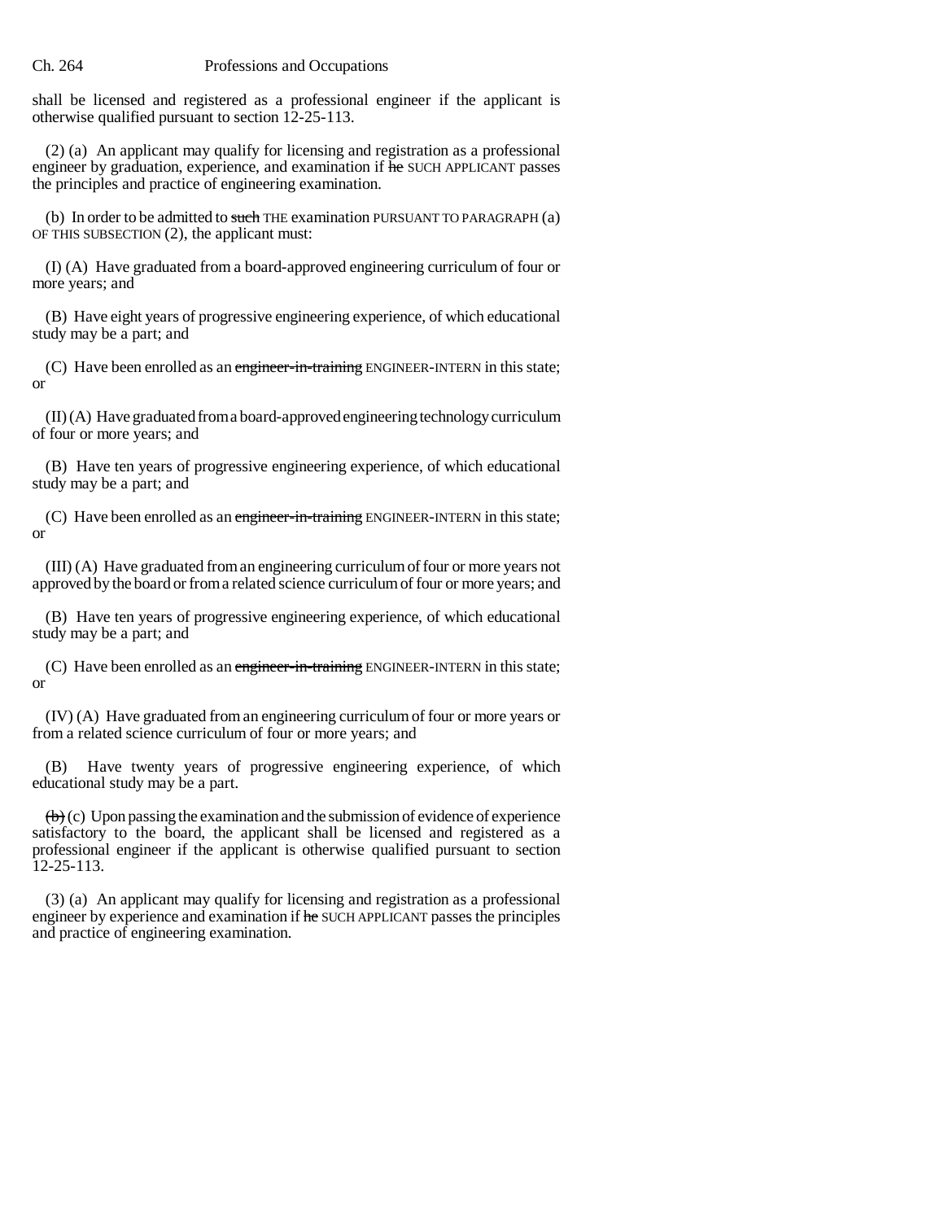shall be licensed and registered as a professional engineer if the applicant is otherwise qualified pursuant to section 12-25-113.

(2) (a) An applicant may qualify for licensing and registration as a professional engineer by graduation, experience, and examination if ~~he~~ SUCH APPLICANT passes the principles and practice of engineering examination.

(b) In order to be admitted to ~~such~~ THE examination PURSUANT TO PARAGRAPH (a) OF THIS SUBSECTION (2), the applicant must:

(I) (A) Have graduated from a board-approved engineering curriculum of four or more years; and

(B) Have eight years of progressive engineering experience, of which educational study may be a part; and

(C) Have been enrolled as an ~~engineer-in-training~~ ENGINEER-INTERN in this state; or

(II) (A) Have graduated from a board-approved engineering technology curriculum of four or more years; and

(B) Have ten years of progressive engineering experience, of which educational study may be a part; and

(C) Have been enrolled as an ~~engineer-in-training~~ ENGINEER-INTERN in this state; or

(III) (A) Have graduated from an engineering curriculum of four or more years not approved by the board or from a related science curriculum of four or more years; and

(B) Have ten years of progressive engineering experience, of which educational study may be a part; and

(C) Have been enrolled as an ~~engineer-in-training~~ ENGINEER-INTERN in this state; or

(IV) (A) Have graduated from an engineering curriculum of four or more years or from a related science curriculum of four or more years; and

(B) Have twenty years of progressive engineering experience, of which educational study may be a part.

~~(b)~~ (c) Upon passing the examination and the submission of evidence of experience satisfactory to the board, the applicant shall be licensed and registered as a professional engineer if the applicant is otherwise qualified pursuant to section 12-25-113.

(3) (a) An applicant may qualify for licensing and registration as a professional engineer by experience and examination if ~~he~~ SUCH APPLICANT passes the principles and practice of engineering examination.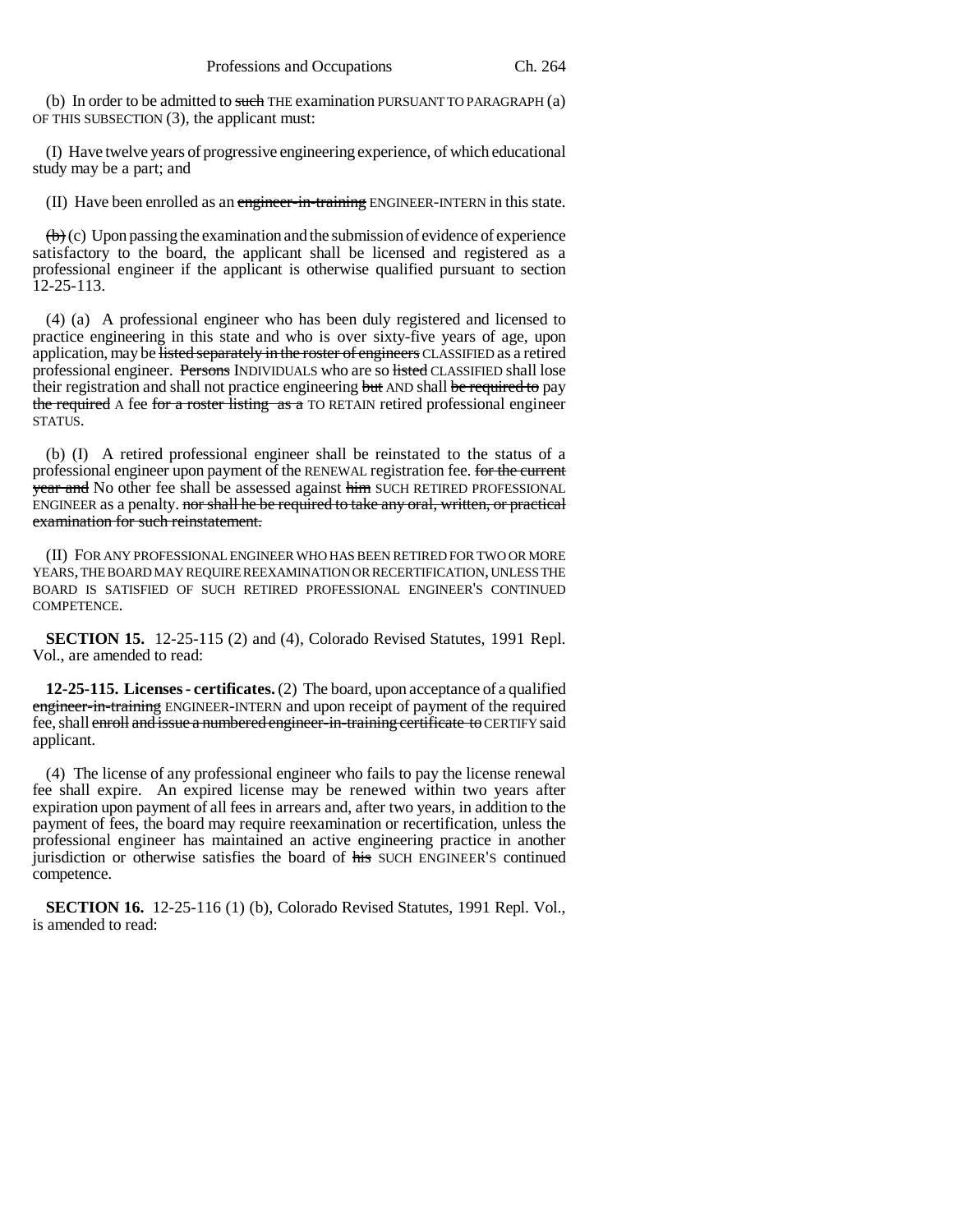(b) In order to be admitted to ~~such~~ THE examination PURSUANT TO PARAGRAPH (a) OF THIS SUBSECTION (3), the applicant must:

(I) Have twelve years of progressive engineering experience, of which educational study may be a part; and

(II) Have been enrolled as an ~~engineer-in-training~~ ENGINEER-INTERN in this state.

~~(b)~~ (c) Upon passing the examination and the submission of evidence of experience satisfactory to the board, the applicant shall be licensed and registered as a professional engineer if the applicant is otherwise qualified pursuant to section 12-25-113.

(4) (a) A professional engineer who has been duly registered and licensed to practice engineering in this state and who is over sixty-five years of age, upon application, may be ~~listed separately in the roster of engineers~~ CLASSIFIED as a retired professional engineer. ~~Persons~~ INDIVIDUALS who are so ~~listed~~ CLASSIFIED shall lose their registration and shall not practice engineering ~~but~~ AND shall ~~be required to~~ pay ~~the required~~ A fee ~~for a roster listing as a~~ TO RETAIN retired professional engineer STATUS.

(b) (I) A retired professional engineer shall be reinstated to the status of a professional engineer upon payment of the RENEWAL registration fee. ~~for the current year and~~ No other fee shall be assessed against ~~him~~ SUCH RETIRED PROFESSIONAL ENGINEER as a penalty. ~~nor shall he be required to take any oral, written, or practical examination for such reinstatement.~~

(II) FOR ANY PROFESSIONAL ENGINEER WHO HAS BEEN RETIRED FOR TWO OR MORE YEARS, THE BOARD MAY REQUIRE REEXAMINATION OR RECERTIFICATION, UNLESS THE BOARD IS SATISFIED OF SUCH RETIRED PROFESSIONAL ENGINEER'S CONTINUED COMPETENCE.

**SECTION 15.** 12-25-115 (2) and (4), Colorado Revised Statutes, 1991 Repl. Vol., are amended to read:

**12-25-115. Licenses - certificates.** (2) The board, upon acceptance of a qualified ~~engineer-in-training~~ ENGINEER-INTERN and upon receipt of payment of the required fee, shall ~~enroll and issue a numbered engineer-in-training certificate to~~ CERTIFY said applicant.

(4) The license of any professional engineer who fails to pay the license renewal fee shall expire. An expired license may be renewed within two years after expiration upon payment of all fees in arrears and, after two years, in addition to the payment of fees, the board may require reexamination or recertification, unless the professional engineer has maintained an active engineering practice in another jurisdiction or otherwise satisfies the board of ~~his~~ SUCH ENGINEER'S continued competence.

**SECTION 16.** 12-25-116 (1) (b), Colorado Revised Statutes, 1991 Repl. Vol., is amended to read: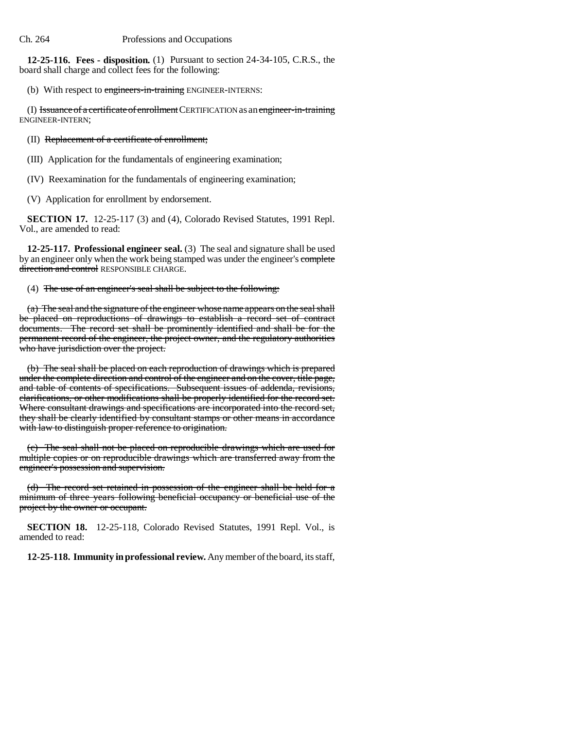**12-25-116. Fees - disposition.** (1) Pursuant to section 24-34-105, C.R.S., the board shall charge and collect fees for the following:

(b) With respect to ~~engineers-in-training~~ ENGINEER-INTERNS:

(I) ~~Issuance of a certificate of enrollment~~ CERTIFICATION as an ~~engineer-in-training~~ ENGINEER-INTERN;

(II) ~~Replacement of a certificate of enrollment;~~

(III) Application for the fundamentals of engineering examination;

(IV) Reexamination for the fundamentals of engineering examination;

(V) Application for enrollment by endorsement.

**SECTION 17.** 12-25-117 (3) and (4), Colorado Revised Statutes, 1991 Repl. Vol., are amended to read:

**12-25-117. Professional engineer seal.** (3) The seal and signature shall be used by an engineer only when the work being stamped was under the engineer's ~~complete direction and control~~ RESPONSIBLE CHARGE.

(4) ~~The use of an engineer's seal shall be subject to the following:~~

~~(a) The seal and the signature of the engineer whose name appears on the seal shall be placed on reproductions of drawings to establish a record set of contract documents. The record set shall be prominently identified and shall be for the permanent record of the engineer, the project owner, and the regulatory authorities who have jurisdiction over the project.~~

~~(b) The seal shall be placed on each reproduction of drawings which is prepared under the complete direction and control of the engineer and on the cover, title page, and table of contents of specifications. Subsequent issues of addenda, revisions, clarifications, or other modifications shall be properly identified for the record set. Where consultant drawings and specifications are incorporated into the record set, they shall be clearly identified by consultant stamps or other means in accordance with law to distinguish proper reference to origination.~~

~~(c) The seal shall not be placed on reproducible drawings which are used for multiple copies or on reproducible drawings which are transferred away from the engineer's possession and supervision.~~

~~(d) The record set retained in possession of the engineer shall be held for a minimum of three years following beneficial occupancy or beneficial use of the project by the owner or occupant.~~

**SECTION 18.** 12-25-118, Colorado Revised Statutes, 1991 Repl. Vol., is amended to read:

**12-25-118. Immunity in professional review.** Any member of the board, its staff,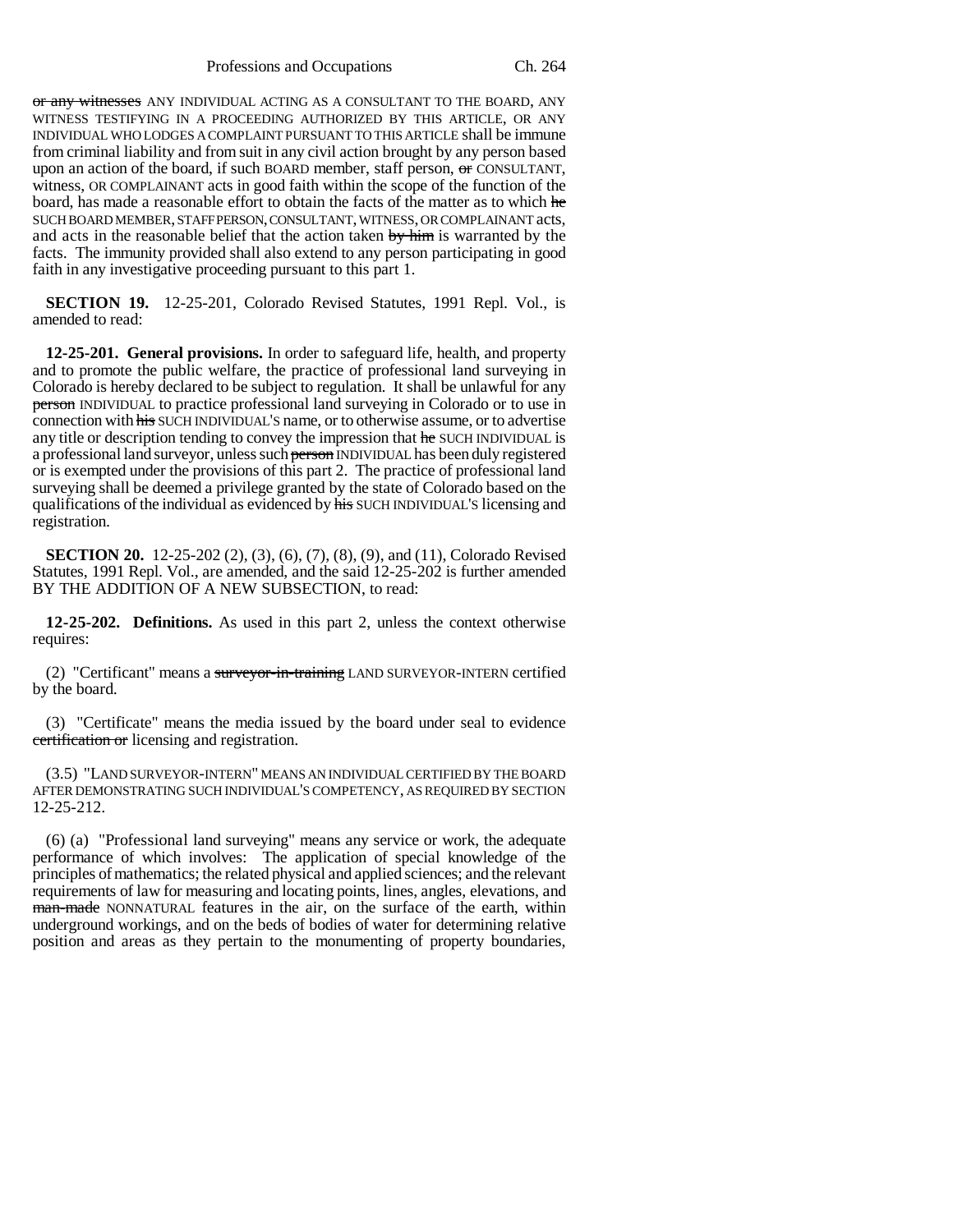~~or any witnesses~~ ANY INDIVIDUAL ACTING AS A CONSULTANT TO THE BOARD, ANY WITNESS TESTIFYING IN A PROCEEDING AUTHORIZED BY THIS ARTICLE, OR ANY INDIVIDUAL WHO LODGES A COMPLAINT PURSUANT TO THIS ARTICLE shall be immune from criminal liability and from suit in any civil action brought by any person based upon an action of the board, if such BOARD member, staff person, ~~or~~ CONSULTANT, witness, OR COMPLAINANT acts in good faith within the scope of the function of the board, has made a reasonable effort to obtain the facts of the matter as to which ~~he~~ SUCH BOARD MEMBER, STAFF PERSON, CONSULTANT, WITNESS, OR COMPLAINANT acts, and acts in the reasonable belief that the action taken ~~by him~~ is warranted by the facts. The immunity provided shall also extend to any person participating in good faith in any investigative proceeding pursuant to this part 1.

**SECTION 19.** 12-25-201, Colorado Revised Statutes, 1991 Repl. Vol., is amended to read:

**12-25-201. General provisions.** In order to safeguard life, health, and property and to promote the public welfare, the practice of professional land surveying in Colorado is hereby declared to be subject to regulation. It shall be unlawful for any ~~person~~ INDIVIDUAL to practice professional land surveying in Colorado or to use in connection with ~~his~~ SUCH INDIVIDUAL'S name, or to otherwise assume, or to advertise any title or description tending to convey the impression that ~~he~~ SUCH INDIVIDUAL is a professional land surveyor, unless such ~~person~~ INDIVIDUAL has been duly registered or is exempted under the provisions of this part 2. The practice of professional land surveying shall be deemed a privilege granted by the state of Colorado based on the qualifications of the individual as evidenced by ~~his~~ SUCH INDIVIDUAL'S licensing and registration.

**SECTION 20.** 12-25-202 (2), (3), (6), (7), (8), (9), and (11), Colorado Revised Statutes, 1991 Repl. Vol., are amended, and the said 12-25-202 is further amended BY THE ADDITION OF A NEW SUBSECTION, to read:

**12-25-202. Definitions.** As used in this part 2, unless the context otherwise requires:

(2) "Certificant" means a ~~surveyor-in-training~~ LAND SURVEYOR-INTERN certified by the board.

(3) "Certificate" means the media issued by the board under seal to evidence ~~certification or~~ licensing and registration.

(3.5) "LAND SURVEYOR-INTERN" MEANS AN INDIVIDUAL CERTIFIED BY THE BOARD AFTER DEMONSTRATING SUCH INDIVIDUAL'S COMPETENCY, AS REQUIRED BY SECTION 12-25-212.

(6) (a) "Professional land surveying" means any service or work, the adequate performance of which involves: The application of special knowledge of the principles of mathematics; the related physical and applied sciences; and the relevant requirements of law for measuring and locating points, lines, angles, elevations, and ~~man-made~~ NONNATURAL features in the air, on the surface of the earth, within underground workings, and on the beds of bodies of water for determining relative position and areas as they pertain to the monumenting of property boundaries,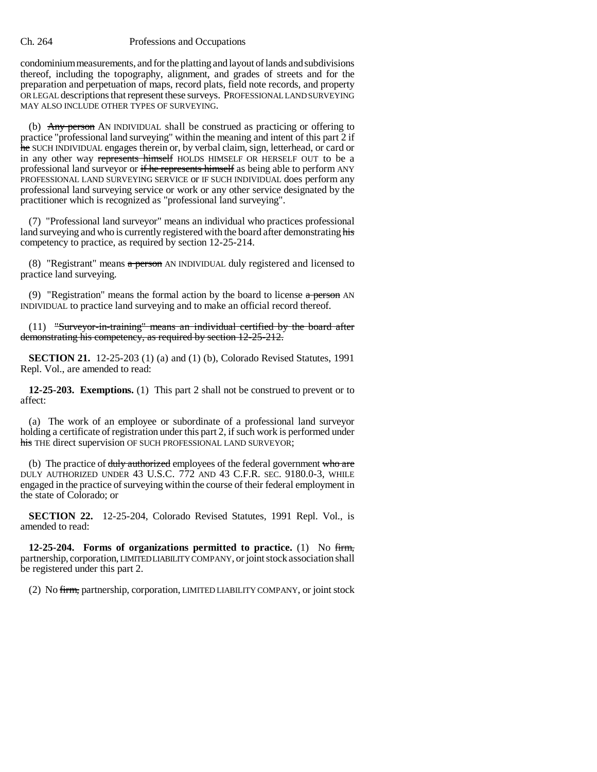condominium measurements, and for the platting and layout of lands and subdivisions thereof, including the topography, alignment, and grades of streets and for the preparation and perpetuation of maps, record plats, field note records, and property OR LEGAL descriptions that represent these surveys. PROFESSIONAL LAND SURVEYING MAY ALSO INCLUDE OTHER TYPES OF SURVEYING.

(b) ~~Any person~~ AN INDIVIDUAL shall be construed as practicing or offering to practice "professional land surveying" within the meaning and intent of this part 2 if ~~he~~ SUCH INDIVIDUAL engages therein or, by verbal claim, sign, letterhead, or card or in any other way ~~represents himself~~ HOLDS HIMSELF OR HERSELF OUT to be a professional land surveyor or ~~if he represents himself~~ as being able to perform ANY PROFESSIONAL LAND SURVEYING SERVICE or IF SUCH INDIVIDUAL does perform any professional land surveying service or work or any other service designated by the practitioner which is recognized as "professional land surveying".

(7) "Professional land surveyor" means an individual who practices professional land surveying and who is currently registered with the board after demonstrating ~~his~~ competency to practice, as required by section 12-25-214.

(8) "Registrant" means ~~a person~~ AN INDIVIDUAL duly registered and licensed to practice land surveying.

(9) "Registration" means the formal action by the board to license ~~a person~~ AN INDIVIDUAL to practice land surveying and to make an official record thereof.

(11) ~~"Surveyor-in-training" means an individual certified by the board after demonstrating his competency, as required by section 12-25-212.~~

**SECTION 21.** 12-25-203 (1) (a) and (1) (b), Colorado Revised Statutes, 1991 Repl. Vol., are amended to read:

**12-25-203. Exemptions.** (1) This part 2 shall not be construed to prevent or to affect:

(a) The work of an employee or subordinate of a professional land surveyor holding a certificate of registration under this part 2, if such work is performed under ~~his~~ THE direct supervision OF SUCH PROFESSIONAL LAND SURVEYOR;

(b) The practice of ~~duly authorized~~ employees of the federal government ~~who are~~ DULY AUTHORIZED UNDER 43 U.S.C. 772 AND 43 C.F.R. SEC. 9180.0-3, WHILE engaged in the practice of surveying within the course of their federal employment in the state of Colorado; or

**SECTION 22.** 12-25-204, Colorado Revised Statutes, 1991 Repl. Vol., is amended to read:

**12-25-204. Forms of organizations permitted to practice.** (1) No ~~firm,~~ partnership, corporation, LIMITED LIABILITY COMPANY, or joint stock association shall be registered under this part 2.

(2) No ~~firm,~~ partnership, corporation, LIMITED LIABILITY COMPANY, or joint stock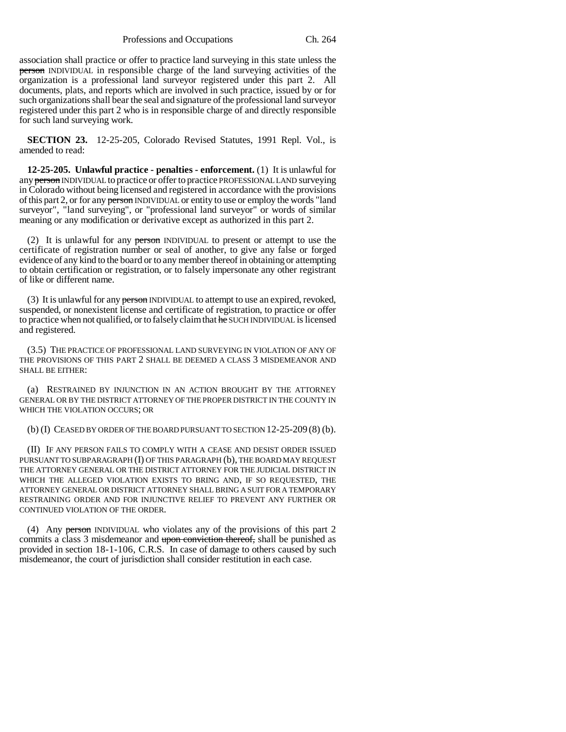association shall practice or offer to practice land surveying in this state unless the ~~person~~ INDIVIDUAL in responsible charge of the land surveying activities of the organization is a professional land surveyor registered under this part 2. All documents, plats, and reports which are involved in such practice, issued by or for such organizations shall bear the seal and signature of the professional land surveyor registered under this part 2 who is in responsible charge of and directly responsible for such land surveying work.

**SECTION 23.** 12-25-205, Colorado Revised Statutes, 1991 Repl. Vol., is amended to read:

**12-25-205. Unlawful practice - penalties - enforcement.** (1) It is unlawful for any ~~person~~ INDIVIDUAL to practice or offer to practice PROFESSIONAL LAND surveying in Colorado without being licensed and registered in accordance with the provisions of this part 2, or for any ~~person~~ INDIVIDUAL or entity to use or employ the words "land surveyor", "land surveying", or "professional land surveyor" or words of similar meaning or any modification or derivative except as authorized in this part 2.

(2) It is unlawful for any ~~person~~ INDIVIDUAL to present or attempt to use the certificate of registration number or seal of another, to give any false or forged evidence of any kind to the board or to any member thereof in obtaining or attempting to obtain certification or registration, or to falsely impersonate any other registrant of like or different name.

(3) It is unlawful for any ~~person~~ INDIVIDUAL to attempt to use an expired, revoked, suspended, or nonexistent license and certificate of registration, to practice or offer to practice when not qualified, or to falsely claim that ~~he~~ SUCH INDIVIDUAL is licensed and registered.

(3.5) THE PRACTICE OF PROFESSIONAL LAND SURVEYING IN VIOLATION OF ANY OF THE PROVISIONS OF THIS PART 2 SHALL BE DEEMED A CLASS 3 MISDEMEANOR AND SHALL BE EITHER:

(a) RESTRAINED BY INJUNCTION IN AN ACTION BROUGHT BY THE ATTORNEY GENERAL OR BY THE DISTRICT ATTORNEY OF THE PROPER DISTRICT IN THE COUNTY IN WHICH THE VIOLATION OCCURS; OR

(b) (I) CEASED BY ORDER OF THE BOARD PURSUANT TO SECTION 12-25-209 (8) (b).

(II) IF ANY PERSON FAILS TO COMPLY WITH A CEASE AND DESIST ORDER ISSUED PURSUANT TO SUBPARAGRAPH (I) OF THIS PARAGRAPH (b), THE BOARD MAY REQUEST THE ATTORNEY GENERAL OR THE DISTRICT ATTORNEY FOR THE JUDICIAL DISTRICT IN WHICH THE ALLEGED VIOLATION EXISTS TO BRING AND, IF SO REQUESTED, THE ATTORNEY GENERAL OR DISTRICT ATTORNEY SHALL BRING A SUIT FOR A TEMPORARY RESTRAINING ORDER AND FOR INJUNCTIVE RELIEF TO PREVENT ANY FURTHER OR CONTINUED VIOLATION OF THE ORDER.

(4) Any ~~person~~ INDIVIDUAL who violates any of the provisions of this part 2 commits a class 3 misdemeanor and ~~upon conviction thereof,~~ shall be punished as provided in section 18-1-106, C.R.S. In case of damage to others caused by such misdemeanor, the court of jurisdiction shall consider restitution in each case.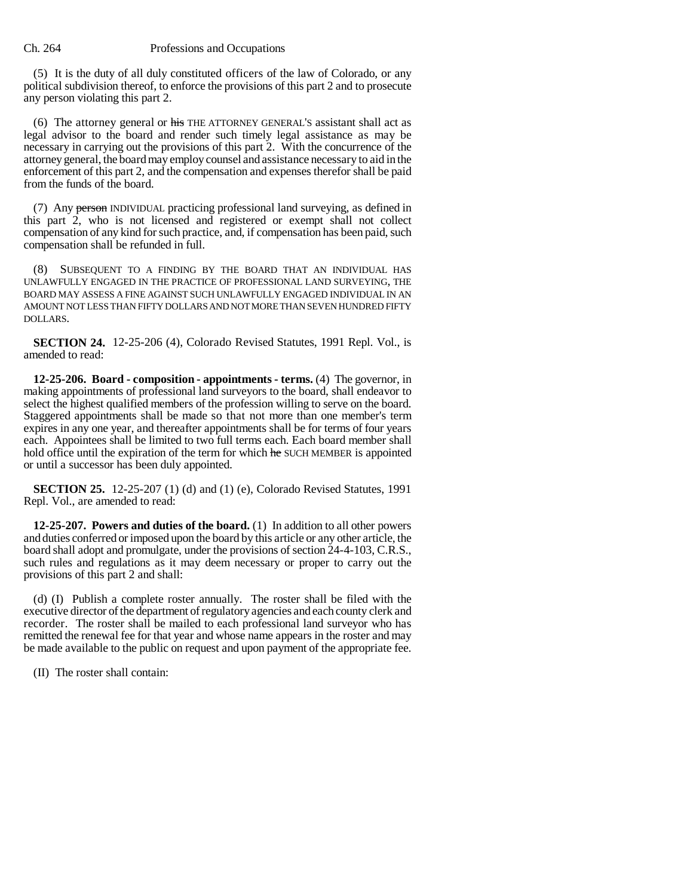(5) It is the duty of all duly constituted officers of the law of Colorado, or any political subdivision thereof, to enforce the provisions of this part 2 and to prosecute any person violating this part 2.

(6) The attorney general or ~~his~~ THE ATTORNEY GENERAL'S assistant shall act as legal advisor to the board and render such timely legal assistance as may be necessary in carrying out the provisions of this part 2. With the concurrence of the attorney general, the board may employ counsel and assistance necessary to aid in the enforcement of this part 2, and the compensation and expenses therefor shall be paid from the funds of the board.

(7) Any ~~person~~ INDIVIDUAL practicing professional land surveying, as defined in this part 2, who is not licensed and registered or exempt shall not collect compensation of any kind for such practice, and, if compensation has been paid, such compensation shall be refunded in full.

(8) SUBSEQUENT TO A FINDING BY THE BOARD THAT AN INDIVIDUAL HAS UNLAWFULLY ENGAGED IN THE PRACTICE OF PROFESSIONAL LAND SURVEYING, THE BOARD MAY ASSESS A FINE AGAINST SUCH UNLAWFULLY ENGAGED INDIVIDUAL IN AN AMOUNT NOT LESS THAN FIFTY DOLLARS AND NOT MORE THAN SEVEN HUNDRED FIFTY DOLLARS.

**SECTION 24.** 12-25-206 (4), Colorado Revised Statutes, 1991 Repl. Vol., is amended to read:

**12-25-206. Board - composition - appointments - terms.** (4) The governor, in making appointments of professional land surveyors to the board, shall endeavor to select the highest qualified members of the profession willing to serve on the board. Staggered appointments shall be made so that not more than one member's term expires in any one year, and thereafter appointments shall be for terms of four years each. Appointees shall be limited to two full terms each. Each board member shall hold office until the expiration of the term for which ~~he~~ SUCH MEMBER is appointed or until a successor has been duly appointed.

**SECTION 25.** 12-25-207 (1) (d) and (1) (e), Colorado Revised Statutes, 1991 Repl. Vol., are amended to read:

**12-25-207. Powers and duties of the board.** (1) In addition to all other powers and duties conferred or imposed upon the board by this article or any other article, the board shall adopt and promulgate, under the provisions of section 24-4-103, C.R.S., such rules and regulations as it may deem necessary or proper to carry out the provisions of this part 2 and shall:

(d) (I) Publish a complete roster annually. The roster shall be filed with the executive director of the department of regulatory agencies and each county clerk and recorder. The roster shall be mailed to each professional land surveyor who has remitted the renewal fee for that year and whose name appears in the roster and may be made available to the public on request and upon payment of the appropriate fee.

(II) The roster shall contain: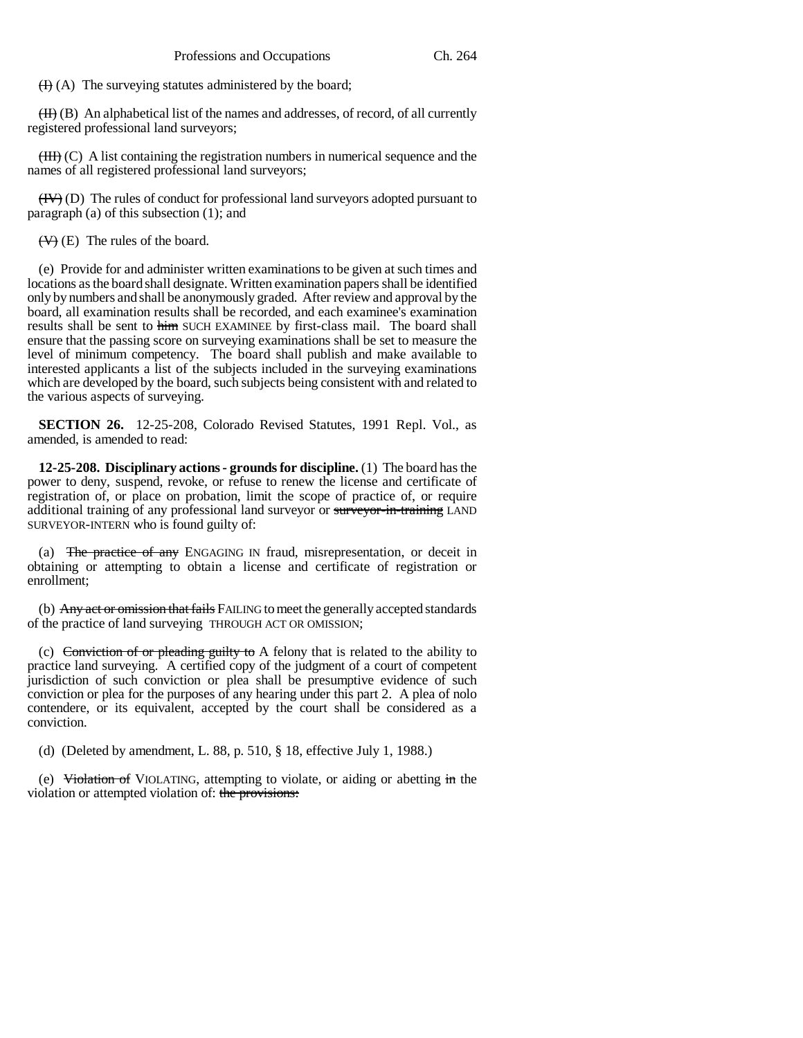(I) (A) The surveying statutes administered by the board;

(II) (B) An alphabetical list of the names and addresses, of record, of all currently registered professional land surveyors;

(III) (C) A list containing the registration numbers in numerical sequence and the names of all registered professional land surveyors;

(IV) (D) The rules of conduct for professional land surveyors adopted pursuant to paragraph (a) of this subsection (1); and

(V) (E) The rules of the board.

(e) Provide for and administer written examinations to be given at such times and locations as the board shall designate. Written examination papers shall be identified only by numbers and shall be anonymously graded. After review and approval by the board, all examination results shall be recorded, and each examinee's examination results shall be sent to him SUCH EXAMINEE by first-class mail. The board shall ensure that the passing score on surveying examinations shall be set to measure the level of minimum competency. The board shall publish and make available to interested applicants a list of the subjects included in the surveying examinations which are developed by the board, such subjects being consistent with and related to the various aspects of surveying.

**SECTION 26.** 12-25-208, Colorado Revised Statutes, 1991 Repl. Vol., as amended, is amended to read:

**12-25-208. Disciplinary actions - grounds for discipline.** (1) The board has the power to deny, suspend, revoke, or refuse to renew the license and certificate of registration of, or place on probation, limit the scope of practice of, or require additional training of any professional land surveyor or surveyor-in-training LAND SURVEYOR-INTERN who is found guilty of:

(a) The practice of any ENGAGING IN fraud, misrepresentation, or deceit in obtaining or attempting to obtain a license and certificate of registration or enrollment;

(b) Any act or omission that fails FAILING to meet the generally accepted standards of the practice of land surveying THROUGH ACT OR OMISSION;

(c) Conviction of or pleading guilty to A felony that is related to the ability to practice land surveying. A certified copy of the judgment of a court of competent jurisdiction of such conviction or plea shall be presumptive evidence of such conviction or plea for the purposes of any hearing under this part 2. A plea of nolo contendere, or its equivalent, accepted by the court shall be considered as a conviction.

(d) (Deleted by amendment, L. 88, p. 510, § 18, effective July 1, 1988.)

(e) Violation of VIOLATING, attempting to violate, or aiding or abetting in the violation or attempted violation of: the provisions: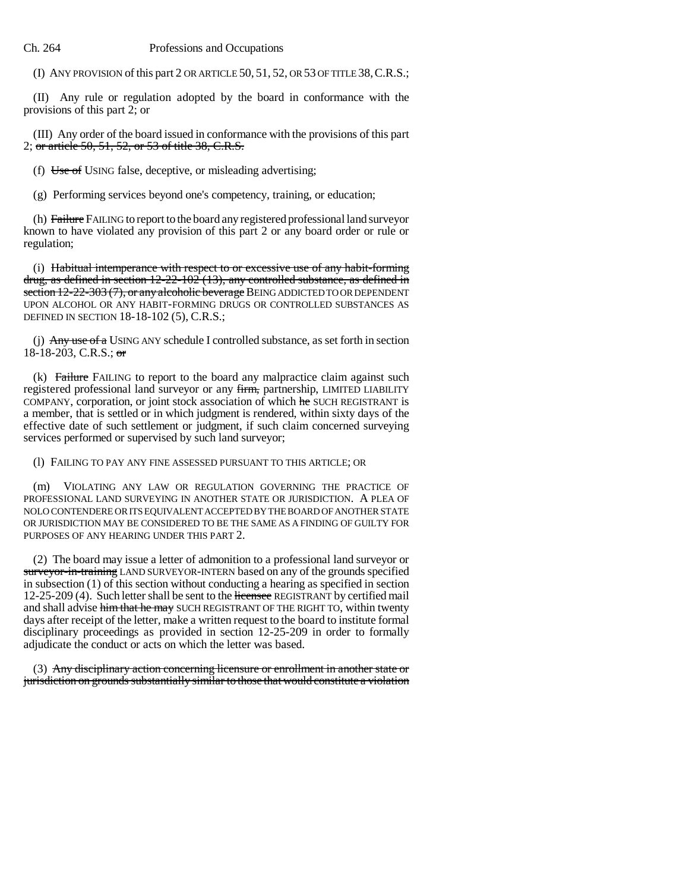(I) ANY PROVISION of this part 2 OR ARTICLE 50, 51, 52, OR 53 OF TITLE 38, C.R.S.;

(II) Any rule or regulation adopted by the board in conformance with the provisions of this part 2; or

(III) Any order of the board issued in conformance with the provisions of this part 2; ~~or article 50, 51, 52, or 53 of title 38, C.R.S.~~

(f) ~~Use of~~ USING false, deceptive, or misleading advertising;

(g) Performing services beyond one's competency, training, or education;

(h) ~~Failure~~ FAILING to report to the board any registered professional land surveyor known to have violated any provision of this part 2 or any board order or rule or regulation;

(i) ~~Habitual intemperance with respect to or excessive use of any habit-forming drug, as defined in section 12-22-102 (13), any controlled substance, as defined in section 12-22-303 (7), or any alcoholic beverage~~ BEING ADDICTED TO OR DEPENDENT UPON ALCOHOL OR ANY HABIT-FORMING DRUGS OR CONTROLLED SUBSTANCES AS DEFINED IN SECTION 18-18-102 (5), C.R.S.;

(j) ~~Any use of a~~ USING ANY schedule I controlled substance, as set forth in section 18-18-203, C.R.S.; ~~or~~

(k) ~~Failure~~ FAILING to report to the board any malpractice claim against such registered professional land surveyor or any ~~firm,~~ partnership, LIMITED LIABILITY COMPANY, corporation, or joint stock association of which ~~he~~ SUCH REGISTRANT is a member, that is settled or in which judgment is rendered, within sixty days of the effective date of such settlement or judgment, if such claim concerned surveying services performed or supervised by such land surveyor;

(l) FAILING TO PAY ANY FINE ASSESSED PURSUANT TO THIS ARTICLE; OR

(m) VIOLATING ANY LAW OR REGULATION GOVERNING THE PRACTICE OF PROFESSIONAL LAND SURVEYING IN ANOTHER STATE OR JURISDICTION. A PLEA OF NOLO CONTENDERE OR ITS EQUIVALENT ACCEPTED BY THE BOARD OF ANOTHER STATE OR JURISDICTION MAY BE CONSIDERED TO BE THE SAME AS A FINDING OF GUILTY FOR PURPOSES OF ANY HEARING UNDER THIS PART 2.

(2) The board may issue a letter of admonition to a professional land surveyor or ~~surveyor-in-training~~ LAND SURVEYOR-INTERN based on any of the grounds specified in subsection (1) of this section without conducting a hearing as specified in section 12-25-209 (4). Such letter shall be sent to the ~~licensee~~ REGISTRANT by certified mail and shall advise ~~him that he may~~ SUCH REGISTRANT OF THE RIGHT TO, within twenty days after receipt of the letter, make a written request to the board to institute formal disciplinary proceedings as provided in section 12-25-209 in order to formally adjudicate the conduct or acts on which the letter was based.

(3) ~~Any disciplinary action concerning licensure or enrollment in another state or jurisdiction on grounds substantially similar to those that would constitute a violation~~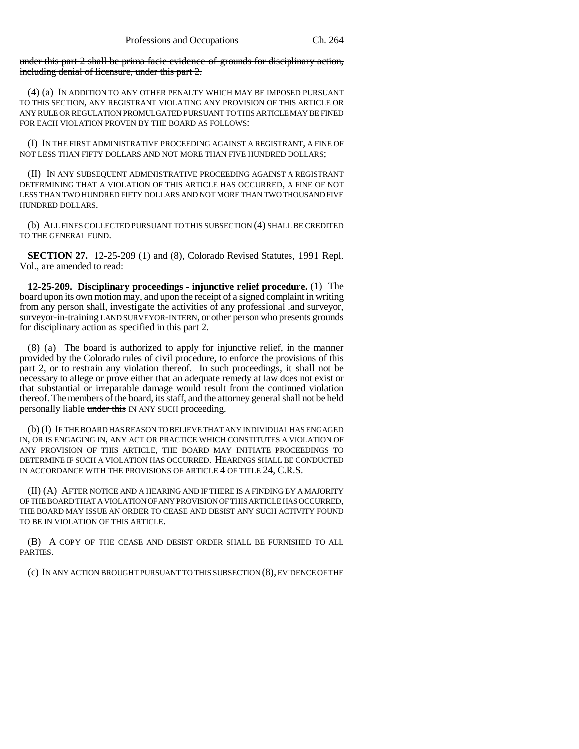~~under this part 2 shall be prima facie evidence of grounds for disciplinary action, including denial of licensure, under this part 2.~~

(4) (a) IN ADDITION TO ANY OTHER PENALTY WHICH MAY BE IMPOSED PURSUANT TO THIS SECTION, ANY REGISTRANT VIOLATING ANY PROVISION OF THIS ARTICLE OR ANY RULE OR REGULATION PROMULGATED PURSUANT TO THIS ARTICLE MAY BE FINED FOR EACH VIOLATION PROVEN BY THE BOARD AS FOLLOWS:

(I) IN THE FIRST ADMINISTRATIVE PROCEEDING AGAINST A REGISTRANT, A FINE OF NOT LESS THAN FIFTY DOLLARS AND NOT MORE THAN FIVE HUNDRED DOLLARS;

(II) IN ANY SUBSEQUENT ADMINISTRATIVE PROCEEDING AGAINST A REGISTRANT DETERMINING THAT A VIOLATION OF THIS ARTICLE HAS OCCURRED, A FINE OF NOT LESS THAN TWO HUNDRED FIFTY DOLLARS AND NOT MORE THAN TWO THOUSAND FIVE HUNDRED DOLLARS.

(b) ALL FINES COLLECTED PURSUANT TO THIS SUBSECTION (4) SHALL BE CREDITED TO THE GENERAL FUND.

**SECTION 27.** 12-25-209 (1) and (8), Colorado Revised Statutes, 1991 Repl. Vol., are amended to read:

**12-25-209. Disciplinary proceedings - injunctive relief procedure.** (1) The board upon its own motion may, and upon the receipt of a signed complaint in writing from any person shall, investigate the activities of any professional land surveyor, ~~surveyor-in-training~~ LAND SURVEYOR-INTERN, or other person who presents grounds for disciplinary action as specified in this part 2.

(8) (a) The board is authorized to apply for injunctive relief, in the manner provided by the Colorado rules of civil procedure, to enforce the provisions of this part 2, or to restrain any violation thereof. In such proceedings, it shall not be necessary to allege or prove either that an adequate remedy at law does not exist or that substantial or irreparable damage would result from the continued violation thereof. The members of the board, its staff, and the attorney general shall not be held personally liable ~~under this~~ IN ANY SUCH proceeding.

(b) (I) IF THE BOARD HAS REASON TO BELIEVE THAT ANY INDIVIDUAL HAS ENGAGED IN, OR IS ENGAGING IN, ANY ACT OR PRACTICE WHICH CONSTITUTES A VIOLATION OF ANY PROVISION OF THIS ARTICLE, THE BOARD MAY INITIATE PROCEEDINGS TO DETERMINE IF SUCH A VIOLATION HAS OCCURRED. HEARINGS SHALL BE CONDUCTED IN ACCORDANCE WITH THE PROVISIONS OF ARTICLE 4 OF TITLE 24, C.R.S.

(II) (A) AFTER NOTICE AND A HEARING AND IF THERE IS A FINDING BY A MAJORITY OF THE BOARD THAT A VIOLATION OF ANY PROVISION OF THIS ARTICLE HAS OCCURRED, THE BOARD MAY ISSUE AN ORDER TO CEASE AND DESIST ANY SUCH ACTIVITY FOUND TO BE IN VIOLATION OF THIS ARTICLE.

(B) A COPY OF THE CEASE AND DESIST ORDER SHALL BE FURNISHED TO ALL PARTIES.

(c) IN ANY ACTION BROUGHT PURSUANT TO THIS SUBSECTION (8), EVIDENCE OF THE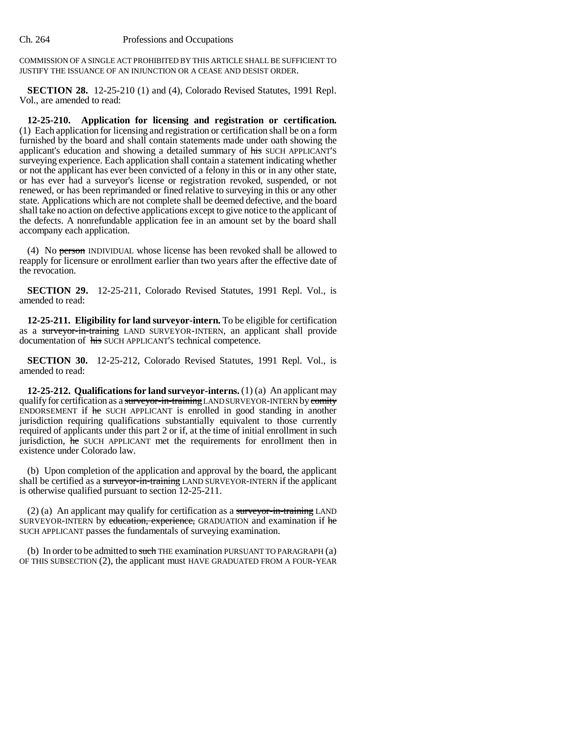COMMISSION OF A SINGLE ACT PROHIBITED BY THIS ARTICLE SHALL BE SUFFICIENT TO JUSTIFY THE ISSUANCE OF AN INJUNCTION OR A CEASE AND DESIST ORDER.

**SECTION 28.** 12-25-210 (1) and (4), Colorado Revised Statutes, 1991 Repl. Vol., are amended to read:

**12-25-210. Application for licensing and registration or certification.** (1) Each application for licensing and registration or certification shall be on a form furnished by the board and shall contain statements made under oath showing the applicant's education and showing a detailed summary of ~~his~~ SUCH APPLICANT'S surveying experience. Each application shall contain a statement indicating whether or not the applicant has ever been convicted of a felony in this or in any other state, or has ever had a surveyor's license or registration revoked, suspended, or not renewed, or has been reprimanded or fined relative to surveying in this or any other state. Applications which are not complete shall be deemed defective, and the board shall take no action on defective applications except to give notice to the applicant of the defects. A nonrefundable application fee in an amount set by the board shall accompany each application.

(4) No ~~person~~ INDIVIDUAL whose license has been revoked shall be allowed to reapply for licensure or enrollment earlier than two years after the effective date of the revocation.

**SECTION 29.** 12-25-211, Colorado Revised Statutes, 1991 Repl. Vol., is amended to read:

**12-25-211. Eligibility for land surveyor-intern.** To be eligible for certification as a ~~surveyor-in-training~~ LAND SURVEYOR-INTERN, an applicant shall provide documentation of ~~his~~ SUCH APPLICANT'S technical competence.

**SECTION 30.** 12-25-212, Colorado Revised Statutes, 1991 Repl. Vol., is amended to read:

**12-25-212. Qualifications for land surveyor-interns.** (1) (a) An applicant may qualify for certification as a ~~surveyor-in-training~~ LAND SURVEYOR-INTERN by ~~comity~~ ENDORSEMENT if ~~he~~ SUCH APPLICANT is enrolled in good standing in another jurisdiction requiring qualifications substantially equivalent to those currently required of applicants under this part 2 or if, at the time of initial enrollment in such jurisdiction, ~~he~~ SUCH APPLICANT met the requirements for enrollment then in existence under Colorado law.

(b) Upon completion of the application and approval by the board, the applicant shall be certified as a ~~surveyor-in-training~~ LAND SURVEYOR-INTERN if the applicant is otherwise qualified pursuant to section 12-25-211.

(2) (a) An applicant may qualify for certification as a ~~surveyor-in-training~~ LAND SURVEYOR-INTERN by ~~education, experience,~~ GRADUATION and examination if ~~he~~ SUCH APPLICANT passes the fundamentals of surveying examination.

(b) In order to be admitted to ~~such~~ THE examination PURSUANT TO PARAGRAPH (a) OF THIS SUBSECTION (2), the applicant must HAVE GRADUATED FROM A FOUR-YEAR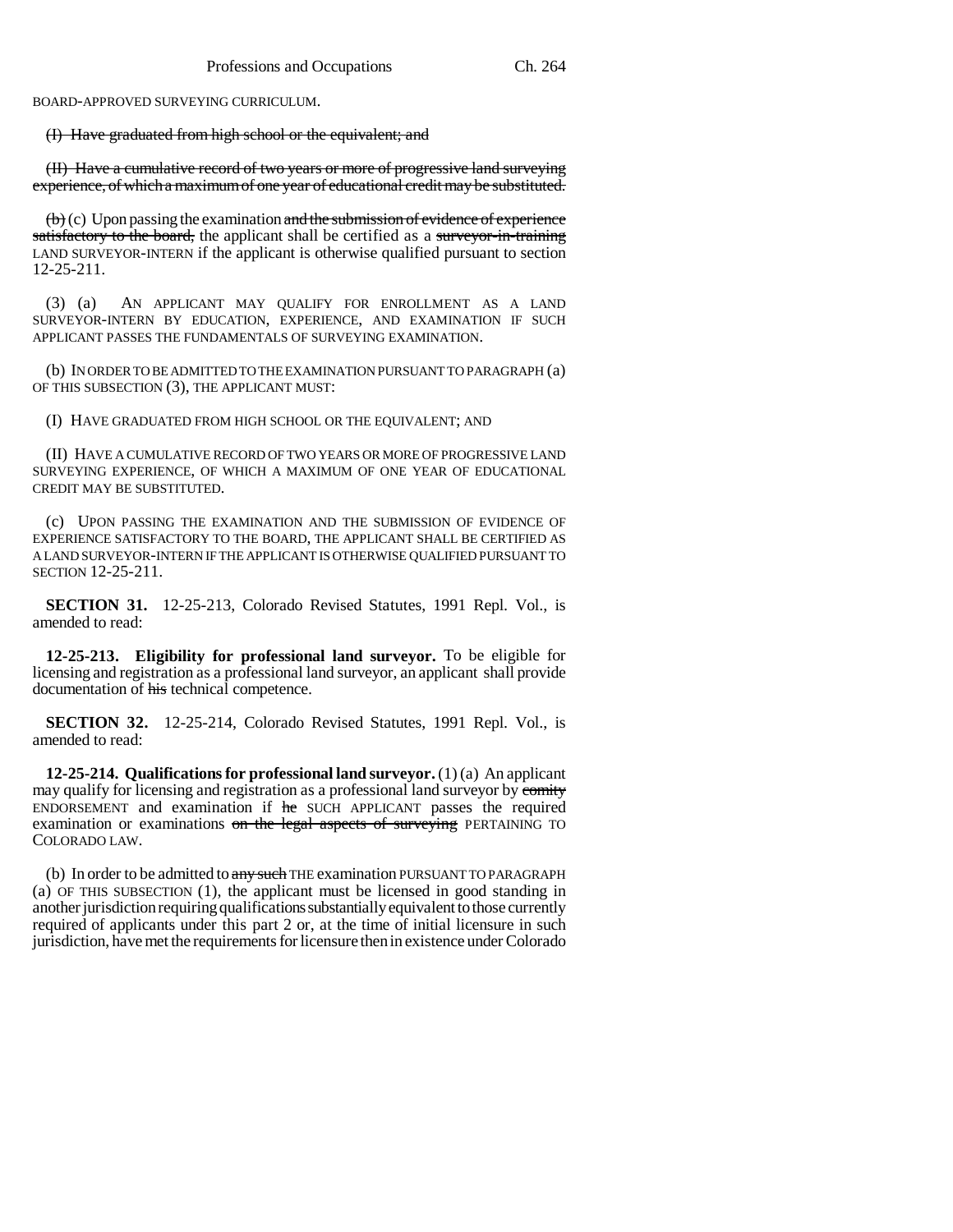BOARD-APPROVED SURVEYING CURRICULUM.

~~(I) Have graduated from high school or the equivalent; and~~

~~(II) Have a cumulative record of two years or more of progressive land surveying experience, of which a maximum of one year of educational credit may be substituted.~~

~~(b)~~ (c) Upon passing the examination ~~and the submission of evidence of experience satisfactory to the board,~~ the applicant shall be certified as a ~~surveyor-in-training~~ LAND SURVEYOR-INTERN if the applicant is otherwise qualified pursuant to section 12-25-211.

(3) (a) AN APPLICANT MAY QUALIFY FOR ENROLLMENT AS A LAND SURVEYOR-INTERN BY EDUCATION, EXPERIENCE, AND EXAMINATION IF SUCH APPLICANT PASSES THE FUNDAMENTALS OF SURVEYING EXAMINATION.

(b) IN ORDER TO BE ADMITTED TO THE EXAMINATION PURSUANT TO PARAGRAPH (a) OF THIS SUBSECTION (3), THE APPLICANT MUST:

(I) HAVE GRADUATED FROM HIGH SCHOOL OR THE EQUIVALENT; AND

(II) HAVE A CUMULATIVE RECORD OF TWO YEARS OR MORE OF PROGRESSIVE LAND SURVEYING EXPERIENCE, OF WHICH A MAXIMUM OF ONE YEAR OF EDUCATIONAL CREDIT MAY BE SUBSTITUTED.

(c) UPON PASSING THE EXAMINATION AND THE SUBMISSION OF EVIDENCE OF EXPERIENCE SATISFACTORY TO THE BOARD, THE APPLICANT SHALL BE CERTIFIED AS A LAND SURVEYOR-INTERN IF THE APPLICANT IS OTHERWISE QUALIFIED PURSUANT TO SECTION 12-25-211.

**SECTION 31.** 12-25-213, Colorado Revised Statutes, 1991 Repl. Vol., is amended to read:

**12-25-213. Eligibility for professional land surveyor.** To be eligible for licensing and registration as a professional land surveyor, an applicant shall provide documentation of ~~his~~ technical competence.

**SECTION 32.** 12-25-214, Colorado Revised Statutes, 1991 Repl. Vol., is amended to read:

**12-25-214. Qualifications for professional land surveyor.** (1) (a) An applicant may qualify for licensing and registration as a professional land surveyor by ~~comity~~ ENDORSEMENT and examination if ~~he~~ SUCH APPLICANT passes the required examination or examinations ~~on the legal aspects of surveying~~ PERTAINING TO COLORADO LAW.

(b) In order to be admitted to ~~any such~~ THE examination PURSUANT TO PARAGRAPH (a) OF THIS SUBSECTION (1), the applicant must be licensed in good standing in another jurisdiction requiring qualifications substantially equivalent to those currently required of applicants under this part 2 or, at the time of initial licensure in such jurisdiction, have met the requirements for licensure then in existence under Colorado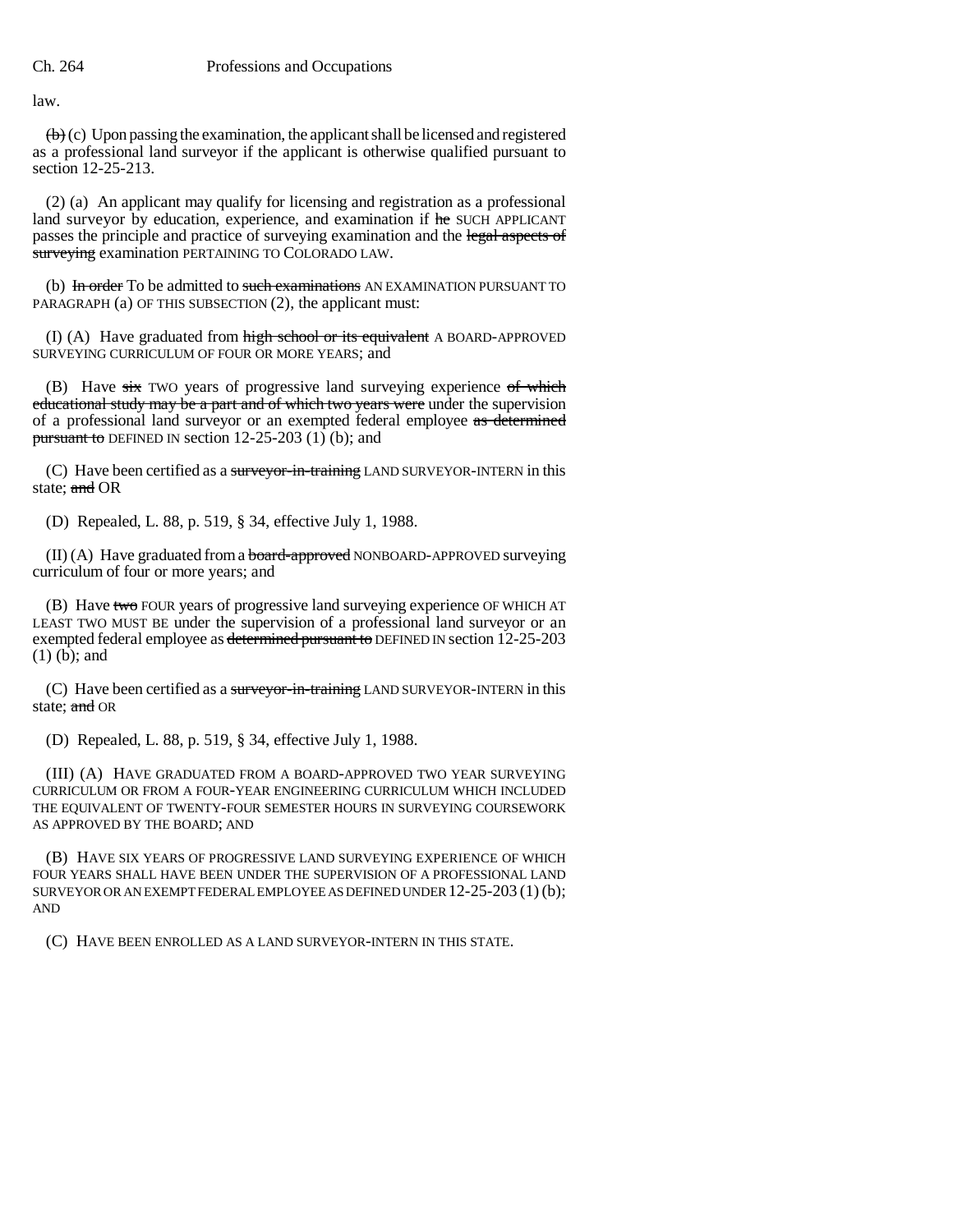law.

~~(b)~~ (c) Upon passing the examination, the applicant shall be licensed and registered as a professional land surveyor if the applicant is otherwise qualified pursuant to section 12-25-213.

(2) (a) An applicant may qualify for licensing and registration as a professional land surveyor by education, experience, and examination if ~~he~~ SUCH APPLICANT passes the principle and practice of surveying examination and the ~~legal aspects of surveying~~ examination PERTAINING TO COLORADO LAW.

(b) ~~In order~~ To be admitted to ~~such examinations~~ AN EXAMINATION PURSUANT TO PARAGRAPH (a) OF THIS SUBSECTION (2), the applicant must:

(I) (A) Have graduated from ~~high school or its equivalent~~ A BOARD-APPROVED SURVEYING CURRICULUM OF FOUR OR MORE YEARS; and

(B) Have ~~six~~ TWO years of progressive land surveying experience ~~of which educational study may be a part and of which two years were~~ under the supervision of a professional land surveyor or an exempted federal employee ~~as determined pursuant to~~ DEFINED IN section 12-25-203 (1) (b); and

(C) Have been certified as a ~~surveyor-in-training~~ LAND SURVEYOR-INTERN in this state; ~~and~~ OR

(D) Repealed, L. 88, p. 519, § 34, effective July 1, 1988.

(II) (A) Have graduated from a ~~board-approved~~ NONBOARD-APPROVED surveying curriculum of four or more years; and

(B) Have ~~two~~ FOUR years of progressive land surveying experience OF WHICH AT LEAST TWO MUST BE under the supervision of a professional land surveyor or an exempted federal employee as ~~determined pursuant to~~ DEFINED IN section 12-25-203 (1) (b); and

(C) Have been certified as a ~~surveyor-in-training~~ LAND SURVEYOR-INTERN in this state; ~~and~~ OR

(D) Repealed, L. 88, p. 519, § 34, effective July 1, 1988.

(III) (A) HAVE GRADUATED FROM A BOARD-APPROVED TWO YEAR SURVEYING CURRICULUM OR FROM A FOUR-YEAR ENGINEERING CURRICULUM WHICH INCLUDED THE EQUIVALENT OF TWENTY-FOUR SEMESTER HOURS IN SURVEYING COURSEWORK AS APPROVED BY THE BOARD; AND

(B) HAVE SIX YEARS OF PROGRESSIVE LAND SURVEYING EXPERIENCE OF WHICH FOUR YEARS SHALL HAVE BEEN UNDER THE SUPERVISION OF A PROFESSIONAL LAND SURVEYOR OR AN EXEMPT FEDERAL EMPLOYEE AS DEFINED UNDER 12-25-203 (1) (b); AND

(C) HAVE BEEN ENROLLED AS A LAND SURVEYOR-INTERN IN THIS STATE.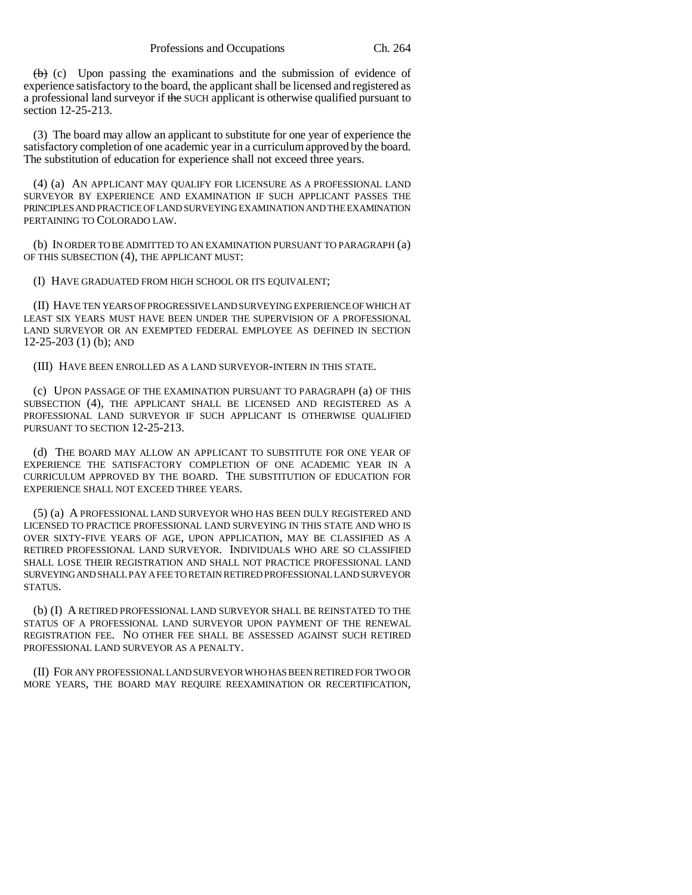~~(b)~~ (c) Upon passing the examinations and the submission of evidence of experience satisfactory to the board, the applicant shall be licensed and registered as a professional land surveyor if ~~the~~ SUCH applicant is otherwise qualified pursuant to section 12-25-213.

(3) The board may allow an applicant to substitute for one year of experience the satisfactory completion of one academic year in a curriculum approved by the board. The substitution of education for experience shall not exceed three years.

(4) (a) AN APPLICANT MAY QUALIFY FOR LICENSURE AS A PROFESSIONAL LAND SURVEYOR BY EXPERIENCE AND EXAMINATION IF SUCH APPLICANT PASSES THE PRINCIPLES AND PRACTICE OF LAND SURVEYING EXAMINATION AND THE EXAMINATION PERTAINING TO COLORADO LAW.

(b) IN ORDER TO BE ADMITTED TO AN EXAMINATION PURSUANT TO PARAGRAPH (a) OF THIS SUBSECTION (4), THE APPLICANT MUST:

(I) HAVE GRADUATED FROM HIGH SCHOOL OR ITS EQUIVALENT;

(II) HAVE TEN YEARS OF PROGRESSIVE LAND SURVEYING EXPERIENCE OF WHICH AT LEAST SIX YEARS MUST HAVE BEEN UNDER THE SUPERVISION OF A PROFESSIONAL LAND SURVEYOR OR AN EXEMPTED FEDERAL EMPLOYEE AS DEFINED IN SECTION 12-25-203 (1) (b); AND

(III) HAVE BEEN ENROLLED AS A LAND SURVEYOR-INTERN IN THIS STATE.

(c) UPON PASSAGE OF THE EXAMINATION PURSUANT TO PARAGRAPH (a) OF THIS SUBSECTION (4), THE APPLICANT SHALL BE LICENSED AND REGISTERED AS A PROFESSIONAL LAND SURVEYOR IF SUCH APPLICANT IS OTHERWISE QUALIFIED PURSUANT TO SECTION 12-25-213.

(d) THE BOARD MAY ALLOW AN APPLICANT TO SUBSTITUTE FOR ONE YEAR OF EXPERIENCE THE SATISFACTORY COMPLETION OF ONE ACADEMIC YEAR IN A CURRICULUM APPROVED BY THE BOARD. THE SUBSTITUTION OF EDUCATION FOR EXPERIENCE SHALL NOT EXCEED THREE YEARS.

(5) (a) A PROFESSIONAL LAND SURVEYOR WHO HAS BEEN DULY REGISTERED AND LICENSED TO PRACTICE PROFESSIONAL LAND SURVEYING IN THIS STATE AND WHO IS OVER SIXTY-FIVE YEARS OF AGE, UPON APPLICATION, MAY BE CLASSIFIED AS A RETIRED PROFESSIONAL LAND SURVEYOR. INDIVIDUALS WHO ARE SO CLASSIFIED SHALL LOSE THEIR REGISTRATION AND SHALL NOT PRACTICE PROFESSIONAL LAND SURVEYING AND SHALL PAY A FEE TO RETAIN RETIRED PROFESSIONAL LAND SURVEYOR STATUS.

(b) (I) A RETIRED PROFESSIONAL LAND SURVEYOR SHALL BE REINSTATED TO THE STATUS OF A PROFESSIONAL LAND SURVEYOR UPON PAYMENT OF THE RENEWAL REGISTRATION FEE. NO OTHER FEE SHALL BE ASSESSED AGAINST SUCH RETIRED PROFESSIONAL LAND SURVEYOR AS A PENALTY.

(II) FOR ANY PROFESSIONAL LAND SURVEYOR WHO HAS BEEN RETIRED FOR TWO OR MORE YEARS, THE BOARD MAY REQUIRE REEXAMINATION OR RECERTIFICATION,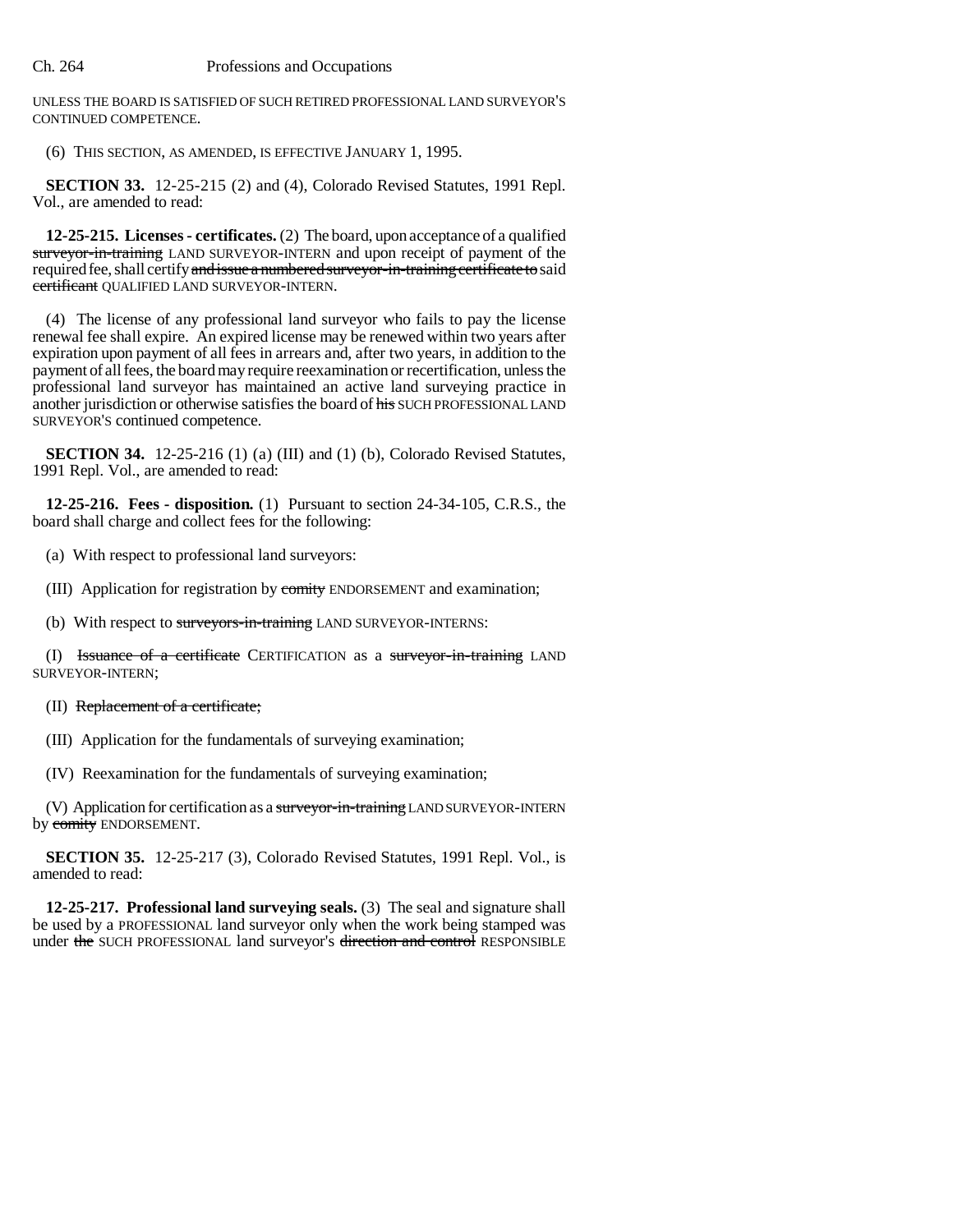UNLESS THE BOARD IS SATISFIED OF SUCH RETIRED PROFESSIONAL LAND SURVEYOR'S CONTINUED COMPETENCE.

(6) THIS SECTION, AS AMENDED, IS EFFECTIVE JANUARY 1, 1995.

**SECTION 33.** 12-25-215 (2) and (4), Colorado Revised Statutes, 1991 Repl. Vol., are amended to read:

**12-25-215. Licenses - certificates.** (2) The board, upon acceptance of a qualified ~~surveyor-in-training~~ LAND SURVEYOR-INTERN and upon receipt of payment of the required fee, shall certify ~~and issue a numbered surveyor-in-training certificate to~~ said ~~certificant~~ QUALIFIED LAND SURVEYOR-INTERN.

(4) The license of any professional land surveyor who fails to pay the license renewal fee shall expire. An expired license may be renewed within two years after expiration upon payment of all fees in arrears and, after two years, in addition to the payment of all fees, the board may require reexamination or recertification, unless the professional land surveyor has maintained an active land surveying practice in another jurisdiction or otherwise satisfies the board of ~~his~~ SUCH PROFESSIONAL LAND SURVEYOR'S continued competence.

**SECTION 34.** 12-25-216 (1) (a) (III) and (1) (b), Colorado Revised Statutes, 1991 Repl. Vol., are amended to read:

**12-25-216. Fees - disposition.** (1) Pursuant to section 24-34-105, C.R.S., the board shall charge and collect fees for the following:

(a) With respect to professional land surveyors:

(III) Application for registration by ~~comity~~ ENDORSEMENT and examination;

(b) With respect to ~~surveyors-in-training~~ LAND SURVEYOR-INTERNS:

(I) ~~Issuance of a certificate~~ CERTIFICATION as a ~~surveyor-in-training~~ LAND SURVEYOR-INTERN;

(II) ~~Replacement of a certificate;~~

(III) Application for the fundamentals of surveying examination;

(IV) Reexamination for the fundamentals of surveying examination;

(V) Application for certification as a ~~surveyor-in-training~~ LAND SURVEYOR-INTERN by ~~comity~~ ENDORSEMENT.

**SECTION 35.** 12-25-217 (3), Colorado Revised Statutes, 1991 Repl. Vol., is amended to read:

**12-25-217. Professional land surveying seals.** (3) The seal and signature shall be used by a PROFESSIONAL land surveyor only when the work being stamped was under ~~the~~ SUCH PROFESSIONAL land surveyor's ~~direction and control~~ RESPONSIBLE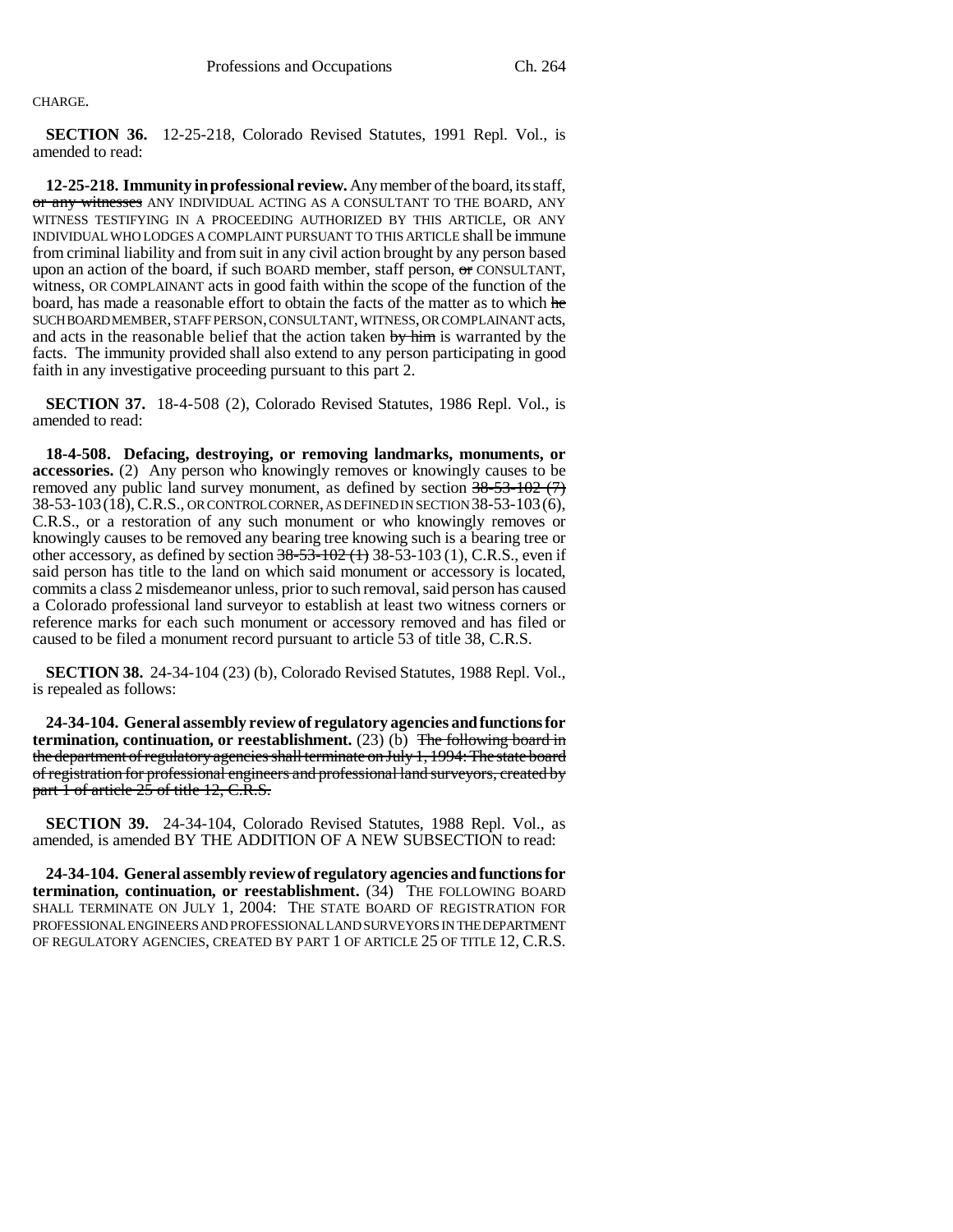CHARGE.

**SECTION 36.** 12-25-218, Colorado Revised Statutes, 1991 Repl. Vol., is amended to read:

**12-25-218. Immunity in professional review.** Any member of the board, its staff, ~~or any witnesses~~ ANY INDIVIDUAL ACTING AS A CONSULTANT TO THE BOARD, ANY WITNESS TESTIFYING IN A PROCEEDING AUTHORIZED BY THIS ARTICLE, OR ANY INDIVIDUAL WHO LODGES A COMPLAINT PURSUANT TO THIS ARTICLE shall be immune from criminal liability and from suit in any civil action brought by any person based upon an action of the board, if such BOARD member, staff person, ~~or~~ CONSULTANT, witness, OR COMPLAINANT acts in good faith within the scope of the function of the board, has made a reasonable effort to obtain the facts of the matter as to which ~~he~~ SUCH BOARD MEMBER, STAFF PERSON, CONSULTANT, WITNESS, OR COMPLAINANT acts, and acts in the reasonable belief that the action taken ~~by him~~ is warranted by the facts. The immunity provided shall also extend to any person participating in good faith in any investigative proceeding pursuant to this part 2.

**SECTION 37.** 18-4-508 (2), Colorado Revised Statutes, 1986 Repl. Vol., is amended to read:

**18-4-508. Defacing, destroying, or removing landmarks, monuments, or accessories.** (2) Any person who knowingly removes or knowingly causes to be removed any public land survey monument, as defined by section ~~38-53-102 (7)~~ 38-53-103 (18), C.R.S., OR CONTROL CORNER, AS DEFINED IN SECTION 38-53-103 (6), C.R.S., or a restoration of any such monument or who knowingly removes or knowingly causes to be removed any bearing tree knowing such is a bearing tree or other accessory, as defined by section ~~38-53-102 (1)~~ 38-53-103 (1), C.R.S., even if said person has title to the land on which said monument or accessory is located, commits a class 2 misdemeanor unless, prior to such removal, said person has caused a Colorado professional land surveyor to establish at least two witness corners or reference marks for each such monument or accessory removed and has filed or caused to be filed a monument record pursuant to article 53 of title 38, C.R.S.

**SECTION 38.** 24-34-104 (23) (b), Colorado Revised Statutes, 1988 Repl. Vol., is repealed as follows:

**24-34-104. General assembly review of regulatory agencies and functions for termination, continuation, or reestablishment.** (23) (b) ~~The following board in the department of regulatory agencies shall terminate on July 1, 1994: The state board of registration for professional engineers and professional land surveyors, created by part 1 of article 25 of title 12, C.R.S.~~

**SECTION 39.** 24-34-104, Colorado Revised Statutes, 1988 Repl. Vol., as amended, is amended BY THE ADDITION OF A NEW SUBSECTION to read:

**24-34-104. General assembly review of regulatory agencies and functions for termination, continuation, or reestablishment.** (34) THE FOLLOWING BOARD SHALL TERMINATE ON JULY 1, 2004: THE STATE BOARD OF REGISTRATION FOR PROFESSIONAL ENGINEERS AND PROFESSIONAL LAND SURVEYORS IN THE DEPARTMENT OF REGULATORY AGENCIES, CREATED BY PART 1 OF ARTICLE 25 OF TITLE 12, C.R.S.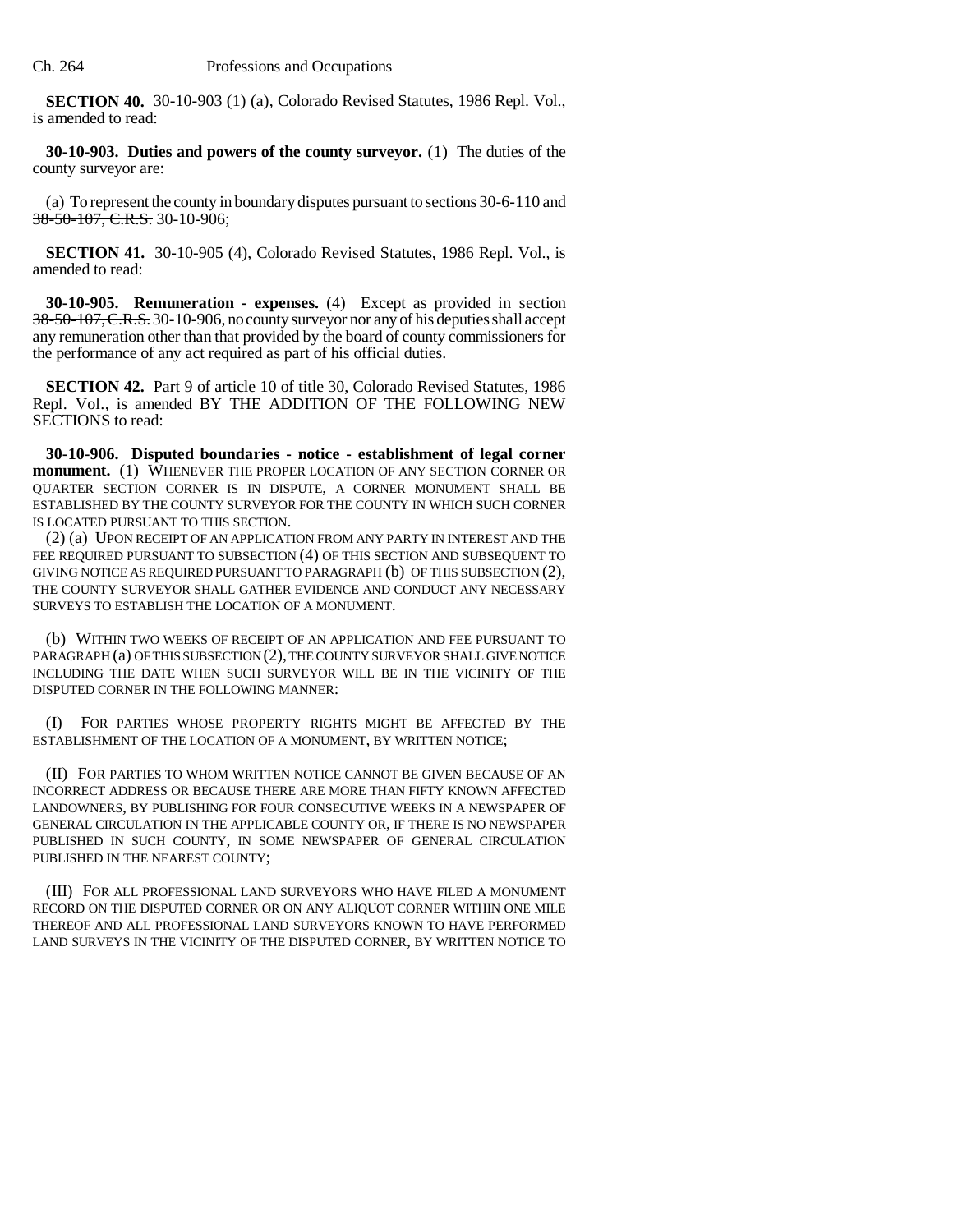**SECTION 40.** 30-10-903 (1) (a), Colorado Revised Statutes, 1986 Repl. Vol., is amended to read:

**30-10-903. Duties and powers of the county surveyor.** (1) The duties of the county surveyor are:

(a) To represent the county in boundary disputes pursuant to sections 30-6-110 and ~~38-50-107, C.R.S.~~ 30-10-906;

**SECTION 41.** 30-10-905 (4), Colorado Revised Statutes, 1986 Repl. Vol., is amended to read:

**30-10-905. Remuneration - expenses.** (4) Except as provided in section ~~38-50-107, C.R.S.~~ 30-10-906, no county surveyor nor any of his deputies shall accept any remuneration other than that provided by the board of county commissioners for the performance of any act required as part of his official duties.

**SECTION 42.** Part 9 of article 10 of title 30, Colorado Revised Statutes, 1986 Repl. Vol., is amended BY THE ADDITION OF THE FOLLOWING NEW SECTIONS to read:

**30-10-906. Disputed boundaries - notice - establishment of legal corner monument.** (1) WHENEVER THE PROPER LOCATION OF ANY SECTION CORNER OR QUARTER SECTION CORNER IS IN DISPUTE, A CORNER MONUMENT SHALL BE ESTABLISHED BY THE COUNTY SURVEYOR FOR THE COUNTY IN WHICH SUCH CORNER IS LOCATED PURSUANT TO THIS SECTION.

(2) (a) UPON RECEIPT OF AN APPLICATION FROM ANY PARTY IN INTEREST AND THE FEE REQUIRED PURSUANT TO SUBSECTION (4) OF THIS SECTION AND SUBSEQUENT TO GIVING NOTICE AS REQUIRED PURSUANT TO PARAGRAPH (b) OF THIS SUBSECTION (2), THE COUNTY SURVEYOR SHALL GATHER EVIDENCE AND CONDUCT ANY NECESSARY SURVEYS TO ESTABLISH THE LOCATION OF A MONUMENT.

(b) WITHIN TWO WEEKS OF RECEIPT OF AN APPLICATION AND FEE PURSUANT TO PARAGRAPH (a) OF THIS SUBSECTION (2), THE COUNTY SURVEYOR SHALL GIVE NOTICE INCLUDING THE DATE WHEN SUCH SURVEYOR WILL BE IN THE VICINITY OF THE DISPUTED CORNER IN THE FOLLOWING MANNER:

(I) FOR PARTIES WHOSE PROPERTY RIGHTS MIGHT BE AFFECTED BY THE ESTABLISHMENT OF THE LOCATION OF A MONUMENT, BY WRITTEN NOTICE;

(II) FOR PARTIES TO WHOM WRITTEN NOTICE CANNOT BE GIVEN BECAUSE OF AN INCORRECT ADDRESS OR BECAUSE THERE ARE MORE THAN FIFTY KNOWN AFFECTED LANDOWNERS, BY PUBLISHING FOR FOUR CONSECUTIVE WEEKS IN A NEWSPAPER OF GENERAL CIRCULATION IN THE APPLICABLE COUNTY OR, IF THERE IS NO NEWSPAPER PUBLISHED IN SUCH COUNTY, IN SOME NEWSPAPER OF GENERAL CIRCULATION PUBLISHED IN THE NEAREST COUNTY;

(III) FOR ALL PROFESSIONAL LAND SURVEYORS WHO HAVE FILED A MONUMENT RECORD ON THE DISPUTED CORNER OR ON ANY ALIQUOT CORNER WITHIN ONE MILE THEREOF AND ALL PROFESSIONAL LAND SURVEYORS KNOWN TO HAVE PERFORMED LAND SURVEYS IN THE VICINITY OF THE DISPUTED CORNER, BY WRITTEN NOTICE TO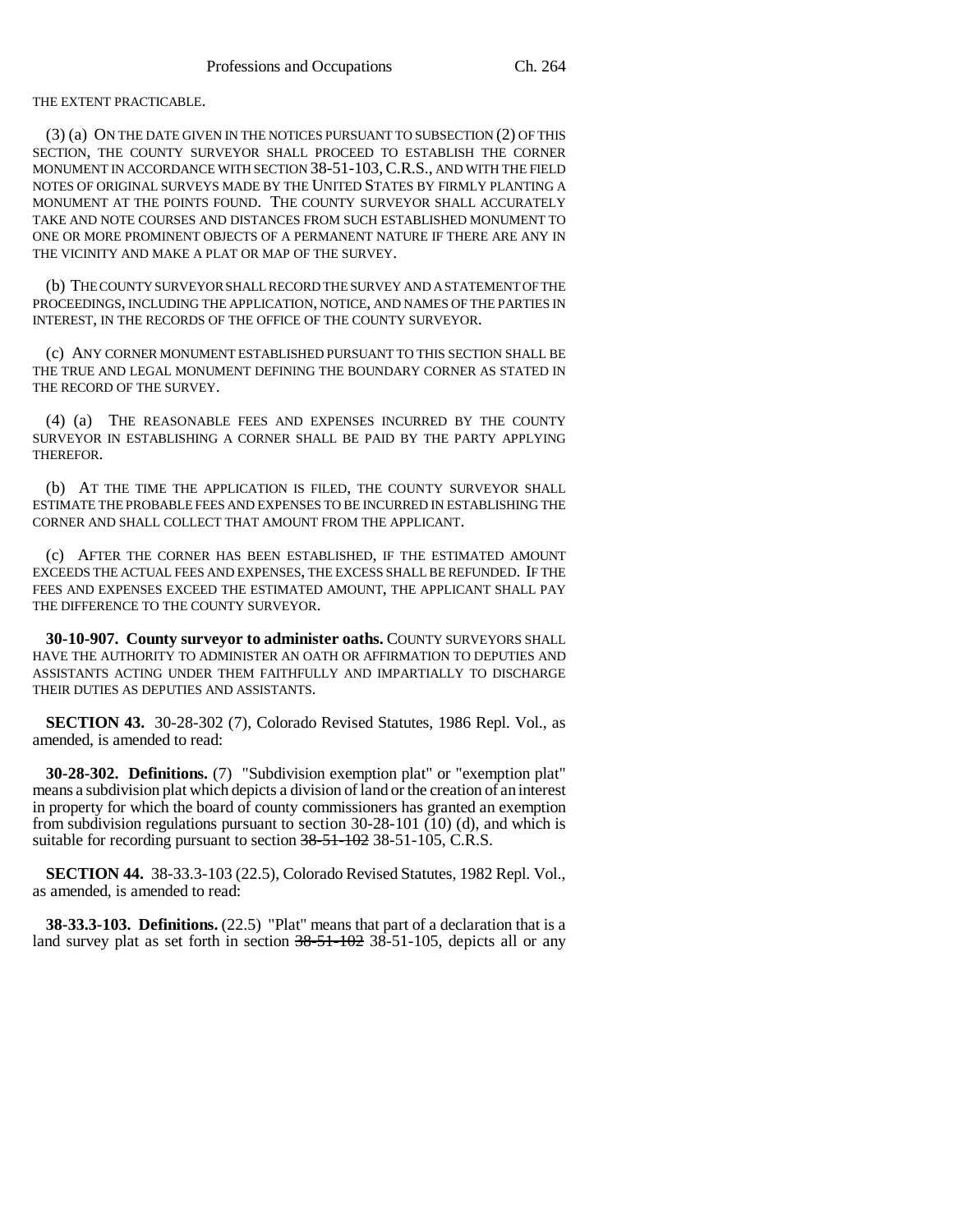THE EXTENT PRACTICABLE.

(3) (a) ON THE DATE GIVEN IN THE NOTICES PURSUANT TO SUBSECTION (2) OF THIS SECTION, THE COUNTY SURVEYOR SHALL PROCEED TO ESTABLISH THE CORNER MONUMENT IN ACCORDANCE WITH SECTION 38-51-103, C.R.S., AND WITH THE FIELD NOTES OF ORIGINAL SURVEYS MADE BY THE UNITED STATES BY FIRMLY PLANTING A MONUMENT AT THE POINTS FOUND. THE COUNTY SURVEYOR SHALL ACCURATELY TAKE AND NOTE COURSES AND DISTANCES FROM SUCH ESTABLISHED MONUMENT TO ONE OR MORE PROMINENT OBJECTS OF A PERMANENT NATURE IF THERE ARE ANY IN THE VICINITY AND MAKE A PLAT OR MAP OF THE SURVEY.

(b) THE COUNTY SURVEYOR SHALL RECORD THE SURVEY AND A STATEMENT OF THE PROCEEDINGS, INCLUDING THE APPLICATION, NOTICE, AND NAMES OF THE PARTIES IN INTEREST, IN THE RECORDS OF THE OFFICE OF THE COUNTY SURVEYOR.

(c) ANY CORNER MONUMENT ESTABLISHED PURSUANT TO THIS SECTION SHALL BE THE TRUE AND LEGAL MONUMENT DEFINING THE BOUNDARY CORNER AS STATED IN THE RECORD OF THE SURVEY.

(4) (a) THE REASONABLE FEES AND EXPENSES INCURRED BY THE COUNTY SURVEYOR IN ESTABLISHING A CORNER SHALL BE PAID BY THE PARTY APPLYING THEREFOR.

(b) AT THE TIME THE APPLICATION IS FILED, THE COUNTY SURVEYOR SHALL ESTIMATE THE PROBABLE FEES AND EXPENSES TO BE INCURRED IN ESTABLISHING THE CORNER AND SHALL COLLECT THAT AMOUNT FROM THE APPLICANT.

(c) AFTER THE CORNER HAS BEEN ESTABLISHED, IF THE ESTIMATED AMOUNT EXCEEDS THE ACTUAL FEES AND EXPENSES, THE EXCESS SHALL BE REFUNDED. IF THE FEES AND EXPENSES EXCEED THE ESTIMATED AMOUNT, THE APPLICANT SHALL PAY THE DIFFERENCE TO THE COUNTY SURVEYOR.

**30-10-907. County surveyor to administer oaths.** COUNTY SURVEYORS SHALL HAVE THE AUTHORITY TO ADMINISTER AN OATH OR AFFIRMATION TO DEPUTIES AND ASSISTANTS ACTING UNDER THEM FAITHFULLY AND IMPARTIALLY TO DISCHARGE THEIR DUTIES AS DEPUTIES AND ASSISTANTS.

**SECTION 43.** 30-28-302 (7), Colorado Revised Statutes, 1986 Repl. Vol., as amended, is amended to read:

**30-28-302. Definitions.** (7) "Subdivision exemption plat" or "exemption plat" means a subdivision plat which depicts a division of land or the creation of an interest in property for which the board of county commissioners has granted an exemption from subdivision regulations pursuant to section 30-28-101 (10) (d), and which is suitable for recording pursuant to section ~~38-51-102~~ 38-51-105, C.R.S.

**SECTION 44.** 38-33.3-103 (22.5), Colorado Revised Statutes, 1982 Repl. Vol., as amended, is amended to read:

**38-33.3-103. Definitions.** (22.5) "Plat" means that part of a declaration that is a land survey plat as set forth in section ~~38-51-102~~ 38-51-105, depicts all or any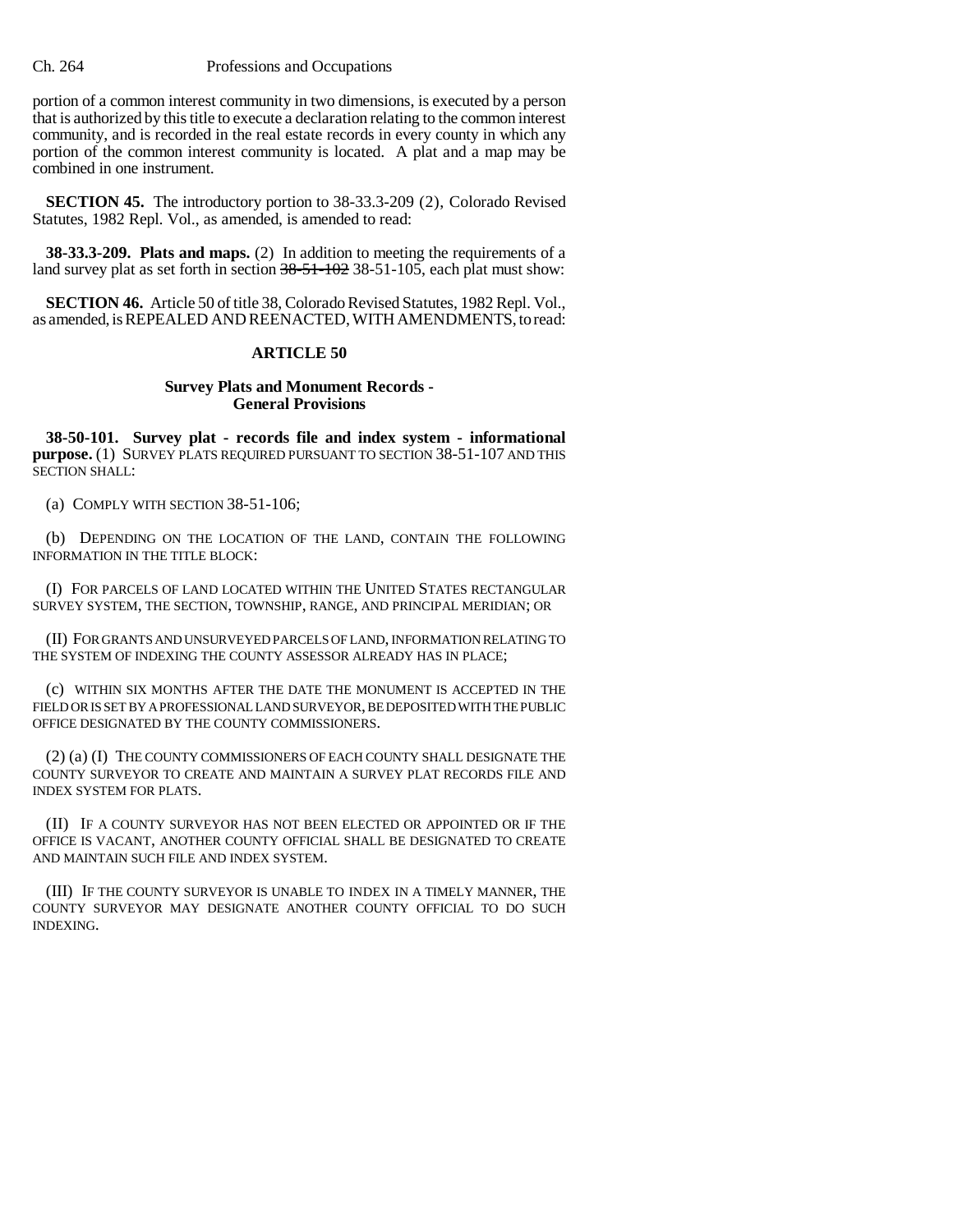portion of a common interest community in two dimensions, is executed by a person that is authorized by this title to execute a declaration relating to the common interest community, and is recorded in the real estate records in every county in which any portion of the common interest community is located. A plat and a map may be combined in one instrument.

**SECTION 45.** The introductory portion to 38-33.3-209 (2), Colorado Revised Statutes, 1982 Repl. Vol., as amended, is amended to read:

**38-33.3-209. Plats and maps.** (2) In addition to meeting the requirements of a land survey plat as set forth in section ~~38-51-102~~ 38-51-105, each plat must show:

**SECTION 46.** Article 50 of title 38, Colorado Revised Statutes, 1982 Repl. Vol., as amended, is REPEALED AND REENACTED, WITH AMENDMENTS, to read:

## ARTICLE 50

### Survey Plats and Monument Records - General Provisions

**38-50-101. Survey plat - records file and index system - informational purpose.** (1) SURVEY PLATS REQUIRED PURSUANT TO SECTION 38-51-107 AND THIS SECTION SHALL:

(a) COMPLY WITH SECTION 38-51-106;

(b) DEPENDING ON THE LOCATION OF THE LAND, CONTAIN THE FOLLOWING INFORMATION IN THE TITLE BLOCK:

(I) FOR PARCELS OF LAND LOCATED WITHIN THE UNITED STATES RECTANGULAR SURVEY SYSTEM, THE SECTION, TOWNSHIP, RANGE, AND PRINCIPAL MERIDIAN; OR

(II) FOR GRANTS AND UNSURVEYED PARCELS OF LAND, INFORMATION RELATING TO THE SYSTEM OF INDEXING THE COUNTY ASSESSOR ALREADY HAS IN PLACE;

(c) WITHIN SIX MONTHS AFTER THE DATE THE MONUMENT IS ACCEPTED IN THE FIELD OR IS SET BY A PROFESSIONAL LAND SURVEYOR, BE DEPOSITED WITH THE PUBLIC OFFICE DESIGNATED BY THE COUNTY COMMISSIONERS.

(2) (a) (I) THE COUNTY COMMISSIONERS OF EACH COUNTY SHALL DESIGNATE THE COUNTY SURVEYOR TO CREATE AND MAINTAIN A SURVEY PLAT RECORDS FILE AND INDEX SYSTEM FOR PLATS.

(II) IF A COUNTY SURVEYOR HAS NOT BEEN ELECTED OR APPOINTED OR IF THE OFFICE IS VACANT, ANOTHER COUNTY OFFICIAL SHALL BE DESIGNATED TO CREATE AND MAINTAIN SUCH FILE AND INDEX SYSTEM.

(III) IF THE COUNTY SURVEYOR IS UNABLE TO INDEX IN A TIMELY MANNER, THE COUNTY SURVEYOR MAY DESIGNATE ANOTHER COUNTY OFFICIAL TO DO SUCH INDEXING.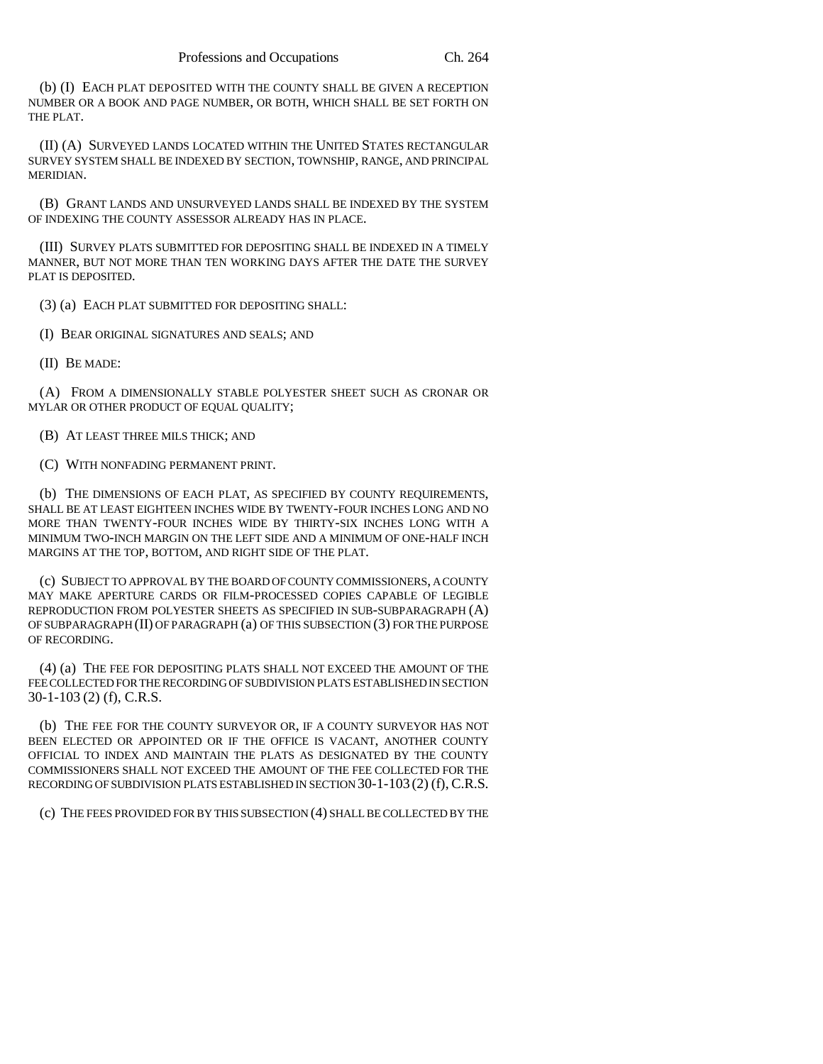(b) (I) EACH PLAT DEPOSITED WITH THE COUNTY SHALL BE GIVEN A RECEPTION NUMBER OR A BOOK AND PAGE NUMBER, OR BOTH, WHICH SHALL BE SET FORTH ON THE PLAT.

(II) (A) SURVEYED LANDS LOCATED WITHIN THE UNITED STATES RECTANGULAR SURVEY SYSTEM SHALL BE INDEXED BY SECTION, TOWNSHIP, RANGE, AND PRINCIPAL MERIDIAN.

(B) GRANT LANDS AND UNSURVEYED LANDS SHALL BE INDEXED BY THE SYSTEM OF INDEXING THE COUNTY ASSESSOR ALREADY HAS IN PLACE.

(III) SURVEY PLATS SUBMITTED FOR DEPOSITING SHALL BE INDEXED IN A TIMELY MANNER, BUT NOT MORE THAN TEN WORKING DAYS AFTER THE DATE THE SURVEY PLAT IS DEPOSITED.

(3) (a) EACH PLAT SUBMITTED FOR DEPOSITING SHALL:

(I) BEAR ORIGINAL SIGNATURES AND SEALS; AND

(II) BE MADE:

(A) FROM A DIMENSIONALLY STABLE POLYESTER SHEET SUCH AS CRONAR OR MYLAR OR OTHER PRODUCT OF EQUAL QUALITY;

(B) AT LEAST THREE MILS THICK; AND

(C) WITH NONFADING PERMANENT PRINT.

(b) THE DIMENSIONS OF EACH PLAT, AS SPECIFIED BY COUNTY REQUIREMENTS, SHALL BE AT LEAST EIGHTEEN INCHES WIDE BY TWENTY-FOUR INCHES LONG AND NO MORE THAN TWENTY-FOUR INCHES WIDE BY THIRTY-SIX INCHES LONG WITH A MINIMUM TWO-INCH MARGIN ON THE LEFT SIDE AND A MINIMUM OF ONE-HALF INCH MARGINS AT THE TOP, BOTTOM, AND RIGHT SIDE OF THE PLAT.

(c) SUBJECT TO APPROVAL BY THE BOARD OF COUNTY COMMISSIONERS, A COUNTY MAY MAKE APERTURE CARDS OR FILM-PROCESSED COPIES CAPABLE OF LEGIBLE REPRODUCTION FROM POLYESTER SHEETS AS SPECIFIED IN SUB-SUBPARAGRAPH (A) OF SUBPARAGRAPH (II) OF PARAGRAPH (a) OF THIS SUBSECTION (3) FOR THE PURPOSE OF RECORDING.

(4) (a) THE FEE FOR DEPOSITING PLATS SHALL NOT EXCEED THE AMOUNT OF THE FEE COLLECTED FOR THE RECORDING OF SUBDIVISION PLATS ESTABLISHED IN SECTION 30-1-103 (2) (f), C.R.S.

(b) THE FEE FOR THE COUNTY SURVEYOR OR, IF A COUNTY SURVEYOR HAS NOT BEEN ELECTED OR APPOINTED OR IF THE OFFICE IS VACANT, ANOTHER COUNTY OFFICIAL TO INDEX AND MAINTAIN THE PLATS AS DESIGNATED BY THE COUNTY COMMISSIONERS SHALL NOT EXCEED THE AMOUNT OF THE FEE COLLECTED FOR THE RECORDING OF SUBDIVISION PLATS ESTABLISHED IN SECTION 30-1-103 (2) (f), C.R.S.

(c) THE FEES PROVIDED FOR BY THIS SUBSECTION (4) SHALL BE COLLECTED BY THE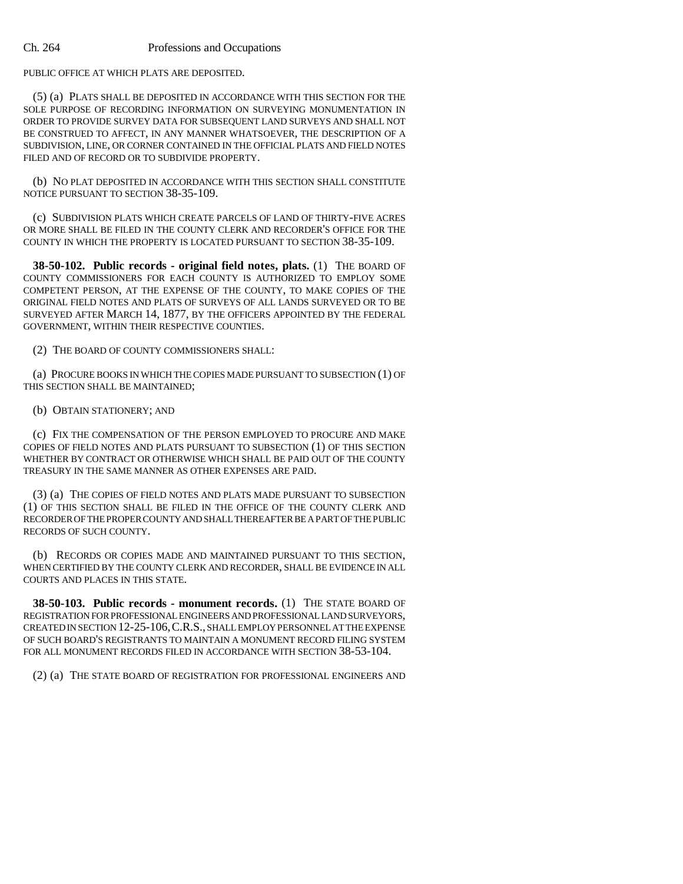PUBLIC OFFICE AT WHICH PLATS ARE DEPOSITED.

(5) (a) PLATS SHALL BE DEPOSITED IN ACCORDANCE WITH THIS SECTION FOR THE SOLE PURPOSE OF RECORDING INFORMATION ON SURVEYING MONUMENTATION IN ORDER TO PROVIDE SURVEY DATA FOR SUBSEQUENT LAND SURVEYS AND SHALL NOT BE CONSTRUED TO AFFECT, IN ANY MANNER WHATSOEVER, THE DESCRIPTION OF A SUBDIVISION, LINE, OR CORNER CONTAINED IN THE OFFICIAL PLATS AND FIELD NOTES FILED AND OF RECORD OR TO SUBDIVIDE PROPERTY.

(b) NO PLAT DEPOSITED IN ACCORDANCE WITH THIS SECTION SHALL CONSTITUTE NOTICE PURSUANT TO SECTION 38-35-109.

(c) SUBDIVISION PLATS WHICH CREATE PARCELS OF LAND OF THIRTY-FIVE ACRES OR MORE SHALL BE FILED IN THE COUNTY CLERK AND RECORDER'S OFFICE FOR THE COUNTY IN WHICH THE PROPERTY IS LOCATED PURSUANT TO SECTION 38-35-109.

**38-50-102. Public records - original field notes, plats.** (1) THE BOARD OF COUNTY COMMISSIONERS FOR EACH COUNTY IS AUTHORIZED TO EMPLOY SOME COMPETENT PERSON, AT THE EXPENSE OF THE COUNTY, TO MAKE COPIES OF THE ORIGINAL FIELD NOTES AND PLATS OF SURVEYS OF ALL LANDS SURVEYED OR TO BE SURVEYED AFTER MARCH 14, 1877, BY THE OFFICERS APPOINTED BY THE FEDERAL GOVERNMENT, WITHIN THEIR RESPECTIVE COUNTIES.

(2) THE BOARD OF COUNTY COMMISSIONERS SHALL:

(a) PROCURE BOOKS IN WHICH THE COPIES MADE PURSUANT TO SUBSECTION (1) OF THIS SECTION SHALL BE MAINTAINED;

(b) OBTAIN STATIONERY; AND

(c) FIX THE COMPENSATION OF THE PERSON EMPLOYED TO PROCURE AND MAKE COPIES OF FIELD NOTES AND PLATS PURSUANT TO SUBSECTION (1) OF THIS SECTION WHETHER BY CONTRACT OR OTHERWISE WHICH SHALL BE PAID OUT OF THE COUNTY TREASURY IN THE SAME MANNER AS OTHER EXPENSES ARE PAID.

(3) (a) THE COPIES OF FIELD NOTES AND PLATS MADE PURSUANT TO SUBSECTION (1) OF THIS SECTION SHALL BE FILED IN THE OFFICE OF THE COUNTY CLERK AND RECORDER OF THE PROPER COUNTY AND SHALL THEREAFTER BE A PART OF THE PUBLIC RECORDS OF SUCH COUNTY.

(b) RECORDS OR COPIES MADE AND MAINTAINED PURSUANT TO THIS SECTION, WHEN CERTIFIED BY THE COUNTY CLERK AND RECORDER, SHALL BE EVIDENCE IN ALL COURTS AND PLACES IN THIS STATE.

**38-50-103. Public records - monument records.** (1) THE STATE BOARD OF REGISTRATION FOR PROFESSIONAL ENGINEERS AND PROFESSIONAL LAND SURVEYORS, CREATED IN SECTION 12-25-106, C.R.S., SHALL EMPLOY PERSONNEL AT THE EXPENSE OF SUCH BOARD'S REGISTRANTS TO MAINTAIN A MONUMENT RECORD FILING SYSTEM FOR ALL MONUMENT RECORDS FILED IN ACCORDANCE WITH SECTION 38-53-104.

(2) (a) THE STATE BOARD OF REGISTRATION FOR PROFESSIONAL ENGINEERS AND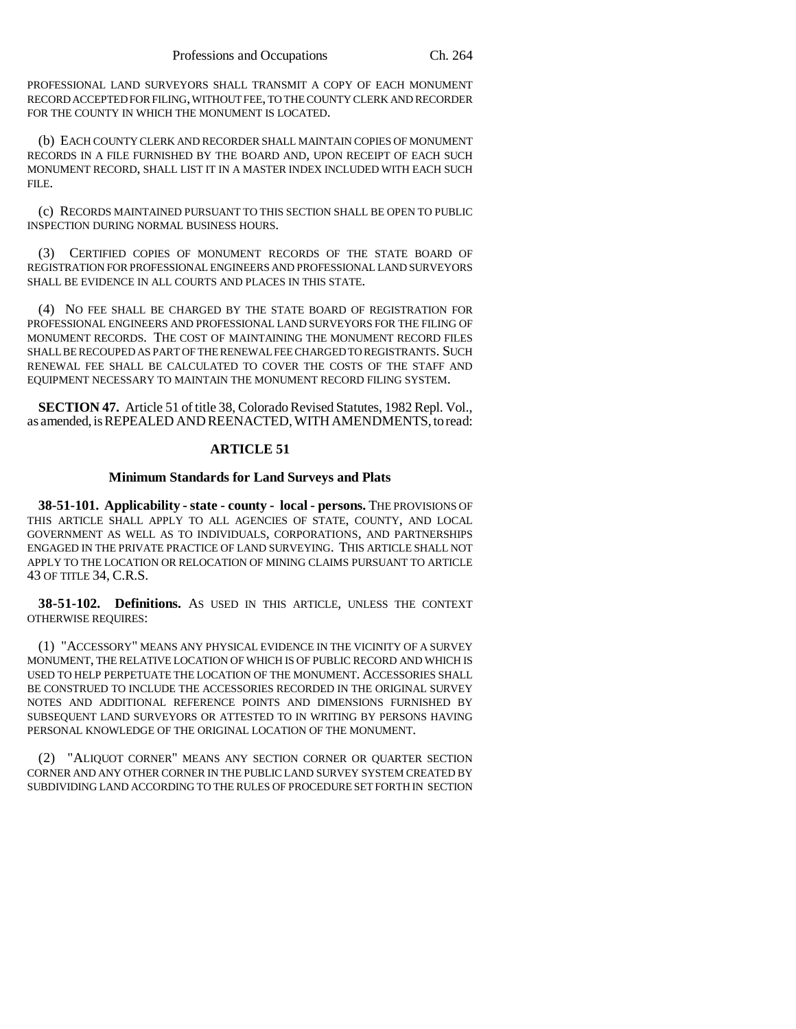PROFESSIONAL LAND SURVEYORS SHALL TRANSMIT A COPY OF EACH MONUMENT RECORD ACCEPTED FOR FILING, WITHOUT FEE, TO THE COUNTY CLERK AND RECORDER FOR THE COUNTY IN WHICH THE MONUMENT IS LOCATED.

(b) EACH COUNTY CLERK AND RECORDER SHALL MAINTAIN COPIES OF MONUMENT RECORDS IN A FILE FURNISHED BY THE BOARD AND, UPON RECEIPT OF EACH SUCH MONUMENT RECORD, SHALL LIST IT IN A MASTER INDEX INCLUDED WITH EACH SUCH FILE.

(c) RECORDS MAINTAINED PURSUANT TO THIS SECTION SHALL BE OPEN TO PUBLIC INSPECTION DURING NORMAL BUSINESS HOURS.

(3) CERTIFIED COPIES OF MONUMENT RECORDS OF THE STATE BOARD OF REGISTRATION FOR PROFESSIONAL ENGINEERS AND PROFESSIONAL LAND SURVEYORS SHALL BE EVIDENCE IN ALL COURTS AND PLACES IN THIS STATE.

(4) NO FEE SHALL BE CHARGED BY THE STATE BOARD OF REGISTRATION FOR PROFESSIONAL ENGINEERS AND PROFESSIONAL LAND SURVEYORS FOR THE FILING OF MONUMENT RECORDS. THE COST OF MAINTAINING THE MONUMENT RECORD FILES SHALL BE RECOUPED AS PART OF THE RENEWAL FEE CHARGED TO REGISTRANTS. SUCH RENEWAL FEE SHALL BE CALCULATED TO COVER THE COSTS OF THE STAFF AND EQUIPMENT NECESSARY TO MAINTAIN THE MONUMENT RECORD FILING SYSTEM.

**SECTION 47.** Article 51 of title 38, Colorado Revised Statutes, 1982 Repl. Vol., as amended, is REPEALED AND REENACTED, WITH AMENDMENTS, to read:

## ARTICLE 51

### Minimum Standards for Land Surveys and Plats

**38-51-101. Applicability - state - county - local - persons.** THE PROVISIONS OF THIS ARTICLE SHALL APPLY TO ALL AGENCIES OF STATE, COUNTY, AND LOCAL GOVERNMENT AS WELL AS TO INDIVIDUALS, CORPORATIONS, AND PARTNERSHIPS ENGAGED IN THE PRIVATE PRACTICE OF LAND SURVEYING. THIS ARTICLE SHALL NOT APPLY TO THE LOCATION OR RELOCATION OF MINING CLAIMS PURSUANT TO ARTICLE 43 OF TITLE 34, C.R.S.

**38-51-102. Definitions.** AS USED IN THIS ARTICLE, UNLESS THE CONTEXT OTHERWISE REQUIRES:

(1) "ACCESSORY" MEANS ANY PHYSICAL EVIDENCE IN THE VICINITY OF A SURVEY MONUMENT, THE RELATIVE LOCATION OF WHICH IS OF PUBLIC RECORD AND WHICH IS USED TO HELP PERPETUATE THE LOCATION OF THE MONUMENT. ACCESSORIES SHALL BE CONSTRUED TO INCLUDE THE ACCESSORIES RECORDED IN THE ORIGINAL SURVEY NOTES AND ADDITIONAL REFERENCE POINTS AND DIMENSIONS FURNISHED BY SUBSEQUENT LAND SURVEYORS OR ATTESTED TO IN WRITING BY PERSONS HAVING PERSONAL KNOWLEDGE OF THE ORIGINAL LOCATION OF THE MONUMENT.

(2) "ALIQUOT CORNER" MEANS ANY SECTION CORNER OR QUARTER SECTION CORNER AND ANY OTHER CORNER IN THE PUBLIC LAND SURVEY SYSTEM CREATED BY SUBDIVIDING LAND ACCORDING TO THE RULES OF PROCEDURE SET FORTH IN SECTION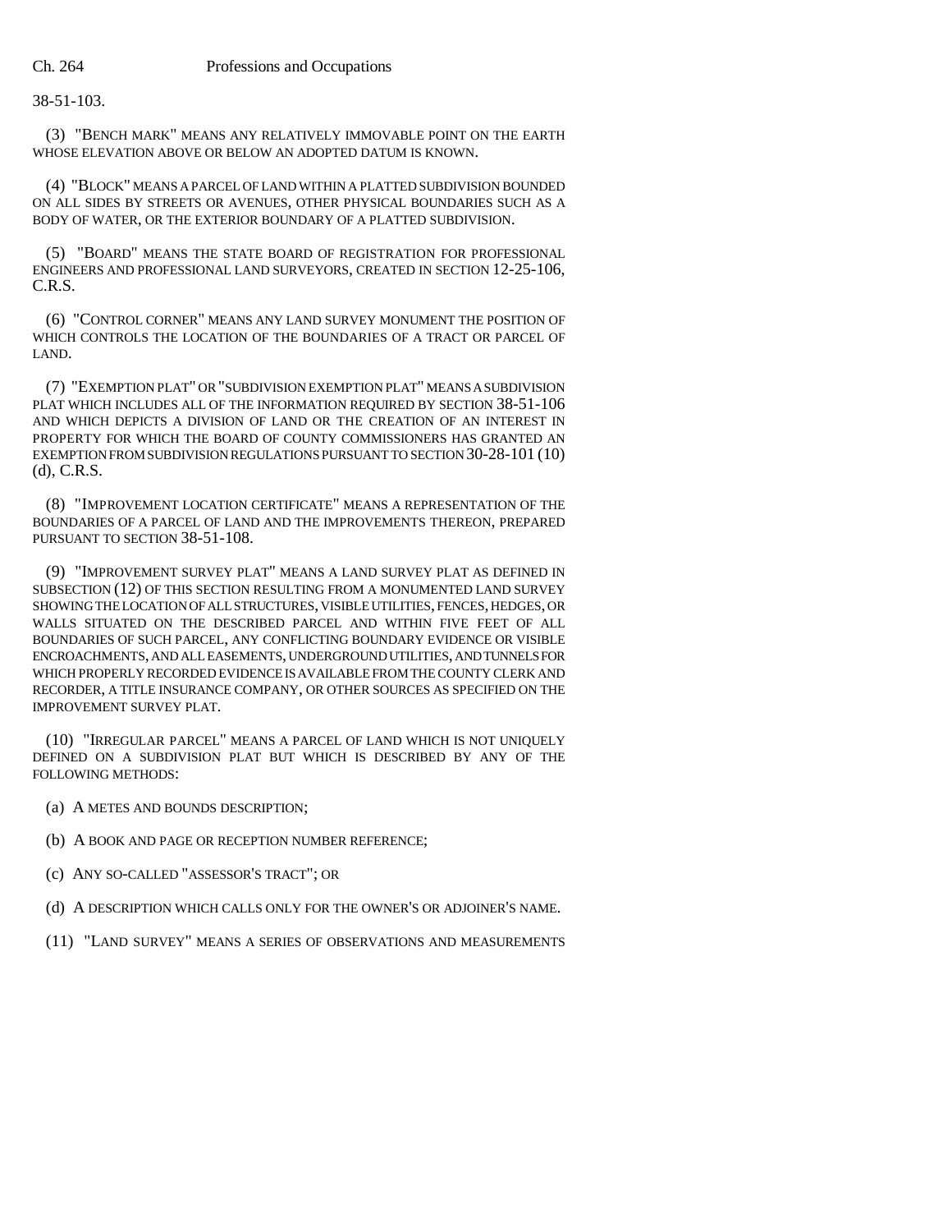38-51-103.

(3) "BENCH MARK" MEANS ANY RELATIVELY IMMOVABLE POINT ON THE EARTH WHOSE ELEVATION ABOVE OR BELOW AN ADOPTED DATUM IS KNOWN.

(4) "BLOCK" MEANS A PARCEL OF LAND WITHIN A PLATTED SUBDIVISION BOUNDED ON ALL SIDES BY STREETS OR AVENUES, OTHER PHYSICAL BOUNDARIES SUCH AS A BODY OF WATER, OR THE EXTERIOR BOUNDARY OF A PLATTED SUBDIVISION.

(5) "BOARD" MEANS THE STATE BOARD OF REGISTRATION FOR PROFESSIONAL ENGINEERS AND PROFESSIONAL LAND SURVEYORS, CREATED IN SECTION 12-25-106, C.R.S.

(6) "CONTROL CORNER" MEANS ANY LAND SURVEY MONUMENT THE POSITION OF WHICH CONTROLS THE LOCATION OF THE BOUNDARIES OF A TRACT OR PARCEL OF LAND.

(7) "EXEMPTION PLAT" OR "SUBDIVISION EXEMPTION PLAT" MEANS A SUBDIVISION PLAT WHICH INCLUDES ALL OF THE INFORMATION REQUIRED BY SECTION 38-51-106 AND WHICH DEPICTS A DIVISION OF LAND OR THE CREATION OF AN INTEREST IN PROPERTY FOR WHICH THE BOARD OF COUNTY COMMISSIONERS HAS GRANTED AN EXEMPTION FROM SUBDIVISION REGULATIONS PURSUANT TO SECTION 30-28-101 (10) (d), C.R.S.

(8) "IMPROVEMENT LOCATION CERTIFICATE" MEANS A REPRESENTATION OF THE BOUNDARIES OF A PARCEL OF LAND AND THE IMPROVEMENTS THEREON, PREPARED PURSUANT TO SECTION 38-51-108.

(9) "IMPROVEMENT SURVEY PLAT" MEANS A LAND SURVEY PLAT AS DEFINED IN SUBSECTION (12) OF THIS SECTION RESULTING FROM A MONUMENTED LAND SURVEY SHOWING THE LOCATION OF ALL STRUCTURES, VISIBLE UTILITIES, FENCES, HEDGES, OR WALLS SITUATED ON THE DESCRIBED PARCEL AND WITHIN FIVE FEET OF ALL BOUNDARIES OF SUCH PARCEL, ANY CONFLICTING BOUNDARY EVIDENCE OR VISIBLE ENCROACHMENTS, AND ALL EASEMENTS, UNDERGROUND UTILITIES, AND TUNNELS FOR WHICH PROPERLY RECORDED EVIDENCE IS AVAILABLE FROM THE COUNTY CLERK AND RECORDER, A TITLE INSURANCE COMPANY, OR OTHER SOURCES AS SPECIFIED ON THE IMPROVEMENT SURVEY PLAT.

(10) "IRREGULAR PARCEL" MEANS A PARCEL OF LAND WHICH IS NOT UNIQUELY DEFINED ON A SUBDIVISION PLAT BUT WHICH IS DESCRIBED BY ANY OF THE FOLLOWING METHODS:

(a) A METES AND BOUNDS DESCRIPTION;

(b) A BOOK AND PAGE OR RECEPTION NUMBER REFERENCE;

(c) ANY SO-CALLED "ASSESSOR'S TRACT"; OR

(d) A DESCRIPTION WHICH CALLS ONLY FOR THE OWNER'S OR ADJOINER'S NAME.

(11) "LAND SURVEY" MEANS A SERIES OF OBSERVATIONS AND MEASUREMENTS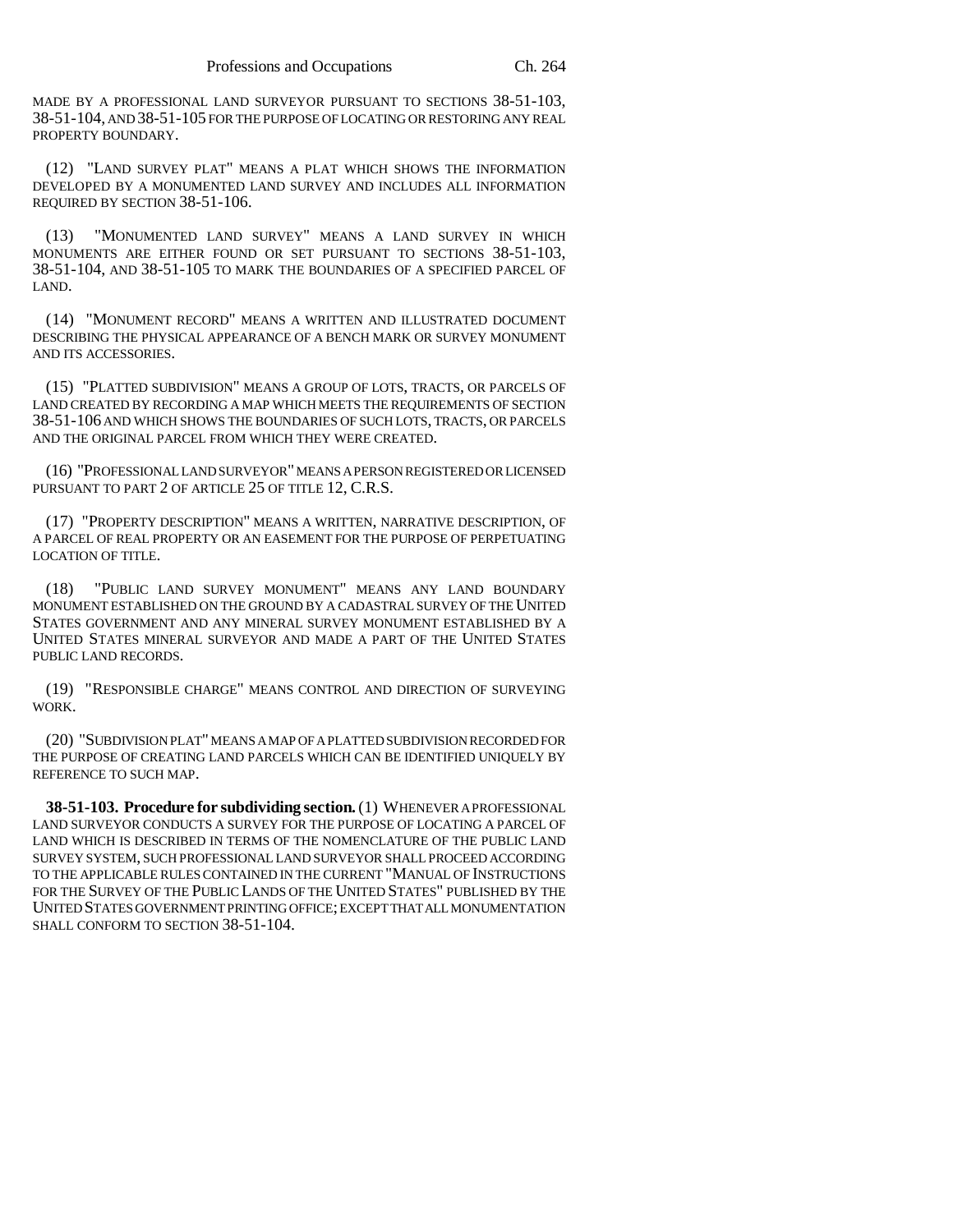MADE BY A PROFESSIONAL LAND SURVEYOR PURSUANT TO SECTIONS 38-51-103, 38-51-104, AND 38-51-105 FOR THE PURPOSE OF LOCATING OR RESTORING ANY REAL PROPERTY BOUNDARY.

(12) "LAND SURVEY PLAT" MEANS A PLAT WHICH SHOWS THE INFORMATION DEVELOPED BY A MONUMENTED LAND SURVEY AND INCLUDES ALL INFORMATION REQUIRED BY SECTION 38-51-106.

(13) "MONUMENTED LAND SURVEY" MEANS A LAND SURVEY IN WHICH MONUMENTS ARE EITHER FOUND OR SET PURSUANT TO SECTIONS 38-51-103, 38-51-104, AND 38-51-105 TO MARK THE BOUNDARIES OF A SPECIFIED PARCEL OF LAND.

(14) "MONUMENT RECORD" MEANS A WRITTEN AND ILLUSTRATED DOCUMENT DESCRIBING THE PHYSICAL APPEARANCE OF A BENCH MARK OR SURVEY MONUMENT AND ITS ACCESSORIES.

(15) "PLATTED SUBDIVISION" MEANS A GROUP OF LOTS, TRACTS, OR PARCELS OF LAND CREATED BY RECORDING A MAP WHICH MEETS THE REQUIREMENTS OF SECTION 38-51-106 AND WHICH SHOWS THE BOUNDARIES OF SUCH LOTS, TRACTS, OR PARCELS AND THE ORIGINAL PARCEL FROM WHICH THEY WERE CREATED.

(16) "PROFESSIONAL LAND SURVEYOR" MEANS A PERSON REGISTERED OR LICENSED PURSUANT TO PART 2 OF ARTICLE 25 OF TITLE 12, C.R.S.

(17) "PROPERTY DESCRIPTION" MEANS A WRITTEN, NARRATIVE DESCRIPTION, OF A PARCEL OF REAL PROPERTY OR AN EASEMENT FOR THE PURPOSE OF PERPETUATING LOCATION OF TITLE.

(18) "PUBLIC LAND SURVEY MONUMENT" MEANS ANY LAND BOUNDARY MONUMENT ESTABLISHED ON THE GROUND BY A CADASTRAL SURVEY OF THE UNITED STATES GOVERNMENT AND ANY MINERAL SURVEY MONUMENT ESTABLISHED BY A UNITED STATES MINERAL SURVEYOR AND MADE A PART OF THE UNITED STATES PUBLIC LAND RECORDS.

(19) "RESPONSIBLE CHARGE" MEANS CONTROL AND DIRECTION OF SURVEYING WORK.

(20) "SUBDIVISION PLAT" MEANS A MAP OF A PLATTED SUBDIVISION RECORDED FOR THE PURPOSE OF CREATING LAND PARCELS WHICH CAN BE IDENTIFIED UNIQUELY BY REFERENCE TO SUCH MAP.

**38-51-103. Procedure for subdividing section.** (1) WHENEVER A PROFESSIONAL LAND SURVEYOR CONDUCTS A SURVEY FOR THE PURPOSE OF LOCATING A PARCEL OF LAND WHICH IS DESCRIBED IN TERMS OF THE NOMENCLATURE OF THE PUBLIC LAND SURVEY SYSTEM, SUCH PROFESSIONAL LAND SURVEYOR SHALL PROCEED ACCORDING TO THE APPLICABLE RULES CONTAINED IN THE CURRENT "MANUAL OF INSTRUCTIONS FOR THE SURVEY OF THE PUBLIC LANDS OF THE UNITED STATES" PUBLISHED BY THE UNITED STATES GOVERNMENT PRINTING OFFICE; EXCEPT THAT ALL MONUMENTATION SHALL CONFORM TO SECTION 38-51-104.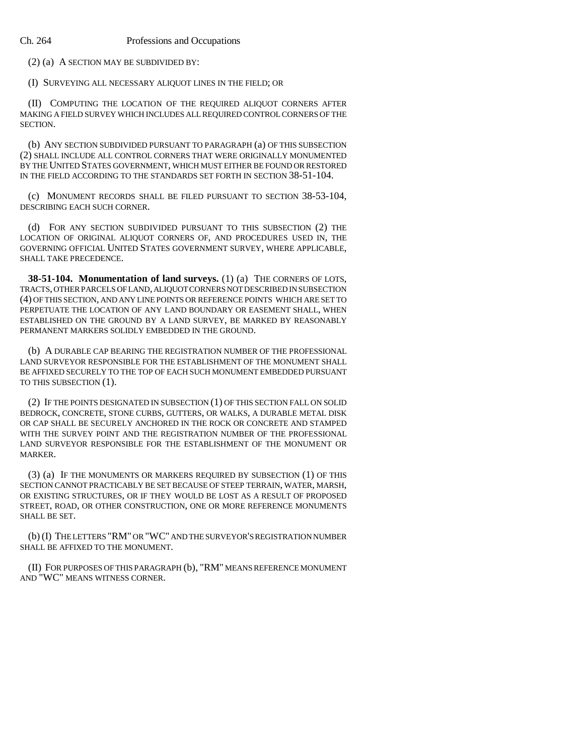(2) (a) A SECTION MAY BE SUBDIVIDED BY:

(I) SURVEYING ALL NECESSARY ALIQUOT LINES IN THE FIELD; OR

(II) COMPUTING THE LOCATION OF THE REQUIRED ALIQUOT CORNERS AFTER MAKING A FIELD SURVEY WHICH INCLUDES ALL REQUIRED CONTROL CORNERS OF THE SECTION.

(b) ANY SECTION SUBDIVIDED PURSUANT TO PARAGRAPH (a) OF THIS SUBSECTION (2) SHALL INCLUDE ALL CONTROL CORNERS THAT WERE ORIGINALLY MONUMENTED BY THE UNITED STATES GOVERNMENT, WHICH MUST EITHER BE FOUND OR RESTORED IN THE FIELD ACCORDING TO THE STANDARDS SET FORTH IN SECTION 38-51-104.

(c) MONUMENT RECORDS SHALL BE FILED PURSUANT TO SECTION 38-53-104, DESCRIBING EACH SUCH CORNER.

(d) FOR ANY SECTION SUBDIVIDED PURSUANT TO THIS SUBSECTION (2) THE LOCATION OF ORIGINAL ALIQUOT CORNERS OF, AND PROCEDURES USED IN, THE GOVERNING OFFICIAL UNITED STATES GOVERNMENT SURVEY, WHERE APPLICABLE, SHALL TAKE PRECEDENCE.

**38-51-104. Monumentation of land surveys.** (1) (a) THE CORNERS OF LOTS, TRACTS, OTHER PARCELS OF LAND, ALIQUOT CORNERS NOT DESCRIBED IN SUBSECTION (4) OF THIS SECTION, AND ANY LINE POINTS OR REFERENCE POINTS WHICH ARE SET TO PERPETUATE THE LOCATION OF ANY LAND BOUNDARY OR EASEMENT SHALL, WHEN ESTABLISHED ON THE GROUND BY A LAND SURVEY, BE MARKED BY REASONABLY PERMANENT MARKERS SOLIDLY EMBEDDED IN THE GROUND.

(b) A DURABLE CAP BEARING THE REGISTRATION NUMBER OF THE PROFESSIONAL LAND SURVEYOR RESPONSIBLE FOR THE ESTABLISHMENT OF THE MONUMENT SHALL BE AFFIXED SECURELY TO THE TOP OF EACH SUCH MONUMENT EMBEDDED PURSUANT TO THIS SUBSECTION (1).

(2) IF THE POINTS DESIGNATED IN SUBSECTION (1) OF THIS SECTION FALL ON SOLID BEDROCK, CONCRETE, STONE CURBS, GUTTERS, OR WALKS, A DURABLE METAL DISK OR CAP SHALL BE SECURELY ANCHORED IN THE ROCK OR CONCRETE AND STAMPED WITH THE SURVEY POINT AND THE REGISTRATION NUMBER OF THE PROFESSIONAL LAND SURVEYOR RESPONSIBLE FOR THE ESTABLISHMENT OF THE MONUMENT OR MARKER.

(3) (a) IF THE MONUMENTS OR MARKERS REQUIRED BY SUBSECTION (1) OF THIS SECTION CANNOT PRACTICABLY BE SET BECAUSE OF STEEP TERRAIN, WATER, MARSH, OR EXISTING STRUCTURES, OR IF THEY WOULD BE LOST AS A RESULT OF PROPOSED STREET, ROAD, OR OTHER CONSTRUCTION, ONE OR MORE REFERENCE MONUMENTS SHALL BE SET.

(b) (I) THE LETTERS "RM" OR "WC" AND THE SURVEYOR'S REGISTRATION NUMBER SHALL BE AFFIXED TO THE MONUMENT.

(II) FOR PURPOSES OF THIS PARAGRAPH (b), "RM" MEANS REFERENCE MONUMENT AND "WC" MEANS WITNESS CORNER.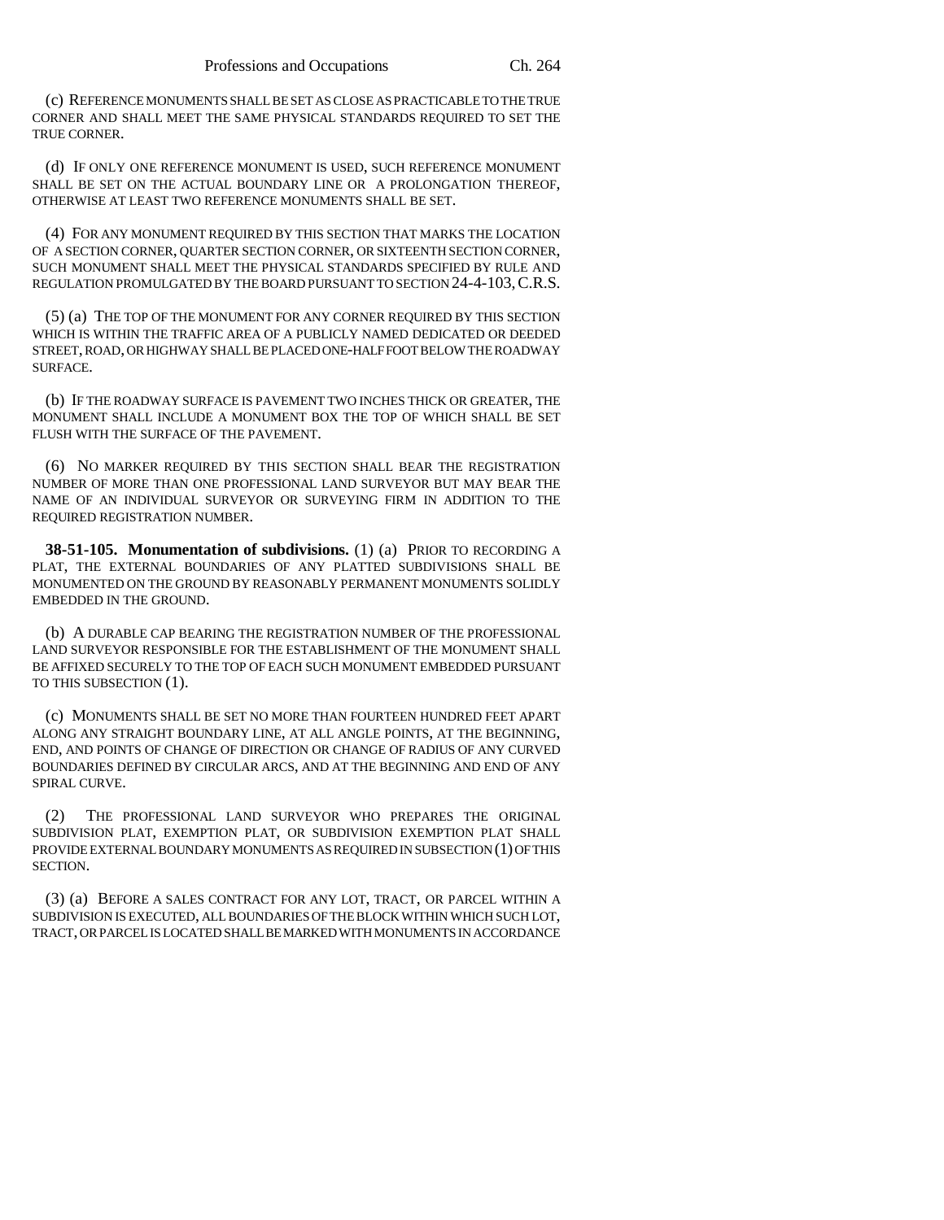(c) REFERENCE MONUMENTS SHALL BE SET AS CLOSE AS PRACTICABLE TO THE TRUE CORNER AND SHALL MEET THE SAME PHYSICAL STANDARDS REQUIRED TO SET THE TRUE CORNER.

(d) IF ONLY ONE REFERENCE MONUMENT IS USED, SUCH REFERENCE MONUMENT SHALL BE SET ON THE ACTUAL BOUNDARY LINE OR A PROLONGATION THEREOF, OTHERWISE AT LEAST TWO REFERENCE MONUMENTS SHALL BE SET.

(4) FOR ANY MONUMENT REQUIRED BY THIS SECTION THAT MARKS THE LOCATION OF A SECTION CORNER, QUARTER SECTION CORNER, OR SIXTEENTH SECTION CORNER, SUCH MONUMENT SHALL MEET THE PHYSICAL STANDARDS SPECIFIED BY RULE AND REGULATION PROMULGATED BY THE BOARD PURSUANT TO SECTION 24-4-103, C.R.S.

(5) (a) THE TOP OF THE MONUMENT FOR ANY CORNER REQUIRED BY THIS SECTION WHICH IS WITHIN THE TRAFFIC AREA OF A PUBLICLY NAMED DEDICATED OR DEEDED STREET, ROAD, OR HIGHWAY SHALL BE PLACED ONE-HALF FOOT BELOW THE ROADWAY SURFACE.

(b) IF THE ROADWAY SURFACE IS PAVEMENT TWO INCHES THICK OR GREATER, THE MONUMENT SHALL INCLUDE A MONUMENT BOX THE TOP OF WHICH SHALL BE SET FLUSH WITH THE SURFACE OF THE PAVEMENT.

(6) NO MARKER REQUIRED BY THIS SECTION SHALL BEAR THE REGISTRATION NUMBER OF MORE THAN ONE PROFESSIONAL LAND SURVEYOR BUT MAY BEAR THE NAME OF AN INDIVIDUAL SURVEYOR OR SURVEYING FIRM IN ADDITION TO THE REQUIRED REGISTRATION NUMBER.

**38-51-105. Monumentation of subdivisions.** (1) (a) PRIOR TO RECORDING A PLAT, THE EXTERNAL BOUNDARIES OF ANY PLATTED SUBDIVISIONS SHALL BE MONUMENTED ON THE GROUND BY REASONABLY PERMANENT MONUMENTS SOLIDLY EMBEDDED IN THE GROUND.

(b) A DURABLE CAP BEARING THE REGISTRATION NUMBER OF THE PROFESSIONAL LAND SURVEYOR RESPONSIBLE FOR THE ESTABLISHMENT OF THE MONUMENT SHALL BE AFFIXED SECURELY TO THE TOP OF EACH SUCH MONUMENT EMBEDDED PURSUANT TO THIS SUBSECTION (1).

(c) MONUMENTS SHALL BE SET NO MORE THAN FOURTEEN HUNDRED FEET APART ALONG ANY STRAIGHT BOUNDARY LINE, AT ALL ANGLE POINTS, AT THE BEGINNING, END, AND POINTS OF CHANGE OF DIRECTION OR CHANGE OF RADIUS OF ANY CURVED BOUNDARIES DEFINED BY CIRCULAR ARCS, AND AT THE BEGINNING AND END OF ANY SPIRAL CURVE.

(2) THE PROFESSIONAL LAND SURVEYOR WHO PREPARES THE ORIGINAL SUBDIVISION PLAT, EXEMPTION PLAT, OR SUBDIVISION EXEMPTION PLAT SHALL PROVIDE EXTERNAL BOUNDARY MONUMENTS AS REQUIRED IN SUBSECTION (1) OF THIS SECTION.

(3) (a) BEFORE A SALES CONTRACT FOR ANY LOT, TRACT, OR PARCEL WITHIN A SUBDIVISION IS EXECUTED, ALL BOUNDARIES OF THE BLOCK WITHIN WHICH SUCH LOT, TRACT, OR PARCEL IS LOCATED SHALL BE MARKED WITH MONUMENTS IN ACCORDANCE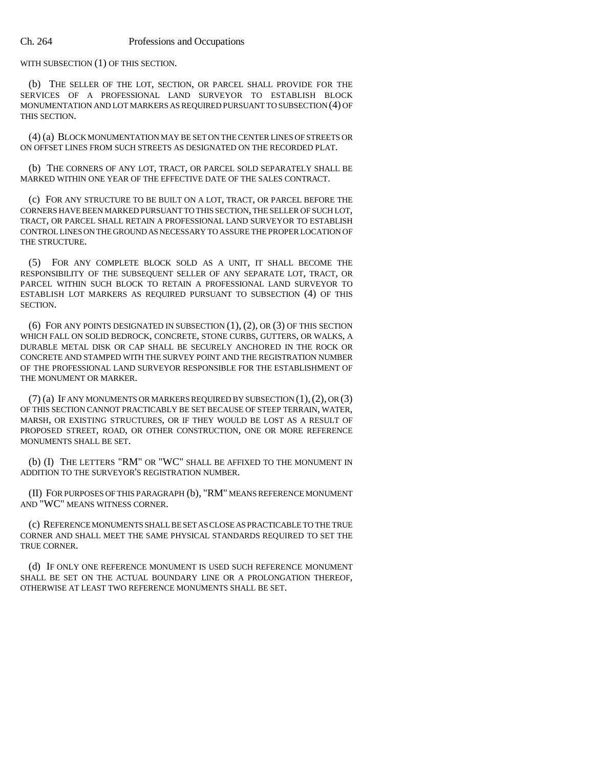WITH SUBSECTION (1) OF THIS SECTION.

(b) THE SELLER OF THE LOT, SECTION, OR PARCEL SHALL PROVIDE FOR THE SERVICES OF A PROFESSIONAL LAND SURVEYOR TO ESTABLISH BLOCK MONUMENTATION AND LOT MARKERS AS REQUIRED PURSUANT TO SUBSECTION (4) OF THIS SECTION.

(4) (a) BLOCK MONUMENTATION MAY BE SET ON THE CENTER LINES OF STREETS OR ON OFFSET LINES FROM SUCH STREETS AS DESIGNATED ON THE RECORDED PLAT.

(b) THE CORNERS OF ANY LOT, TRACT, OR PARCEL SOLD SEPARATELY SHALL BE MARKED WITHIN ONE YEAR OF THE EFFECTIVE DATE OF THE SALES CONTRACT.

(c) FOR ANY STRUCTURE TO BE BUILT ON A LOT, TRACT, OR PARCEL BEFORE THE CORNERS HAVE BEEN MARKED PURSUANT TO THIS SECTION, THE SELLER OF SUCH LOT, TRACT, OR PARCEL SHALL RETAIN A PROFESSIONAL LAND SURVEYOR TO ESTABLISH CONTROL LINES ON THE GROUND AS NECESSARY TO ASSURE THE PROPER LOCATION OF THE STRUCTURE.

(5) FOR ANY COMPLETE BLOCK SOLD AS A UNIT, IT SHALL BECOME THE RESPONSIBILITY OF THE SUBSEQUENT SELLER OF ANY SEPARATE LOT, TRACT, OR PARCEL WITHIN SUCH BLOCK TO RETAIN A PROFESSIONAL LAND SURVEYOR TO ESTABLISH LOT MARKERS AS REQUIRED PURSUANT TO SUBSECTION (4) OF THIS SECTION.

(6) FOR ANY POINTS DESIGNATED IN SUBSECTION (1), (2), OR (3) OF THIS SECTION WHICH FALL ON SOLID BEDROCK, CONCRETE, STONE CURBS, GUTTERS, OR WALKS, A DURABLE METAL DISK OR CAP SHALL BE SECURELY ANCHORED IN THE ROCK OR CONCRETE AND STAMPED WITH THE SURVEY POINT AND THE REGISTRATION NUMBER OF THE PROFESSIONAL LAND SURVEYOR RESPONSIBLE FOR THE ESTABLISHMENT OF THE MONUMENT OR MARKER.

(7) (a) IF ANY MONUMENTS OR MARKERS REQUIRED BY SUBSECTION (1), (2), OR (3) OF THIS SECTION CANNOT PRACTICABLY BE SET BECAUSE OF STEEP TERRAIN, WATER, MARSH, OR EXISTING STRUCTURES, OR IF THEY WOULD BE LOST AS A RESULT OF PROPOSED STREET, ROAD, OR OTHER CONSTRUCTION, ONE OR MORE REFERENCE MONUMENTS SHALL BE SET.

(b) (I) THE LETTERS "RM" OR "WC" SHALL BE AFFIXED TO THE MONUMENT IN ADDITION TO THE SURVEYOR'S REGISTRATION NUMBER.

(II) FOR PURPOSES OF THIS PARAGRAPH (b), "RM" MEANS REFERENCE MONUMENT AND "WC" MEANS WITNESS CORNER.

(c) REFERENCE MONUMENTS SHALL BE SET AS CLOSE AS PRACTICABLE TO THE TRUE CORNER AND SHALL MEET THE SAME PHYSICAL STANDARDS REQUIRED TO SET THE TRUE CORNER.

(d) IF ONLY ONE REFERENCE MONUMENT IS USED SUCH REFERENCE MONUMENT SHALL BE SET ON THE ACTUAL BOUNDARY LINE OR A PROLONGATION THEREOF, OTHERWISE AT LEAST TWO REFERENCE MONUMENTS SHALL BE SET.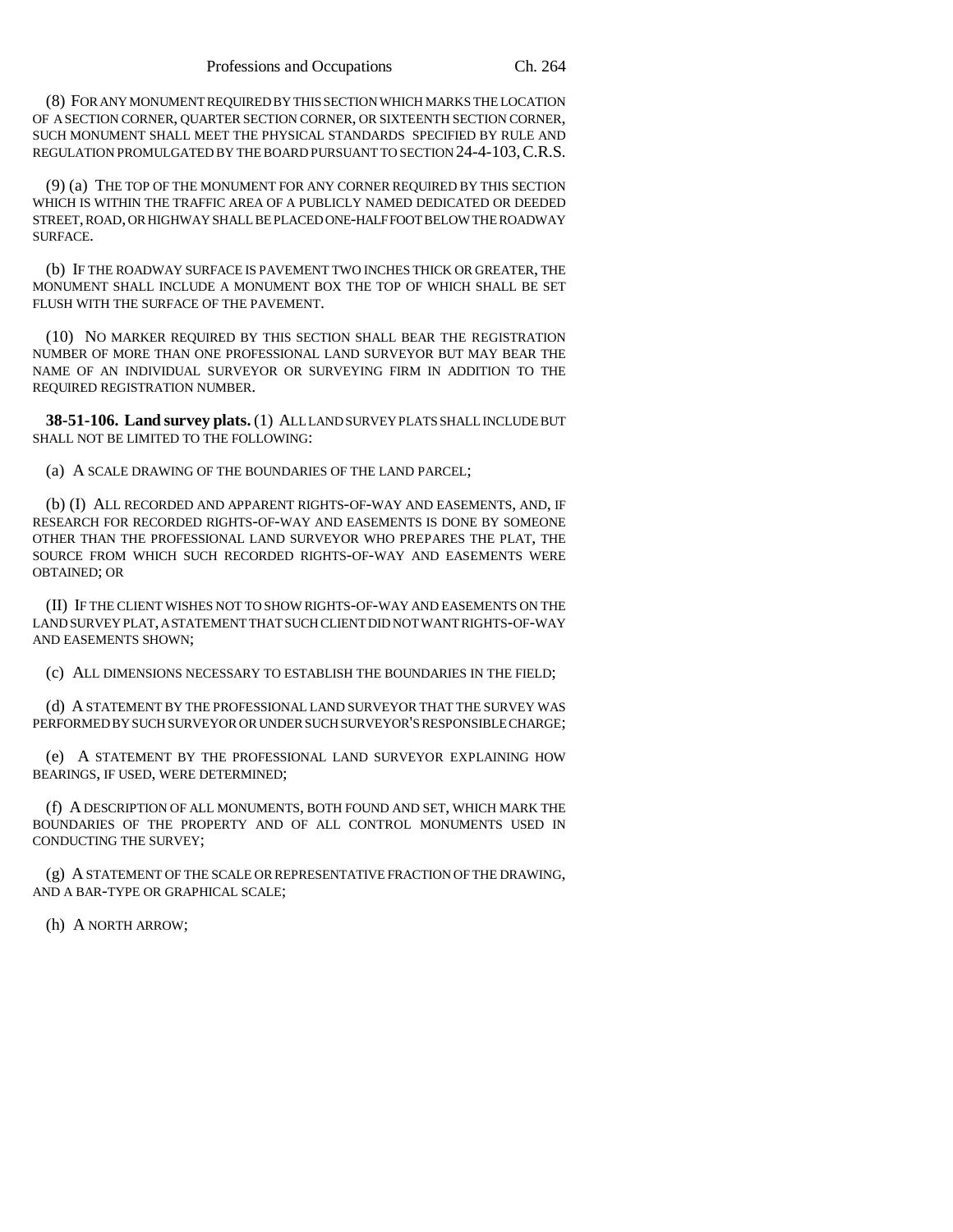(8) FOR ANY MONUMENT REQUIRED BY THIS SECTION WHICH MARKS THE LOCATION OF A SECTION CORNER, QUARTER SECTION CORNER, OR SIXTEENTH SECTION CORNER, SUCH MONUMENT SHALL MEET THE PHYSICAL STANDARDS SPECIFIED BY RULE AND REGULATION PROMULGATED BY THE BOARD PURSUANT TO SECTION 24-4-103, C.R.S.

(9) (a) THE TOP OF THE MONUMENT FOR ANY CORNER REQUIRED BY THIS SECTION WHICH IS WITHIN THE TRAFFIC AREA OF A PUBLICLY NAMED DEDICATED OR DEEDED STREET, ROAD, OR HIGHWAY SHALL BE PLACED ONE-HALF FOOT BELOW THE ROADWAY SURFACE.

(b) IF THE ROADWAY SURFACE IS PAVEMENT TWO INCHES THICK OR GREATER, THE MONUMENT SHALL INCLUDE A MONUMENT BOX THE TOP OF WHICH SHALL BE SET FLUSH WITH THE SURFACE OF THE PAVEMENT.

(10) NO MARKER REQUIRED BY THIS SECTION SHALL BEAR THE REGISTRATION NUMBER OF MORE THAN ONE PROFESSIONAL LAND SURVEYOR BUT MAY BEAR THE NAME OF AN INDIVIDUAL SURVEYOR OR SURVEYING FIRM IN ADDITION TO THE REQUIRED REGISTRATION NUMBER.

**38-51-106. Land survey plats.** (1) ALL LAND SURVEY PLATS SHALL INCLUDE BUT SHALL NOT BE LIMITED TO THE FOLLOWING:

(a) A SCALE DRAWING OF THE BOUNDARIES OF THE LAND PARCEL;

(b) (I) ALL RECORDED AND APPARENT RIGHTS-OF-WAY AND EASEMENTS, AND, IF RESEARCH FOR RECORDED RIGHTS-OF-WAY AND EASEMENTS IS DONE BY SOMEONE OTHER THAN THE PROFESSIONAL LAND SURVEYOR WHO PREPARES THE PLAT, THE SOURCE FROM WHICH SUCH RECORDED RIGHTS-OF-WAY AND EASEMENTS WERE OBTAINED; OR

(II) IF THE CLIENT WISHES NOT TO SHOW RIGHTS-OF-WAY AND EASEMENTS ON THE LAND SURVEY PLAT, A STATEMENT THAT SUCH CLIENT DID NOT WANT RIGHTS-OF-WAY AND EASEMENTS SHOWN;

(c) ALL DIMENSIONS NECESSARY TO ESTABLISH THE BOUNDARIES IN THE FIELD;

(d) A STATEMENT BY THE PROFESSIONAL LAND SURVEYOR THAT THE SURVEY WAS PERFORMED BY SUCH SURVEYOR OR UNDER SUCH SURVEYOR'S RESPONSIBLE CHARGE;

(e) A STATEMENT BY THE PROFESSIONAL LAND SURVEYOR EXPLAINING HOW BEARINGS, IF USED, WERE DETERMINED;

(f) A DESCRIPTION OF ALL MONUMENTS, BOTH FOUND AND SET, WHICH MARK THE BOUNDARIES OF THE PROPERTY AND OF ALL CONTROL MONUMENTS USED IN CONDUCTING THE SURVEY;

(g) A STATEMENT OF THE SCALE OR REPRESENTATIVE FRACTION OF THE DRAWING, AND A BAR-TYPE OR GRAPHICAL SCALE;

(h) A NORTH ARROW;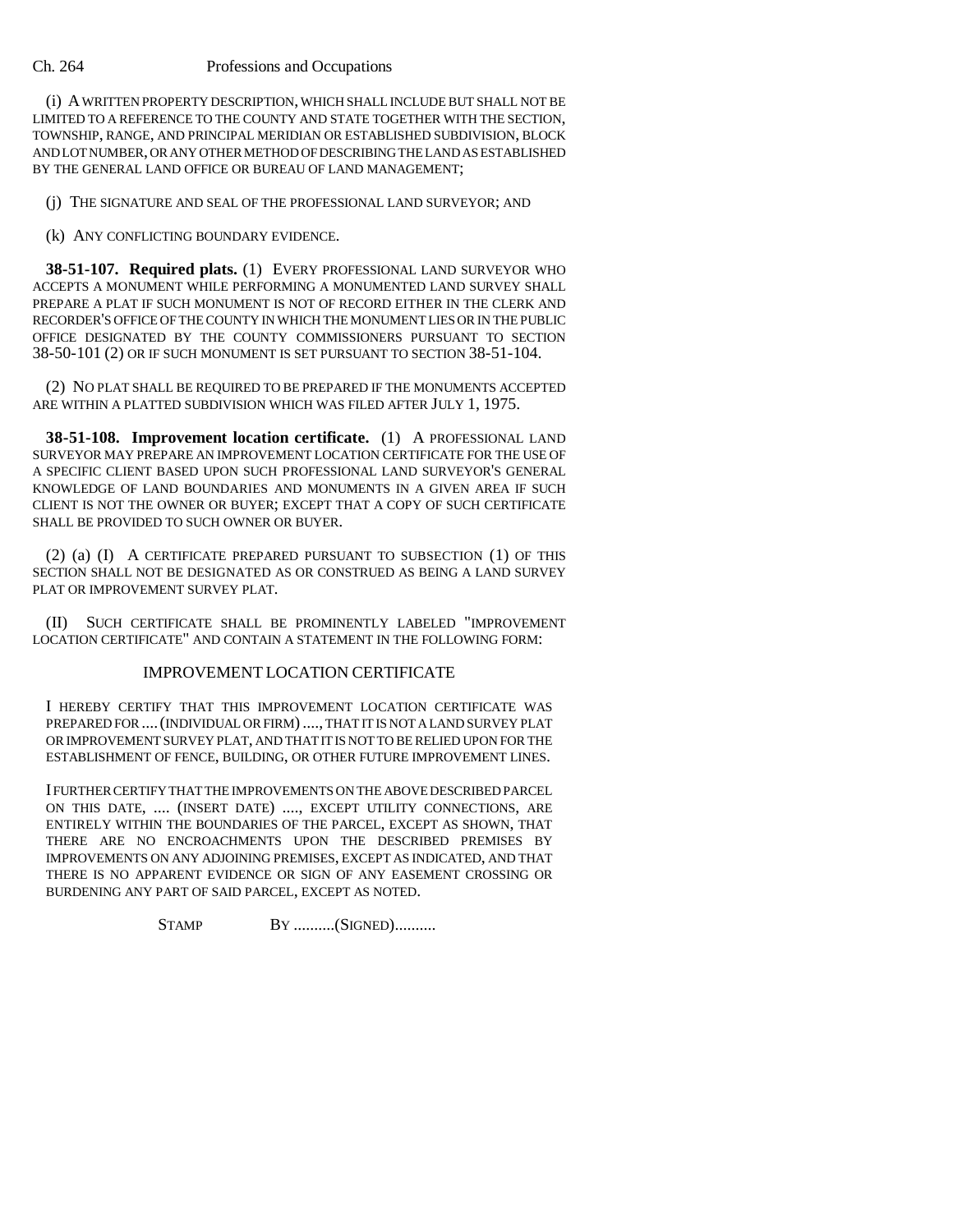(i) A WRITTEN PROPERTY DESCRIPTION, WHICH SHALL INCLUDE BUT SHALL NOT BE LIMITED TO A REFERENCE TO THE COUNTY AND STATE TOGETHER WITH THE SECTION, TOWNSHIP, RANGE, AND PRINCIPAL MERIDIAN OR ESTABLISHED SUBDIVISION, BLOCK AND LOT NUMBER, OR ANY OTHER METHOD OF DESCRIBING THE LAND AS ESTABLISHED BY THE GENERAL LAND OFFICE OR BUREAU OF LAND MANAGEMENT;

(j) THE SIGNATURE AND SEAL OF THE PROFESSIONAL LAND SURVEYOR; AND

(k) ANY CONFLICTING BOUNDARY EVIDENCE.

**38-51-107. Required plats.** (1) EVERY PROFESSIONAL LAND SURVEYOR WHO ACCEPTS A MONUMENT WHILE PERFORMING A MONUMENTED LAND SURVEY SHALL PREPARE A PLAT IF SUCH MONUMENT IS NOT OF RECORD EITHER IN THE CLERK AND RECORDER'S OFFICE OF THE COUNTY IN WHICH THE MONUMENT LIES OR IN THE PUBLIC OFFICE DESIGNATED BY THE COUNTY COMMISSIONERS PURSUANT TO SECTION 38-50-101 (2) OR IF SUCH MONUMENT IS SET PURSUANT TO SECTION 38-51-104.

(2) NO PLAT SHALL BE REQUIRED TO BE PREPARED IF THE MONUMENTS ACCEPTED ARE WITHIN A PLATTED SUBDIVISION WHICH WAS FILED AFTER JULY 1, 1975.

**38-51-108. Improvement location certificate.** (1) A PROFESSIONAL LAND SURVEYOR MAY PREPARE AN IMPROVEMENT LOCATION CERTIFICATE FOR THE USE OF A SPECIFIC CLIENT BASED UPON SUCH PROFESSIONAL LAND SURVEYOR'S GENERAL KNOWLEDGE OF LAND BOUNDARIES AND MONUMENTS IN A GIVEN AREA IF SUCH CLIENT IS NOT THE OWNER OR BUYER; EXCEPT THAT A COPY OF SUCH CERTIFICATE SHALL BE PROVIDED TO SUCH OWNER OR BUYER.

(2) (a) (I) A CERTIFICATE PREPARED PURSUANT TO SUBSECTION (1) OF THIS SECTION SHALL NOT BE DESIGNATED AS OR CONSTRUED AS BEING A LAND SURVEY PLAT OR IMPROVEMENT SURVEY PLAT.

(II) SUCH CERTIFICATE SHALL BE PROMINENTLY LABELED "IMPROVEMENT LOCATION CERTIFICATE" AND CONTAIN A STATEMENT IN THE FOLLOWING FORM:

IMPROVEMENT LOCATION CERTIFICATE

I HEREBY CERTIFY THAT THIS IMPROVEMENT LOCATION CERTIFICATE WAS PREPARED FOR .... (INDIVIDUAL OR FIRM) ...., THAT IT IS NOT A LAND SURVEY PLAT OR IMPROVEMENT SURVEY PLAT, AND THAT IT IS NOT TO BE RELIED UPON FOR THE ESTABLISHMENT OF FENCE, BUILDING, OR OTHER FUTURE IMPROVEMENT LINES.

I FURTHER CERTIFY THAT THE IMPROVEMENTS ON THE ABOVE DESCRIBED PARCEL ON THIS DATE, .... (INSERT DATE) ...., EXCEPT UTILITY CONNECTIONS, ARE ENTIRELY WITHIN THE BOUNDARIES OF THE PARCEL, EXCEPT AS SHOWN, THAT THERE ARE NO ENCROACHMENTS UPON THE DESCRIBED PREMISES BY IMPROVEMENTS ON ANY ADJOINING PREMISES, EXCEPT AS INDICATED, AND THAT THERE IS NO APPARENT EVIDENCE OR SIGN OF ANY EASEMENT CROSSING OR BURDENING ANY PART OF SAID PARCEL, EXCEPT AS NOTED.

STAMP BY ..........(SIGNED)..........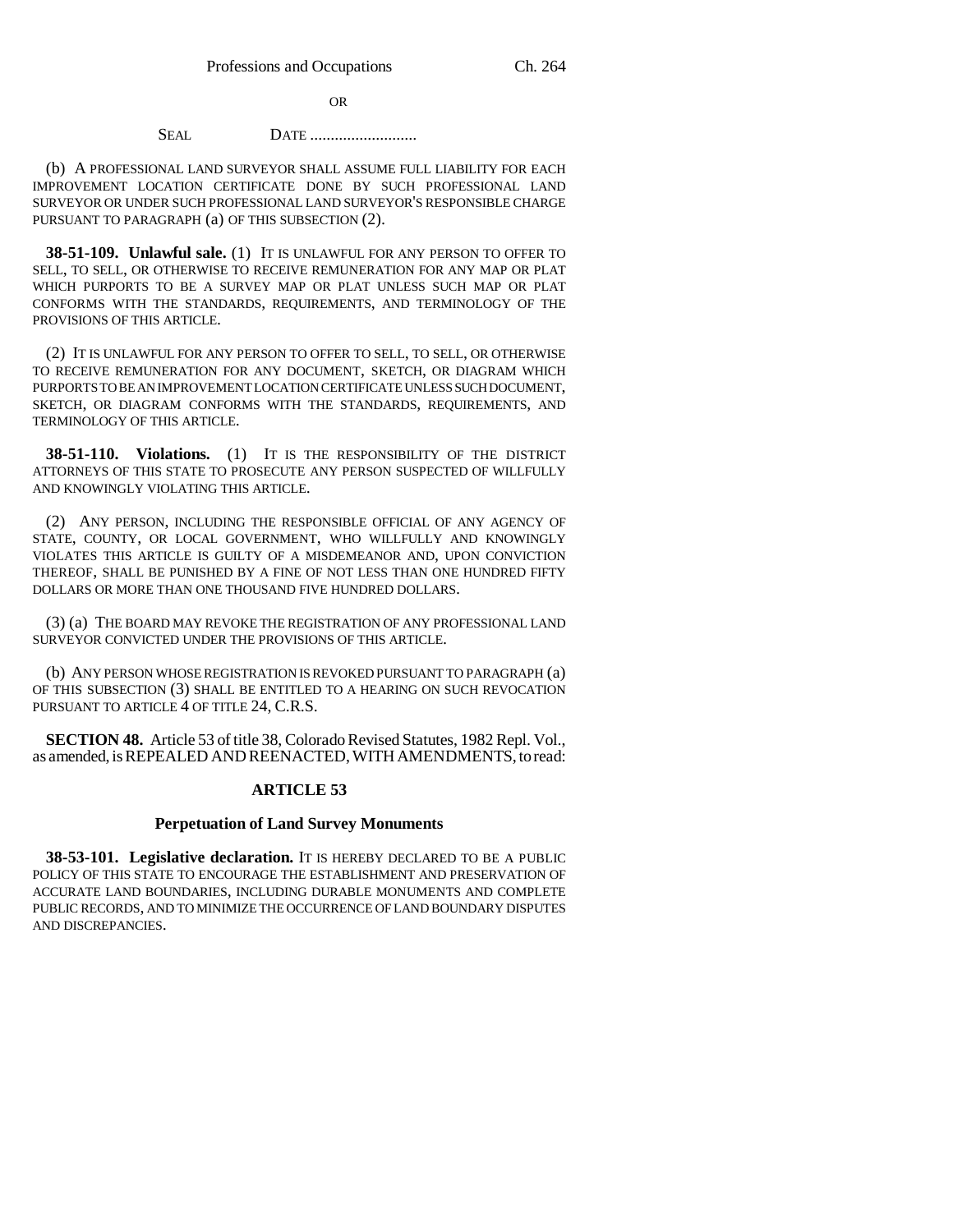OR

SEAL DATE ..........................

(b) A PROFESSIONAL LAND SURVEYOR SHALL ASSUME FULL LIABILITY FOR EACH IMPROVEMENT LOCATION CERTIFICATE DONE BY SUCH PROFESSIONAL LAND SURVEYOR OR UNDER SUCH PROFESSIONAL LAND SURVEYOR'S RESPONSIBLE CHARGE PURSUANT TO PARAGRAPH (a) OF THIS SUBSECTION (2).

**38-51-109. Unlawful sale.** (1) IT IS UNLAWFUL FOR ANY PERSON TO OFFER TO SELL, TO SELL, OR OTHERWISE TO RECEIVE REMUNERATION FOR ANY MAP OR PLAT WHICH PURPORTS TO BE A SURVEY MAP OR PLAT UNLESS SUCH MAP OR PLAT CONFORMS WITH THE STANDARDS, REQUIREMENTS, AND TERMINOLOGY OF THE PROVISIONS OF THIS ARTICLE.

(2) IT IS UNLAWFUL FOR ANY PERSON TO OFFER TO SELL, TO SELL, OR OTHERWISE TO RECEIVE REMUNERATION FOR ANY DOCUMENT, SKETCH, OR DIAGRAM WHICH PURPORTS TO BE AN IMPROVEMENT LOCATION CERTIFICATE UNLESS SUCH DOCUMENT, SKETCH, OR DIAGRAM CONFORMS WITH THE STANDARDS, REQUIREMENTS, AND TERMINOLOGY OF THIS ARTICLE.

**38-51-110. Violations.** (1) IT IS THE RESPONSIBILITY OF THE DISTRICT ATTORNEYS OF THIS STATE TO PROSECUTE ANY PERSON SUSPECTED OF WILLFULLY AND KNOWINGLY VIOLATING THIS ARTICLE.

(2) ANY PERSON, INCLUDING THE RESPONSIBLE OFFICIAL OF ANY AGENCY OF STATE, COUNTY, OR LOCAL GOVERNMENT, WHO WILLFULLY AND KNOWINGLY VIOLATES THIS ARTICLE IS GUILTY OF A MISDEMEANOR AND, UPON CONVICTION THEREOF, SHALL BE PUNISHED BY A FINE OF NOT LESS THAN ONE HUNDRED FIFTY DOLLARS OR MORE THAN ONE THOUSAND FIVE HUNDRED DOLLARS.

(3) (a) THE BOARD MAY REVOKE THE REGISTRATION OF ANY PROFESSIONAL LAND SURVEYOR CONVICTED UNDER THE PROVISIONS OF THIS ARTICLE.

(b) ANY PERSON WHOSE REGISTRATION IS REVOKED PURSUANT TO PARAGRAPH (a) OF THIS SUBSECTION (3) SHALL BE ENTITLED TO A HEARING ON SUCH REVOCATION PURSUANT TO ARTICLE 4 OF TITLE 24, C.R.S.

**SECTION 48.** Article 53 of title 38, Colorado Revised Statutes, 1982 Repl. Vol., as amended, is REPEALED AND REENACTED, WITH AMENDMENTS, to read:

## ARTICLE 53

### Perpetuation of Land Survey Monuments

**38-53-101. Legislative declaration.** IT IS HEREBY DECLARED TO BE A PUBLIC POLICY OF THIS STATE TO ENCOURAGE THE ESTABLISHMENT AND PRESERVATION OF ACCURATE LAND BOUNDARIES, INCLUDING DURABLE MONUMENTS AND COMPLETE PUBLIC RECORDS, AND TO MINIMIZE THE OCCURRENCE OF LAND BOUNDARY DISPUTES AND DISCREPANCIES.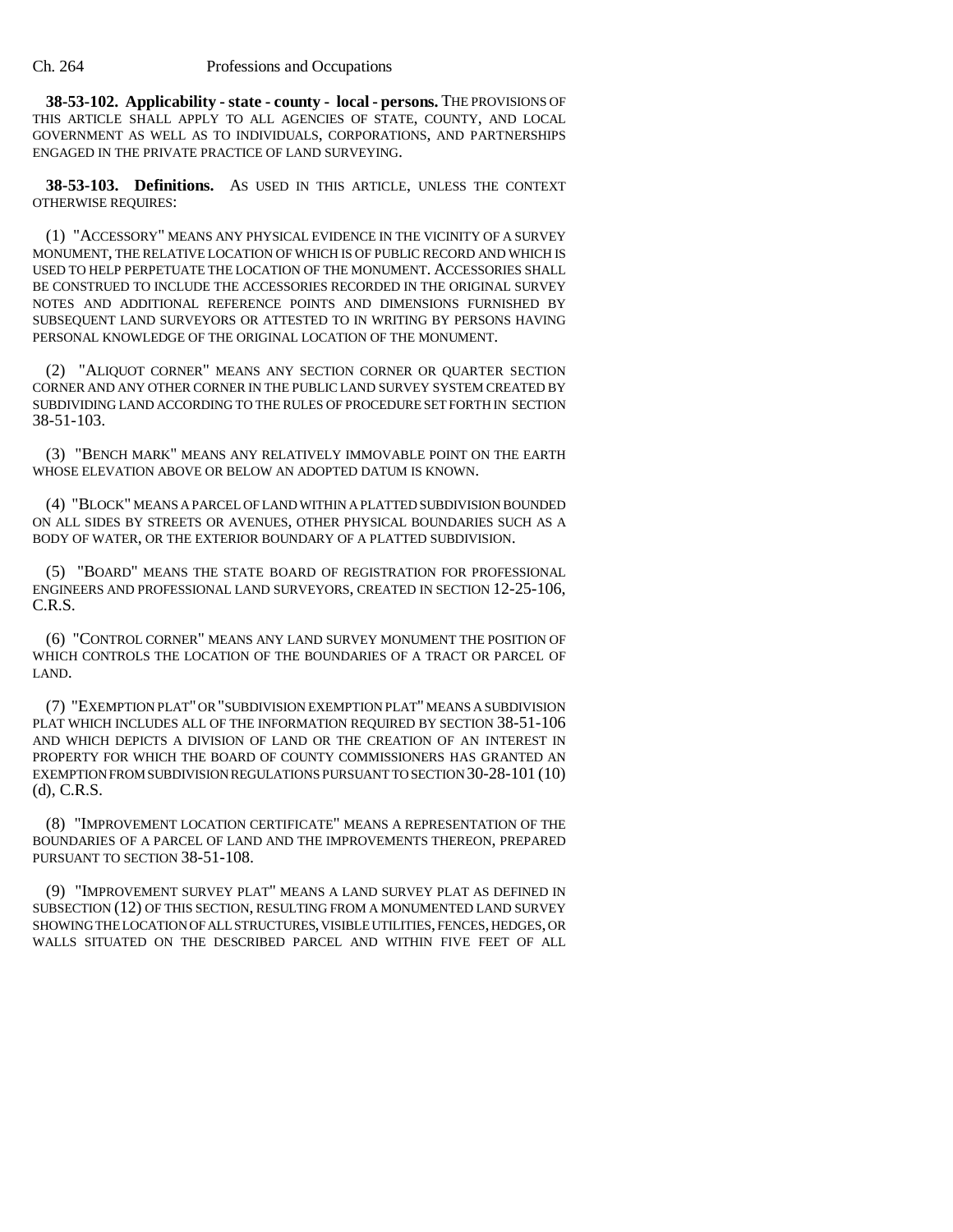**38-53-102. Applicability - state - county - local - persons.** THE PROVISIONS OF THIS ARTICLE SHALL APPLY TO ALL AGENCIES OF STATE, COUNTY, AND LOCAL GOVERNMENT AS WELL AS TO INDIVIDUALS, CORPORATIONS, AND PARTNERSHIPS ENGAGED IN THE PRIVATE PRACTICE OF LAND SURVEYING.

**38-53-103. Definitions.** AS USED IN THIS ARTICLE, UNLESS THE CONTEXT OTHERWISE REQUIRES:

(1) "ACCESSORY" MEANS ANY PHYSICAL EVIDENCE IN THE VICINITY OF A SURVEY MONUMENT, THE RELATIVE LOCATION OF WHICH IS OF PUBLIC RECORD AND WHICH IS USED TO HELP PERPETUATE THE LOCATION OF THE MONUMENT. ACCESSORIES SHALL BE CONSTRUED TO INCLUDE THE ACCESSORIES RECORDED IN THE ORIGINAL SURVEY NOTES AND ADDITIONAL REFERENCE POINTS AND DIMENSIONS FURNISHED BY SUBSEQUENT LAND SURVEYORS OR ATTESTED TO IN WRITING BY PERSONS HAVING PERSONAL KNOWLEDGE OF THE ORIGINAL LOCATION OF THE MONUMENT.

(2) "ALIQUOT CORNER" MEANS ANY SECTION CORNER OR QUARTER SECTION CORNER AND ANY OTHER CORNER IN THE PUBLIC LAND SURVEY SYSTEM CREATED BY SUBDIVIDING LAND ACCORDING TO THE RULES OF PROCEDURE SET FORTH IN SECTION 38-51-103.

(3) "BENCH MARK" MEANS ANY RELATIVELY IMMOVABLE POINT ON THE EARTH WHOSE ELEVATION ABOVE OR BELOW AN ADOPTED DATUM IS KNOWN.

(4) "BLOCK" MEANS A PARCEL OF LAND WITHIN A PLATTED SUBDIVISION BOUNDED ON ALL SIDES BY STREETS OR AVENUES, OTHER PHYSICAL BOUNDARIES SUCH AS A BODY OF WATER, OR THE EXTERIOR BOUNDARY OF A PLATTED SUBDIVISION.

(5) "BOARD" MEANS THE STATE BOARD OF REGISTRATION FOR PROFESSIONAL ENGINEERS AND PROFESSIONAL LAND SURVEYORS, CREATED IN SECTION 12-25-106, C.R.S.

(6) "CONTROL CORNER" MEANS ANY LAND SURVEY MONUMENT THE POSITION OF WHICH CONTROLS THE LOCATION OF THE BOUNDARIES OF A TRACT OR PARCEL OF LAND.

(7) "EXEMPTION PLAT" OR "SUBDIVISION EXEMPTION PLAT" MEANS A SUBDIVISION PLAT WHICH INCLUDES ALL OF THE INFORMATION REQUIRED BY SECTION 38-51-106 AND WHICH DEPICTS A DIVISION OF LAND OR THE CREATION OF AN INTEREST IN PROPERTY FOR WHICH THE BOARD OF COUNTY COMMISSIONERS HAS GRANTED AN EXEMPTION FROM SUBDIVISION REGULATIONS PURSUANT TO SECTION 30-28-101 (10) (d), C.R.S.

(8) "IMPROVEMENT LOCATION CERTIFICATE" MEANS A REPRESENTATION OF THE BOUNDARIES OF A PARCEL OF LAND AND THE IMPROVEMENTS THEREON, PREPARED PURSUANT TO SECTION 38-51-108.

(9) "IMPROVEMENT SURVEY PLAT" MEANS A LAND SURVEY PLAT AS DEFINED IN SUBSECTION (12) OF THIS SECTION, RESULTING FROM A MONUMENTED LAND SURVEY SHOWING THE LOCATION OF ALL STRUCTURES, VISIBLE UTILITIES, FENCES, HEDGES, OR WALLS SITUATED ON THE DESCRIBED PARCEL AND WITHIN FIVE FEET OF ALL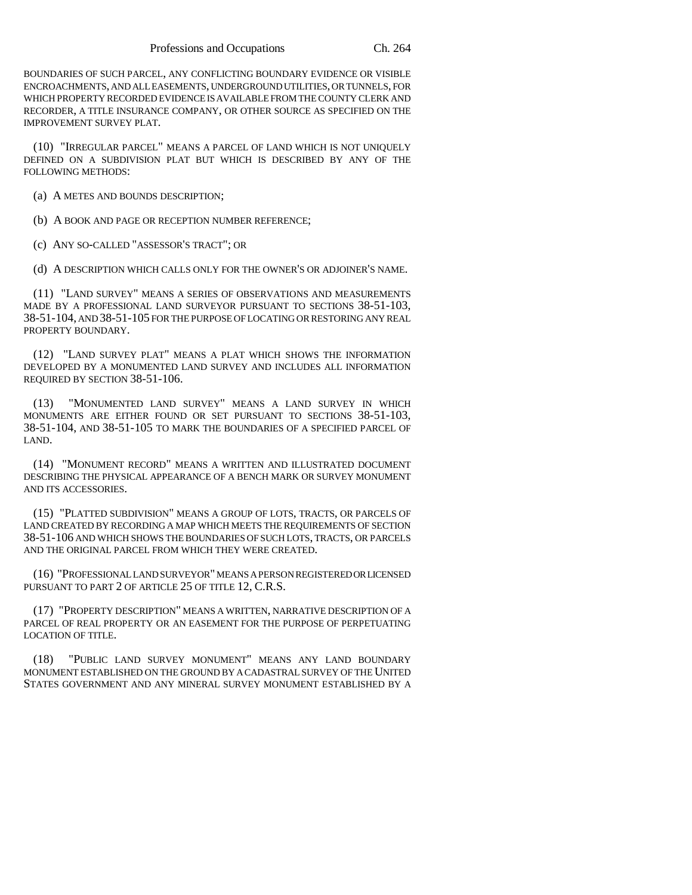BOUNDARIES OF SUCH PARCEL, ANY CONFLICTING BOUNDARY EVIDENCE OR VISIBLE ENCROACHMENTS, AND ALL EASEMENTS, UNDERGROUND UTILITIES, OR TUNNELS, FOR WHICH PROPERTY RECORDED EVIDENCE IS AVAILABLE FROM THE COUNTY CLERK AND RECORDER, A TITLE INSURANCE COMPANY, OR OTHER SOURCE AS SPECIFIED ON THE IMPROVEMENT SURVEY PLAT.

(10) "IRREGULAR PARCEL" MEANS A PARCEL OF LAND WHICH IS NOT UNIQUELY DEFINED ON A SUBDIVISION PLAT BUT WHICH IS DESCRIBED BY ANY OF THE FOLLOWING METHODS:

(a) A METES AND BOUNDS DESCRIPTION;

(b) A BOOK AND PAGE OR RECEPTION NUMBER REFERENCE;

(c) ANY SO-CALLED "ASSESSOR'S TRACT"; OR

(d) A DESCRIPTION WHICH CALLS ONLY FOR THE OWNER'S OR ADJOINER'S NAME.

(11) "LAND SURVEY" MEANS A SERIES OF OBSERVATIONS AND MEASUREMENTS MADE BY A PROFESSIONAL LAND SURVEYOR PURSUANT TO SECTIONS 38-51-103, 38-51-104, AND 38-51-105 FOR THE PURPOSE OF LOCATING OR RESTORING ANY REAL PROPERTY BOUNDARY.

(12) "LAND SURVEY PLAT" MEANS A PLAT WHICH SHOWS THE INFORMATION DEVELOPED BY A MONUMENTED LAND SURVEY AND INCLUDES ALL INFORMATION REQUIRED BY SECTION 38-51-106.

(13) "MONUMENTED LAND SURVEY" MEANS A LAND SURVEY IN WHICH MONUMENTS ARE EITHER FOUND OR SET PURSUANT TO SECTIONS 38-51-103, 38-51-104, AND 38-51-105 TO MARK THE BOUNDARIES OF A SPECIFIED PARCEL OF LAND.

(14) "MONUMENT RECORD" MEANS A WRITTEN AND ILLUSTRATED DOCUMENT DESCRIBING THE PHYSICAL APPEARANCE OF A BENCH MARK OR SURVEY MONUMENT AND ITS ACCESSORIES.

(15) "PLATTED SUBDIVISION" MEANS A GROUP OF LOTS, TRACTS, OR PARCELS OF LAND CREATED BY RECORDING A MAP WHICH MEETS THE REQUIREMENTS OF SECTION 38-51-106 AND WHICH SHOWS THE BOUNDARIES OF SUCH LOTS, TRACTS, OR PARCELS AND THE ORIGINAL PARCEL FROM WHICH THEY WERE CREATED.

(16) "PROFESSIONAL LAND SURVEYOR" MEANS A PERSON REGISTERED OR LICENSED PURSUANT TO PART 2 OF ARTICLE 25 OF TITLE 12, C.R.S.

(17) "PROPERTY DESCRIPTION" MEANS A WRITTEN, NARRATIVE DESCRIPTION OF A PARCEL OF REAL PROPERTY OR AN EASEMENT FOR THE PURPOSE OF PERPETUATING LOCATION OF TITLE.

(18) "PUBLIC LAND SURVEY MONUMENT" MEANS ANY LAND BOUNDARY MONUMENT ESTABLISHED ON THE GROUND BY A CADASTRAL SURVEY OF THE UNITED STATES GOVERNMENT AND ANY MINERAL SURVEY MONUMENT ESTABLISHED BY A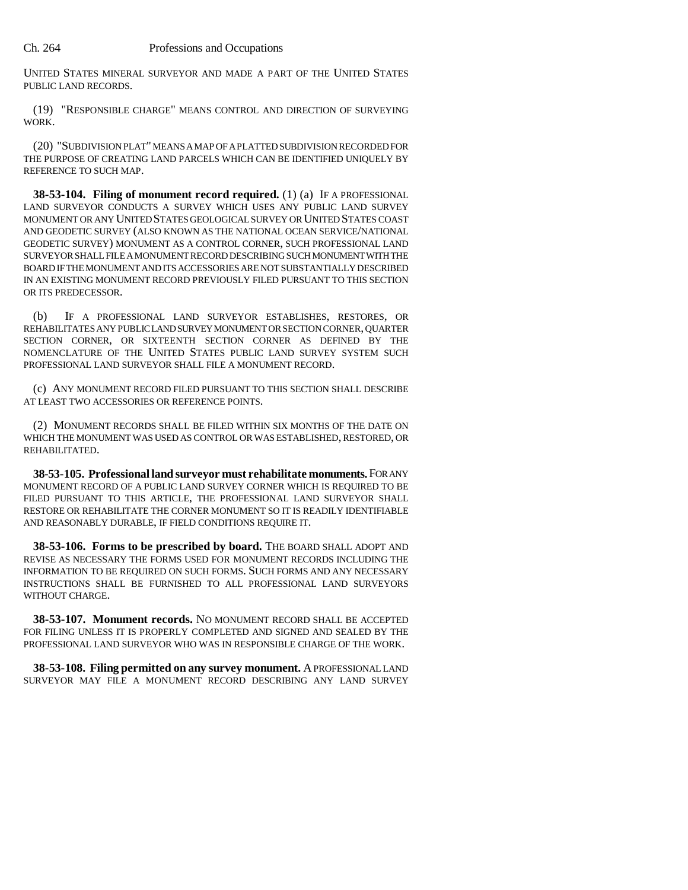UNITED STATES MINERAL SURVEYOR AND MADE A PART OF THE UNITED STATES PUBLIC LAND RECORDS.

(19) "RESPONSIBLE CHARGE" MEANS CONTROL AND DIRECTION OF SURVEYING WORK.

(20) "SUBDIVISION PLAT" MEANS A MAP OF A PLATTED SUBDIVISION RECORDED FOR THE PURPOSE OF CREATING LAND PARCELS WHICH CAN BE IDENTIFIED UNIQUELY BY REFERENCE TO SUCH MAP.

**38-53-104. Filing of monument record required.** (1) (a) IF A PROFESSIONAL LAND SURVEYOR CONDUCTS A SURVEY WHICH USES ANY PUBLIC LAND SURVEY MONUMENT OR ANY UNITED STATES GEOLOGICAL SURVEY OR UNITED STATES COAST AND GEODETIC SURVEY (ALSO KNOWN AS THE NATIONAL OCEAN SERVICE/NATIONAL GEODETIC SURVEY) MONUMENT AS A CONTROL CORNER, SUCH PROFESSIONAL LAND SURVEYOR SHALL FILE A MONUMENT RECORD DESCRIBING SUCH MONUMENT WITH THE BOARD IF THE MONUMENT AND ITS ACCESSORIES ARE NOT SUBSTANTIALLY DESCRIBED IN AN EXISTING MONUMENT RECORD PREVIOUSLY FILED PURSUANT TO THIS SECTION OR ITS PREDECESSOR.

(b) IF A PROFESSIONAL LAND SURVEYOR ESTABLISHES, RESTORES, OR REHABILITATES ANY PUBLIC LAND SURVEY MONUMENT OR SECTION CORNER, QUARTER SECTION CORNER, OR SIXTEENTH SECTION CORNER AS DEFINED BY THE NOMENCLATURE OF THE UNITED STATES PUBLIC LAND SURVEY SYSTEM SUCH PROFESSIONAL LAND SURVEYOR SHALL FILE A MONUMENT RECORD.

(c) ANY MONUMENT RECORD FILED PURSUANT TO THIS SECTION SHALL DESCRIBE AT LEAST TWO ACCESSORIES OR REFERENCE POINTS.

(2) MONUMENT RECORDS SHALL BE FILED WITHIN SIX MONTHS OF THE DATE ON WHICH THE MONUMENT WAS USED AS CONTROL OR WAS ESTABLISHED, RESTORED, OR REHABILITATED.

**38-53-105. Professional land surveyor must rehabilitate monuments.** FOR ANY MONUMENT RECORD OF A PUBLIC LAND SURVEY CORNER WHICH IS REQUIRED TO BE FILED PURSUANT TO THIS ARTICLE, THE PROFESSIONAL LAND SURVEYOR SHALL RESTORE OR REHABILITATE THE CORNER MONUMENT SO IT IS READILY IDENTIFIABLE AND REASONABLY DURABLE, IF FIELD CONDITIONS REQUIRE IT.

**38-53-106. Forms to be prescribed by board.** THE BOARD SHALL ADOPT AND REVISE AS NECESSARY THE FORMS USED FOR MONUMENT RECORDS INCLUDING THE INFORMATION TO BE REQUIRED ON SUCH FORMS. SUCH FORMS AND ANY NECESSARY INSTRUCTIONS SHALL BE FURNISHED TO ALL PROFESSIONAL LAND SURVEYORS WITHOUT CHARGE.

**38-53-107. Monument records.** NO MONUMENT RECORD SHALL BE ACCEPTED FOR FILING UNLESS IT IS PROPERLY COMPLETED AND SIGNED AND SEALED BY THE PROFESSIONAL LAND SURVEYOR WHO WAS IN RESPONSIBLE CHARGE OF THE WORK.

**38-53-108. Filing permitted on any survey monument.** A PROFESSIONAL LAND SURVEYOR MAY FILE A MONUMENT RECORD DESCRIBING ANY LAND SURVEY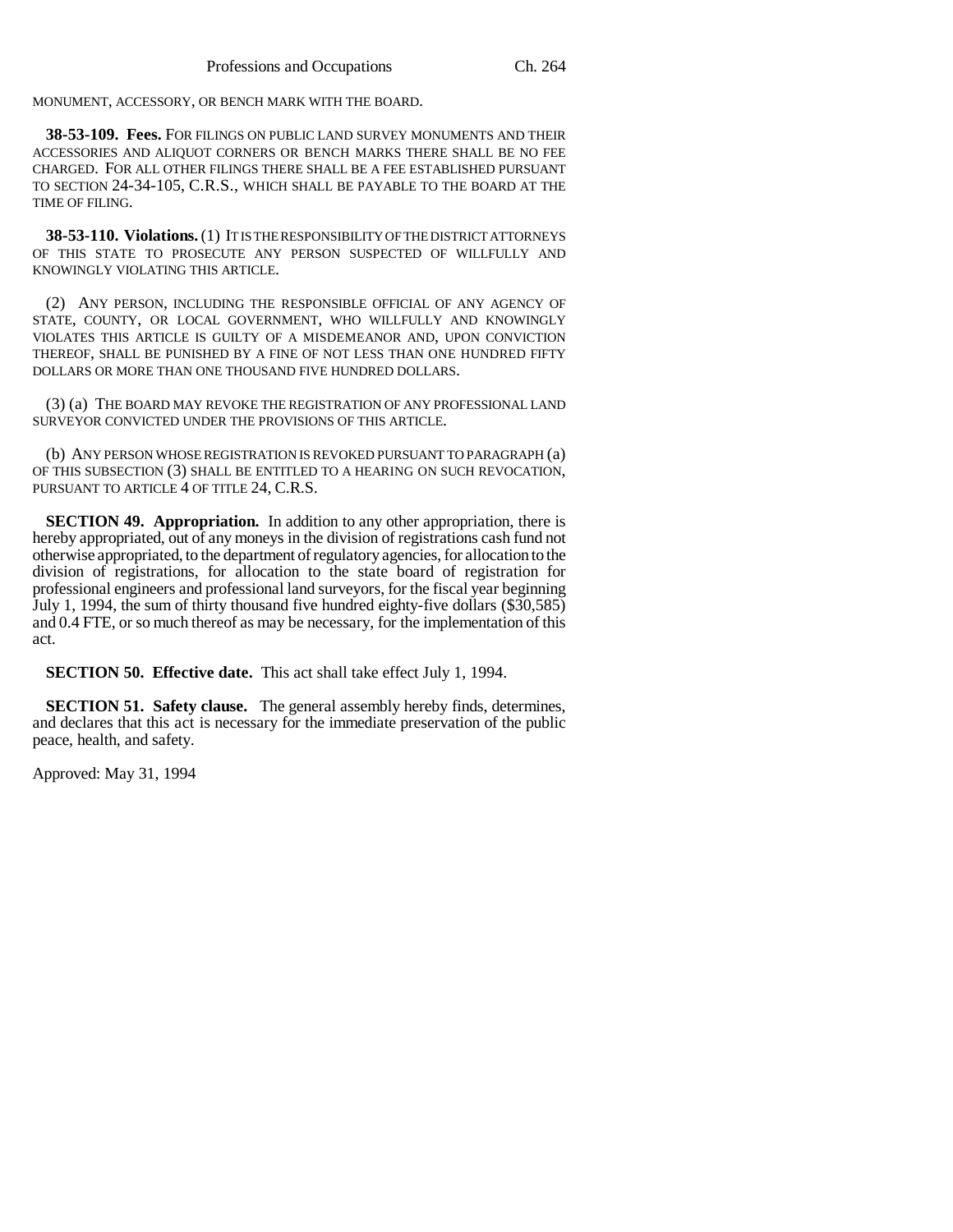MONUMENT, ACCESSORY, OR BENCH MARK WITH THE BOARD.

**38-53-109. Fees.** FOR FILINGS ON PUBLIC LAND SURVEY MONUMENTS AND THEIR ACCESSORIES AND ALIQUOT CORNERS OR BENCH MARKS THERE SHALL BE NO FEE CHARGED. FOR ALL OTHER FILINGS THERE SHALL BE A FEE ESTABLISHED PURSUANT TO SECTION 24-34-105, C.R.S., WHICH SHALL BE PAYABLE TO THE BOARD AT THE TIME OF FILING.

**38-53-110. Violations.** (1) IT IS THE RESPONSIBILITY OF THE DISTRICT ATTORNEYS OF THIS STATE TO PROSECUTE ANY PERSON SUSPECTED OF WILLFULLY AND KNOWINGLY VIOLATING THIS ARTICLE.

(2) ANY PERSON, INCLUDING THE RESPONSIBLE OFFICIAL OF ANY AGENCY OF STATE, COUNTY, OR LOCAL GOVERNMENT, WHO WILLFULLY AND KNOWINGLY VIOLATES THIS ARTICLE IS GUILTY OF A MISDEMEANOR AND, UPON CONVICTION THEREOF, SHALL BE PUNISHED BY A FINE OF NOT LESS THAN ONE HUNDRED FIFTY DOLLARS OR MORE THAN ONE THOUSAND FIVE HUNDRED DOLLARS.

(3) (a) THE BOARD MAY REVOKE THE REGISTRATION OF ANY PROFESSIONAL LAND SURVEYOR CONVICTED UNDER THE PROVISIONS OF THIS ARTICLE.

(b) ANY PERSON WHOSE REGISTRATION IS REVOKED PURSUANT TO PARAGRAPH (a) OF THIS SUBSECTION (3) SHALL BE ENTITLED TO A HEARING ON SUCH REVOCATION, PURSUANT TO ARTICLE 4 OF TITLE 24, C.R.S.

**SECTION 49. Appropriation.** In addition to any other appropriation, there is hereby appropriated, out of any moneys in the division of registrations cash fund not otherwise appropriated, to the department of regulatory agencies, for allocation to the division of registrations, for allocation to the state board of registration for professional engineers and professional land surveyors, for the fiscal year beginning July 1, 1994, the sum of thirty thousand five hundred eighty-five dollars ($30,585) and 0.4 FTE, or so much thereof as may be necessary, for the implementation of this act.

**SECTION 50. Effective date.** This act shall take effect July 1, 1994.

**SECTION 51. Safety clause.** The general assembly hereby finds, determines, and declares that this act is necessary for the immediate preservation of the public peace, health, and safety.

Approved: May 31, 1994